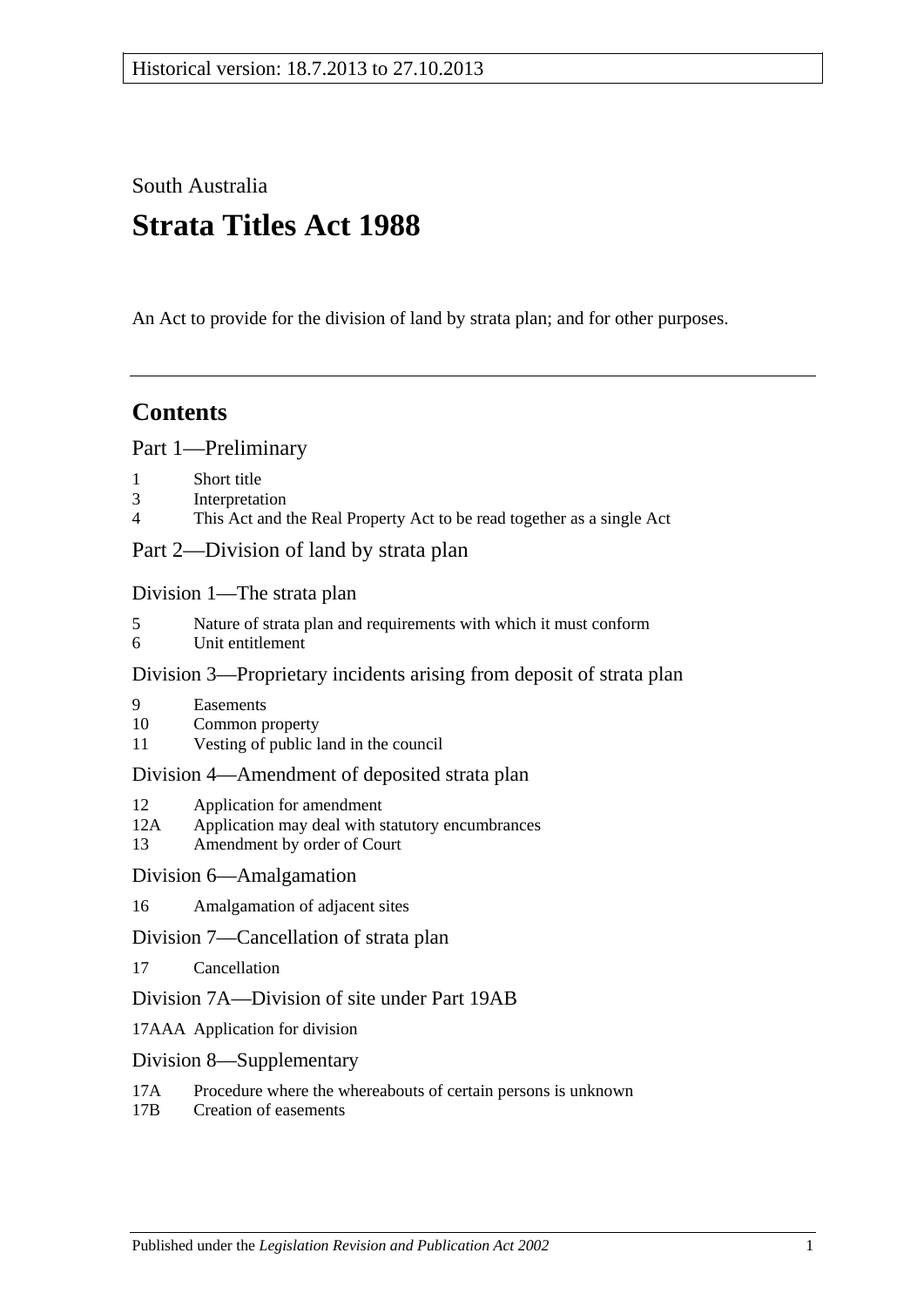Historical version: 18.7.2013 to 27.10.2013

South Australia

# Strata Titles Act 1988

An Act to provide for the division of land by strata plan; and for other purposes.

## Contents

Part 1—Preliminary

1 Short title
3 Interpretation
4 This Act and the Real Property Act to be read together as a single Act

Part 2—Division of land by strata plan

Division 1—The strata plan

5 Nature of strata plan and requirements with which it must conform
6 Unit entitlement

Division 3—Proprietary incidents arising from deposit of strata plan

9 Easements
10 Common property
11 Vesting of public land in the council

Division 4—Amendment of deposited strata plan

12 Application for amendment
12A Application may deal with statutory encumbrances
13 Amendment by order of Court

Division 6—Amalgamation

16 Amalgamation of adjacent sites

Division 7—Cancellation of strata plan

17 Cancellation

Division 7A—Division of site under Part 19AB

17AAA Application for division

Division 8—Supplementary

17A Procedure where the whereabouts of certain persons is unknown
17B Creation of easements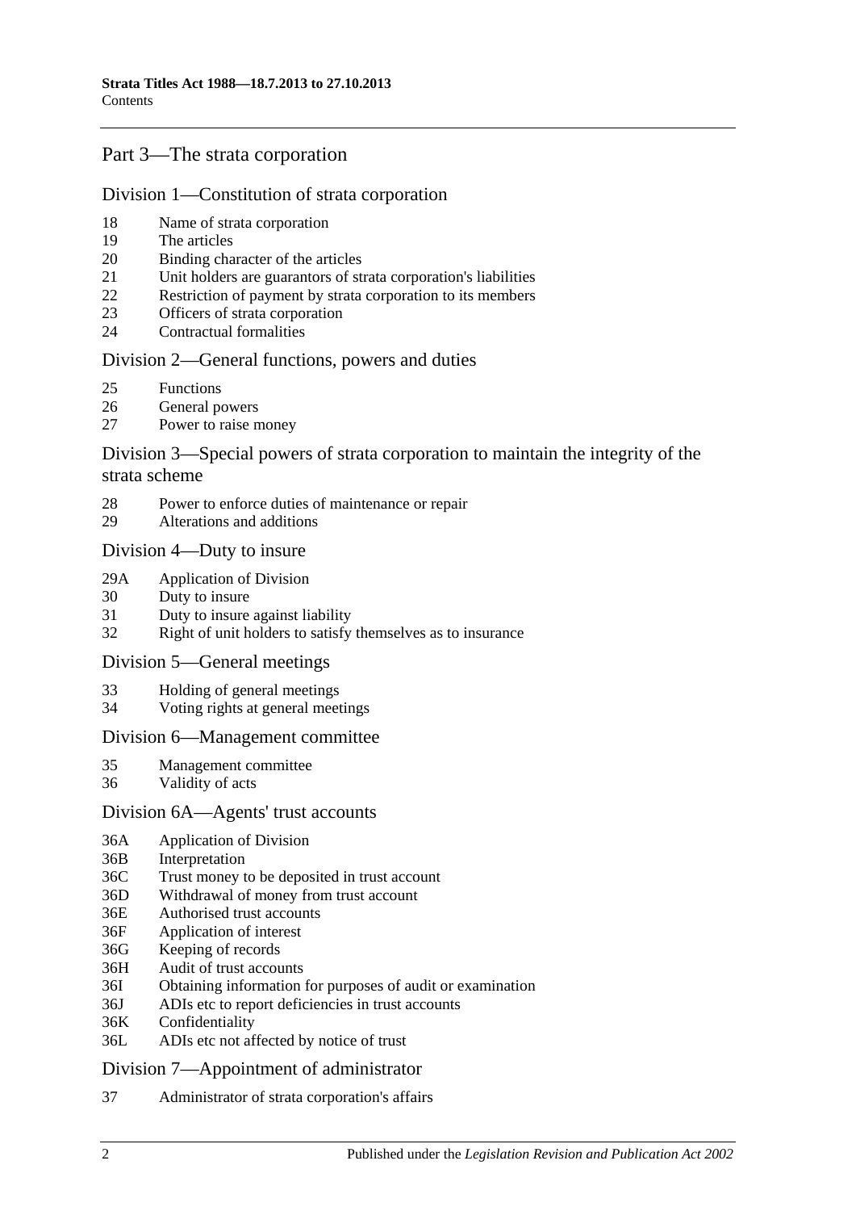## Part 3—The strata corporation

### Division 1—Constitution of strata corporation

18 Name of strata corporation
19 The articles
20 Binding character of the articles
21 Unit holders are guarantors of strata corporation's liabilities
22 Restriction of payment by strata corporation to its members
23 Officers of strata corporation
24 Contractual formalities

### Division 2—General functions, powers and duties

25 Functions
26 General powers
27 Power to raise money

### Division 3—Special powers of strata corporation to maintain the integrity of the strata scheme

28 Power to enforce duties of maintenance or repair
29 Alterations and additions

### Division 4—Duty to insure

29A Application of Division
30 Duty to insure
31 Duty to insure against liability
32 Right of unit holders to satisfy themselves as to insurance

### Division 5—General meetings

33 Holding of general meetings
34 Voting rights at general meetings

### Division 6—Management committee

35 Management committee
36 Validity of acts

### Division 6A—Agents' trust accounts

36A Application of Division
36B Interpretation
36C Trust money to be deposited in trust account
36D Withdrawal of money from trust account
36E Authorised trust accounts
36F Application of interest
36G Keeping of records
36H Audit of trust accounts
36I Obtaining information for purposes of audit or examination
36J ADIs etc to report deficiencies in trust accounts
36K Confidentiality
36L ADIs etc not affected by notice of trust

### Division 7—Appointment of administrator

37 Administrator of strata corporation's affairs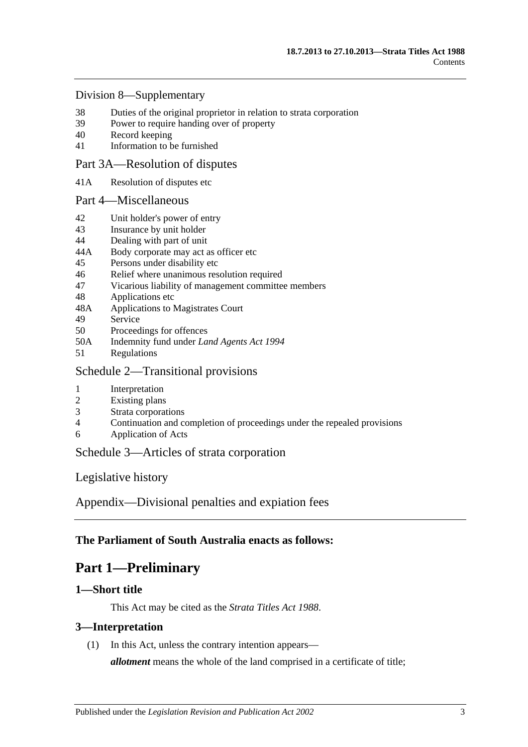Division 8—Supplementary

38 Duties of the original proprietor in relation to strata corporation
39 Power to require handing over of property
40 Record keeping
41 Information to be furnished

Part 3A—Resolution of disputes

41A Resolution of disputes etc

Part 4—Miscellaneous

42 Unit holder's power of entry
43 Insurance by unit holder
44 Dealing with part of unit
44A Body corporate may act as officer etc
45 Persons under disability etc
46 Relief where unanimous resolution required
47 Vicarious liability of management committee members
48 Applications etc
48A Applications to Magistrates Court
49 Service
50 Proceedings for offences
50A Indemnity fund under *Land Agents Act 1994*
51 Regulations

Schedule 2—Transitional provisions

1 Interpretation
2 Existing plans
3 Strata corporations
4 Continuation and completion of proceedings under the repealed provisions
6 Application of Acts

Schedule 3—Articles of strata corporation

Legislative history

Appendix—Divisional penalties and expiation fees

**The Parliament of South Australia enacts as follows:**

# Part 1—Preliminary

## 1—Short title

This Act may be cited as the *Strata Titles Act 1988*.

## 3—Interpretation

(1) In this Act, unless the contrary intention appears—

***allotment*** means the whole of the land comprised in a certificate of title;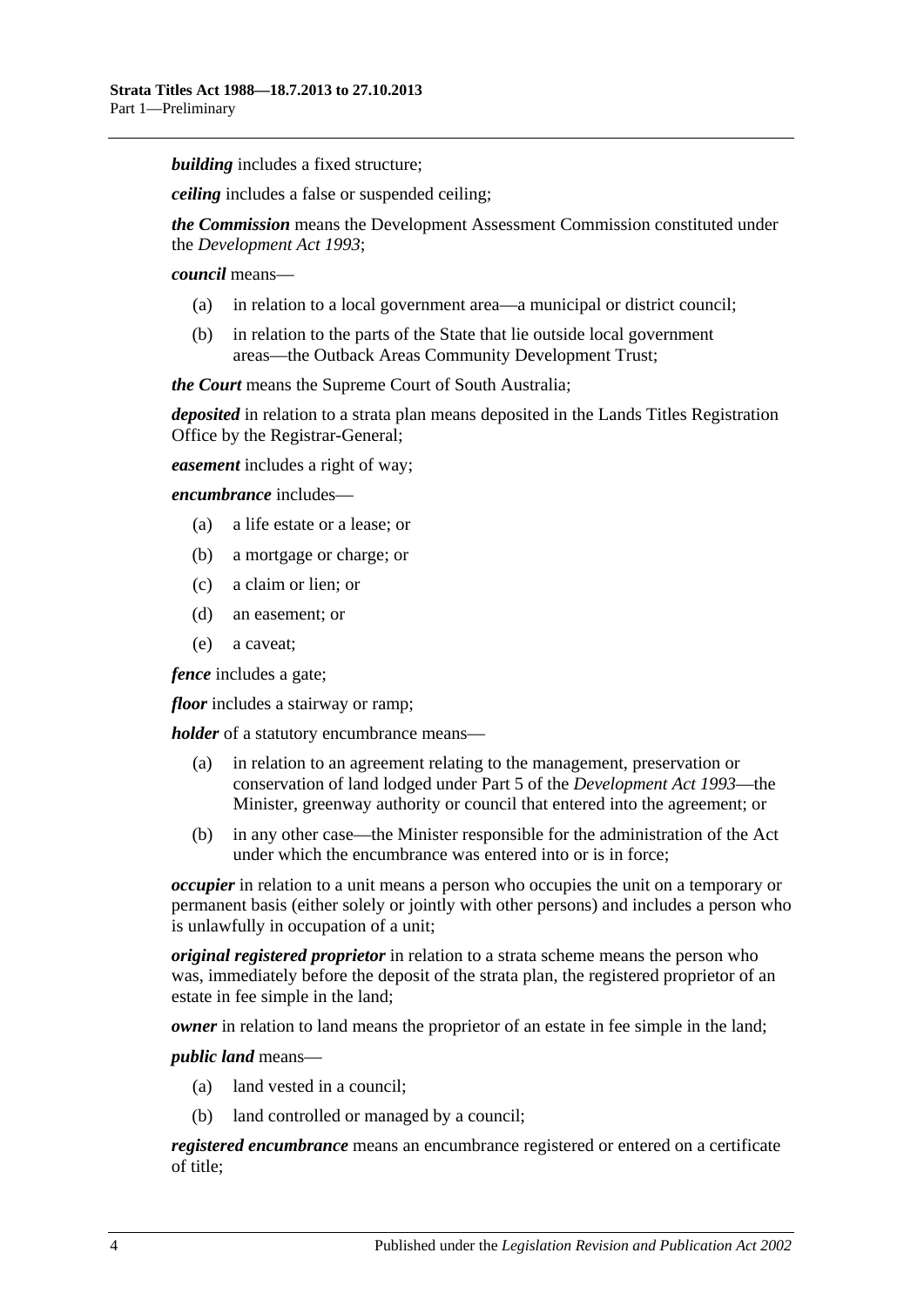***building*** includes a fixed structure;

***ceiling*** includes a false or suspended ceiling;

***the Commission*** means the Development Assessment Commission constituted under the *Development Act 1993*;

***council*** means—

- (a) in relation to a local government area—a municipal or district council;
- (b) in relation to the parts of the State that lie outside local government areas—the Outback Areas Community Development Trust;

***the Court*** means the Supreme Court of South Australia;

***deposited*** in relation to a strata plan means deposited in the Lands Titles Registration Office by the Registrar-General;

***easement*** includes a right of way;

***encumbrance*** includes—

- (a) a life estate or a lease; or
- (b) a mortgage or charge; or
- (c) a claim or lien; or
- (d) an easement; or
- (e) a caveat;

***fence*** includes a gate;

***floor*** includes a stairway or ramp;

***holder*** of a statutory encumbrance means—

- (a) in relation to an agreement relating to the management, preservation or conservation of land lodged under Part 5 of the *Development Act 1993*—the Minister, greenway authority or council that entered into the agreement; or
- (b) in any other case—the Minister responsible for the administration of the Act under which the encumbrance was entered into or is in force;

***occupier*** in relation to a unit means a person who occupies the unit on a temporary or permanent basis (either solely or jointly with other persons) and includes a person who is unlawfully in occupation of a unit;

***original registered proprietor*** in relation to a strata scheme means the person who was, immediately before the deposit of the strata plan, the registered proprietor of an estate in fee simple in the land;

***owner*** in relation to land means the proprietor of an estate in fee simple in the land;

***public land*** means—

- (a) land vested in a council;
- (b) land controlled or managed by a council;

***registered encumbrance*** means an encumbrance registered or entered on a certificate of title;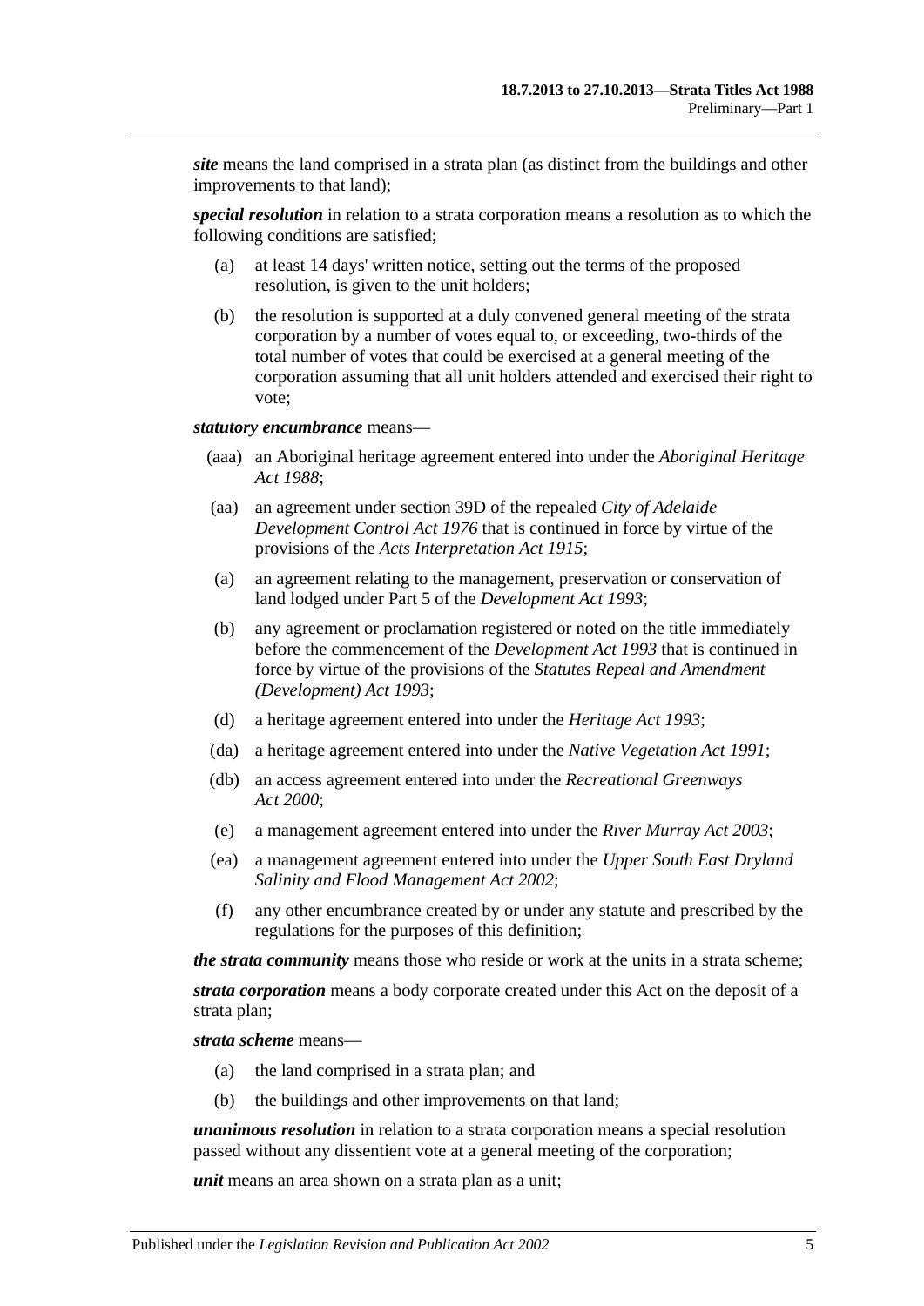***site*** means the land comprised in a strata plan (as distinct from the buildings and other improvements to that land);

***special resolution*** in relation to a strata corporation means a resolution as to which the following conditions are satisfied;

(a) at least 14 days' written notice, setting out the terms of the proposed resolution, is given to the unit holders;

(b) the resolution is supported at a duly convened general meeting of the strata corporation by a number of votes equal to, or exceeding, two-thirds of the total number of votes that could be exercised at a general meeting of the corporation assuming that all unit holders attended and exercised their right to vote;

***statutory encumbrance*** means—

(aaa) an Aboriginal heritage agreement entered into under the *Aboriginal Heritage Act 1988*;

(aa) an agreement under section 39D of the repealed *City of Adelaide Development Control Act 1976* that is continued in force by virtue of the provisions of the *Acts Interpretation Act 1915*;

(a) an agreement relating to the management, preservation or conservation of land lodged under Part 5 of the *Development Act 1993*;

(b) any agreement or proclamation registered or noted on the title immediately before the commencement of the *Development Act 1993* that is continued in force by virtue of the provisions of the *Statutes Repeal and Amendment (Development) Act 1993*;

(d) a heritage agreement entered into under the *Heritage Act 1993*;

(da) a heritage agreement entered into under the *Native Vegetation Act 1991*;

(db) an access agreement entered into under the *Recreational Greenways Act 2000*;

(e) a management agreement entered into under the *River Murray Act 2003*;

(ea) a management agreement entered into under the *Upper South East Dryland Salinity and Flood Management Act 2002*;

(f) any other encumbrance created by or under any statute and prescribed by the regulations for the purposes of this definition;

***the strata community*** means those who reside or work at the units in a strata scheme;

***strata corporation*** means a body corporate created under this Act on the deposit of a strata plan;

***strata scheme*** means—

(a) the land comprised in a strata plan; and

(b) the buildings and other improvements on that land;

***unanimous resolution*** in relation to a strata corporation means a special resolution passed without any dissentient vote at a general meeting of the corporation;

***unit*** means an area shown on a strata plan as a unit;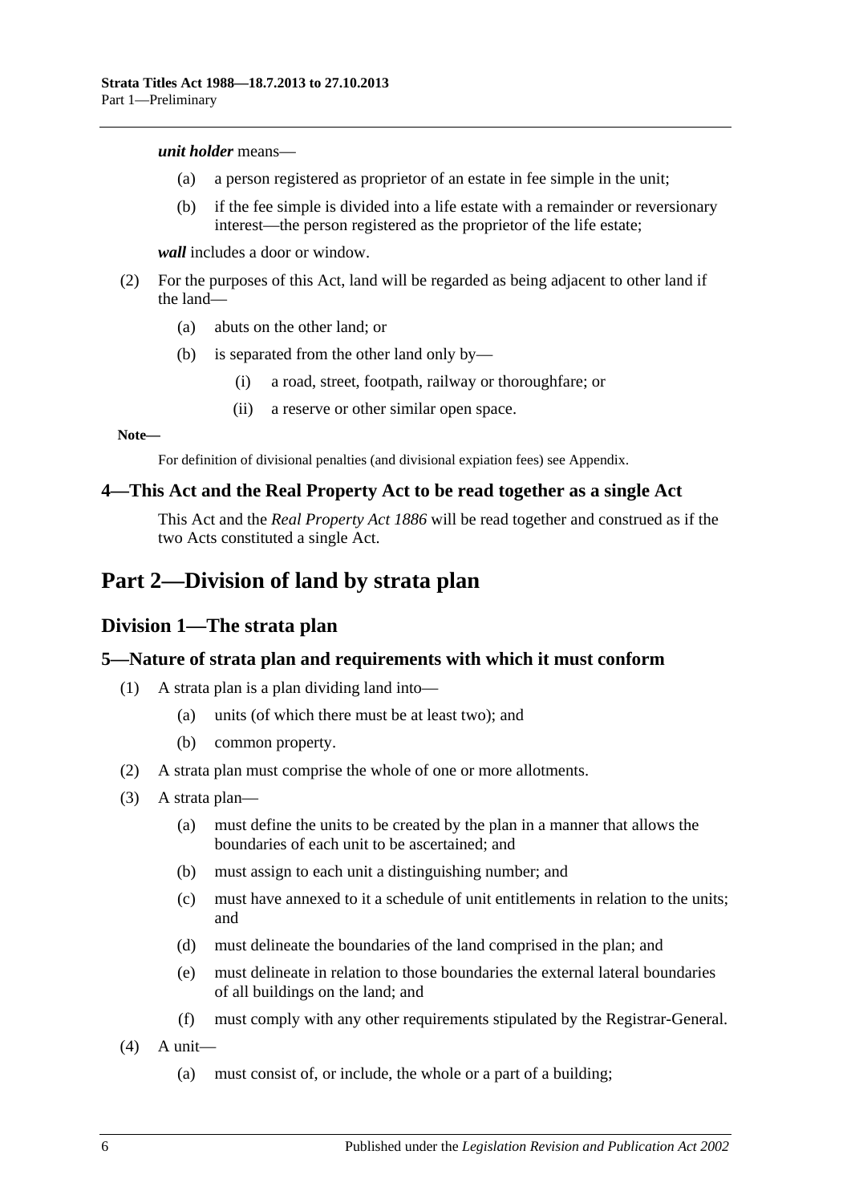***unit holder*** means—

(a) a person registered as proprietor of an estate in fee simple in the unit;

(b) if the fee simple is divided into a life estate with a remainder or reversionary interest—the person registered as the proprietor of the life estate;

***wall*** includes a door or window.

(2) For the purposes of this Act, land will be regarded as being adjacent to other land if the land—

(a) abuts on the other land; or

(b) is separated from the other land only by—

(i) a road, street, footpath, railway or thoroughfare; or

(ii) a reserve or other similar open space.

**Note—**

For definition of divisional penalties (and divisional expiation fees) see Appendix.

### 4—This Act and the Real Property Act to be read together as a single Act

This Act and the *Real Property Act 1886* will be read together and construed as if the two Acts constituted a single Act.

# Part 2—Division of land by strata plan

## Division 1—The strata plan

### 5—Nature of strata plan and requirements with which it must conform

(1) A strata plan is a plan dividing land into—

(a) units (of which there must be at least two); and

(b) common property.

(2) A strata plan must comprise the whole of one or more allotments.

(3) A strata plan—

(a) must define the units to be created by the plan in a manner that allows the boundaries of each unit to be ascertained; and

(b) must assign to each unit a distinguishing number; and

(c) must have annexed to it a schedule of unit entitlements in relation to the units; and

(d) must delineate the boundaries of the land comprised in the plan; and

(e) must delineate in relation to those boundaries the external lateral boundaries of all buildings on the land; and

(f) must comply with any other requirements stipulated by the Registrar-General.

(4) A unit—

(a) must consist of, or include, the whole or a part of a building;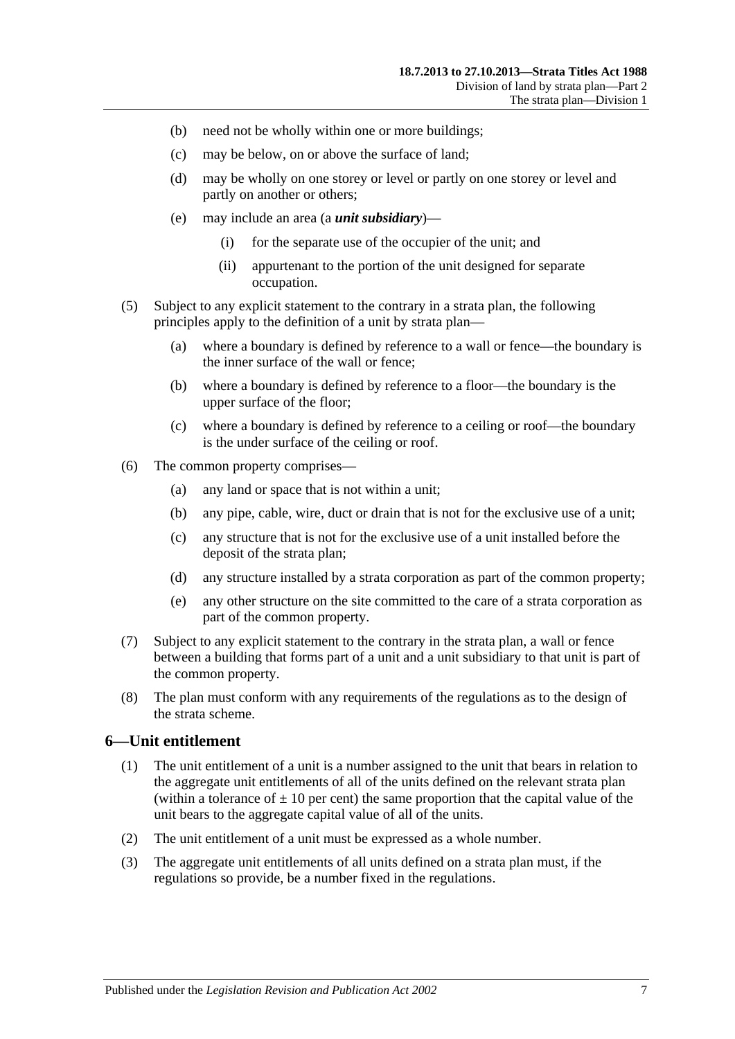(b) need not be wholly within one or more buildings;

(c) may be below, on or above the surface of land;

(d) may be wholly on one storey or level or partly on one storey or level and partly on another or others;

(e) may include an area (a ***unit subsidiary***)—

(i) for the separate use of the occupier of the unit; and

(ii) appurtenant to the portion of the unit designed for separate occupation.

(5) Subject to any explicit statement to the contrary in a strata plan, the following principles apply to the definition of a unit by strata plan—

(a) where a boundary is defined by reference to a wall or fence—the boundary is the inner surface of the wall or fence;

(b) where a boundary is defined by reference to a floor—the boundary is the upper surface of the floor;

(c) where a boundary is defined by reference to a ceiling or roof—the boundary is the under surface of the ceiling or roof.

(6) The common property comprises—

(a) any land or space that is not within a unit;

(b) any pipe, cable, wire, duct or drain that is not for the exclusive use of a unit;

(c) any structure that is not for the exclusive use of a unit installed before the deposit of the strata plan;

(d) any structure installed by a strata corporation as part of the common property;

(e) any other structure on the site committed to the care of a strata corporation as part of the common property.

(7) Subject to any explicit statement to the contrary in the strata plan, a wall or fence between a building that forms part of a unit and a unit subsidiary to that unit is part of the common property.

(8) The plan must conform with any requirements of the regulations as to the design of the strata scheme.

## 6—Unit entitlement

(1) The unit entitlement of a unit is a number assigned to the unit that bears in relation to the aggregate unit entitlements of all of the units defined on the relevant strata plan (within a tolerance of $\pm$ 10 per cent) the same proportion that the capital value of the unit bears to the aggregate capital value of all of the units.

(2) The unit entitlement of a unit must be expressed as a whole number.

(3) The aggregate unit entitlements of all units defined on a strata plan must, if the regulations so provide, be a number fixed in the regulations.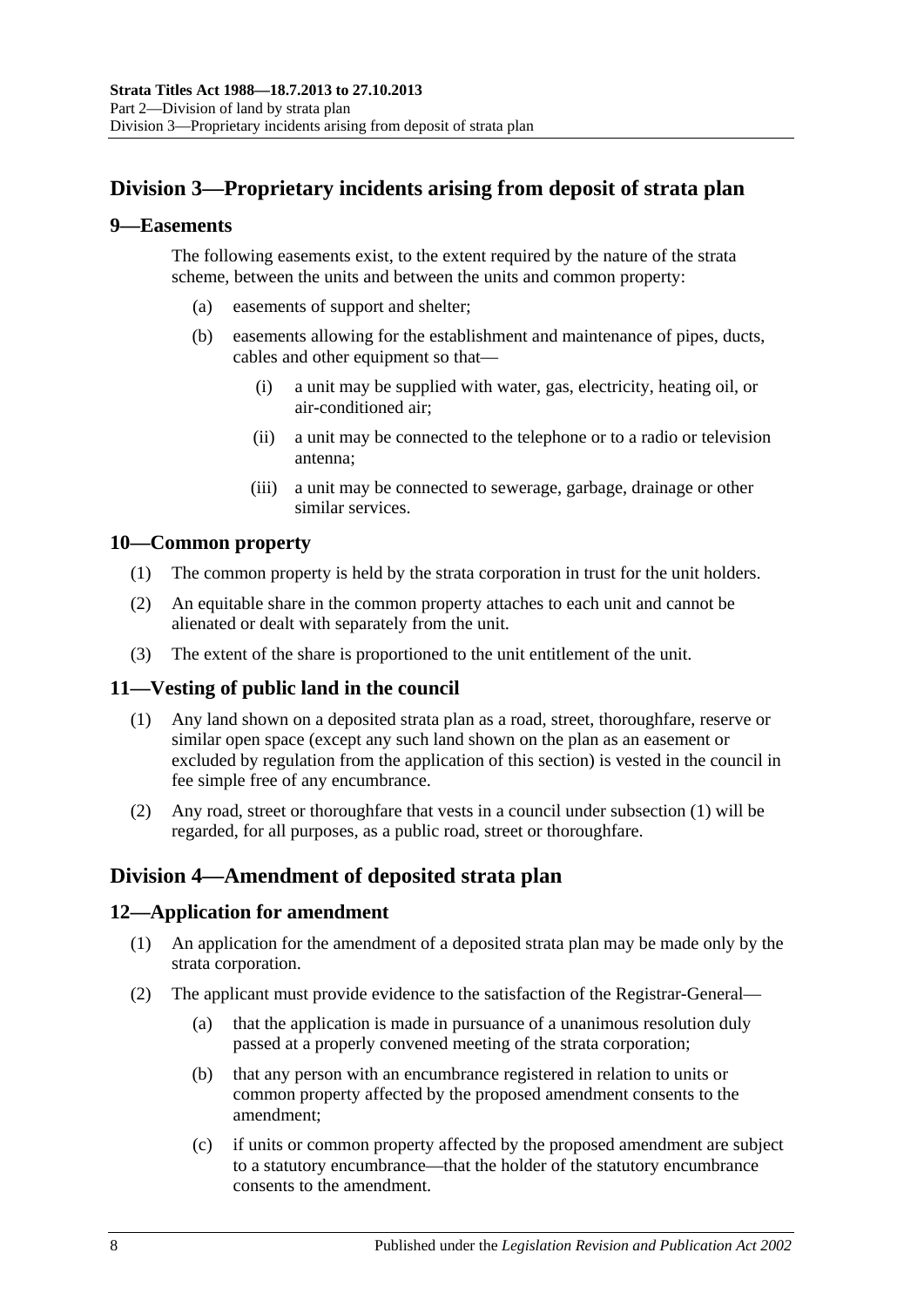## Division 3—Proprietary incidents arising from deposit of strata plan

### 9—Easements

The following easements exist, to the extent required by the nature of the strata scheme, between the units and between the units and common property:

- (a) easements of support and shelter;
- (b) easements allowing for the establishment and maintenance of pipes, ducts, cables and other equipment so that—
  - (i) a unit may be supplied with water, gas, electricity, heating oil, or air-conditioned air;
  - (ii) a unit may be connected to the telephone or to a radio or television antenna;
  - (iii) a unit may be connected to sewerage, garbage, drainage or other similar services.

### 10—Common property

(1) The common property is held by the strata corporation in trust for the unit holders.

(2) An equitable share in the common property attaches to each unit and cannot be alienated or dealt with separately from the unit.

(3) The extent of the share is proportioned to the unit entitlement of the unit.

### 11—Vesting of public land in the council

(1) Any land shown on a deposited strata plan as a road, street, thoroughfare, reserve or similar open space (except any such land shown on the plan as an easement or excluded by regulation from the application of this section) is vested in the council in fee simple free of any encumbrance.

(2) Any road, street or thoroughfare that vests in a council under subsection (1) will be regarded, for all purposes, as a public road, street or thoroughfare.

## Division 4—Amendment of deposited strata plan

### 12—Application for amendment

(1) An application for the amendment of a deposited strata plan may be made only by the strata corporation.

(2) The applicant must provide evidence to the satisfaction of the Registrar-General—

- (a) that the application is made in pursuance of a unanimous resolution duly passed at a properly convened meeting of the strata corporation;
- (b) that any person with an encumbrance registered in relation to units or common property affected by the proposed amendment consents to the amendment;
- (c) if units or common property affected by the proposed amendment are subject to a statutory encumbrance—that the holder of the statutory encumbrance consents to the amendment.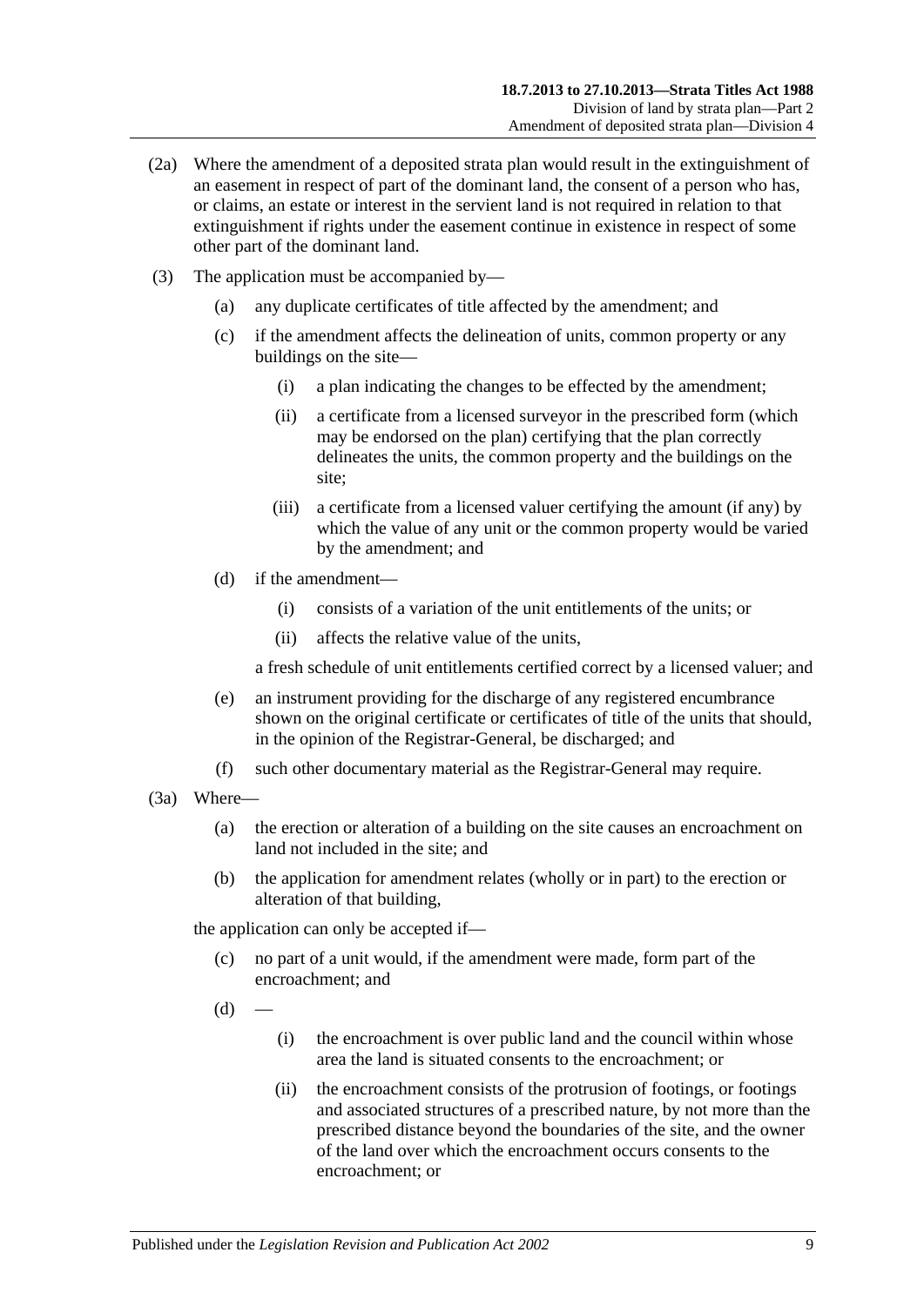(2a) Where the amendment of a deposited strata plan would result in the extinguishment of an easement in respect of part of the dominant land, the consent of a person who has, or claims, an estate or interest in the servient land is not required in relation to that extinguishment if rights under the easement continue in existence in respect of some other part of the dominant land.

(3) The application must be accompanied by—

(a) any duplicate certificates of title affected by the amendment; and

(c) if the amendment affects the delineation of units, common property or any buildings on the site—

(i) a plan indicating the changes to be effected by the amendment;

(ii) a certificate from a licensed surveyor in the prescribed form (which may be endorsed on the plan) certifying that the plan correctly delineates the units, the common property and the buildings on the site;

(iii) a certificate from a licensed valuer certifying the amount (if any) by which the value of any unit or the common property would be varied by the amendment; and

(d) if the amendment—

(i) consists of a variation of the unit entitlements of the units; or

(ii) affects the relative value of the units,

a fresh schedule of unit entitlements certified correct by a licensed valuer; and

(e) an instrument providing for the discharge of any registered encumbrance shown on the original certificate or certificates of title of the units that should, in the opinion of the Registrar-General, be discharged; and

(f) such other documentary material as the Registrar-General may require.

(3a) Where—

(a) the erection or alteration of a building on the site causes an encroachment on land not included in the site; and

(b) the application for amendment relates (wholly or in part) to the erection or alteration of that building,

the application can only be accepted if—

(c) no part of a unit would, if the amendment were made, form part of the encroachment; and

(d) —

(i) the encroachment is over public land and the council within whose area the land is situated consents to the encroachment; or

(ii) the encroachment consists of the protrusion of footings, or footings and associated structures of a prescribed nature, by not more than the prescribed distance beyond the boundaries of the site, and the owner of the land over which the encroachment occurs consents to the encroachment; or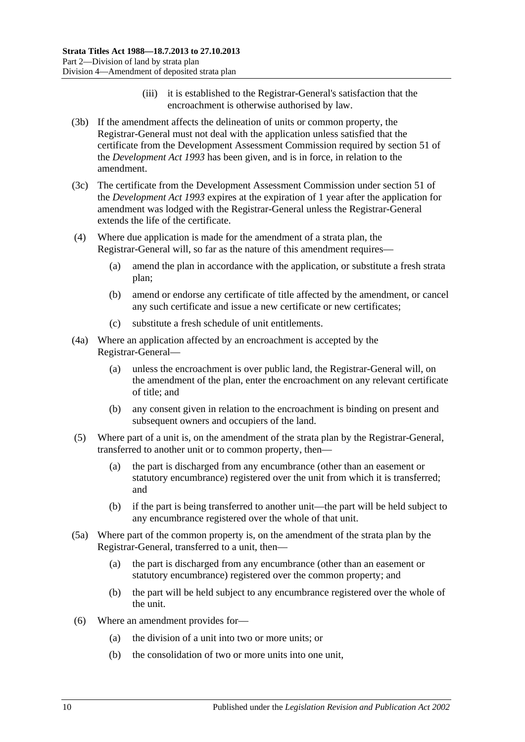(iii) it is established to the Registrar-General's satisfaction that the encroachment is otherwise authorised by law.

(3b) If the amendment affects the delineation of units or common property, the Registrar-General must not deal with the application unless satisfied that the certificate from the Development Assessment Commission required by section 51 of the *Development Act 1993* has been given, and is in force, in relation to the amendment.

(3c) The certificate from the Development Assessment Commission under section 51 of the *Development Act 1993* expires at the expiration of 1 year after the application for amendment was lodged with the Registrar-General unless the Registrar-General extends the life of the certificate.

(4) Where due application is made for the amendment of a strata plan, the Registrar-General will, so far as the nature of this amendment requires—

(a) amend the plan in accordance with the application, or substitute a fresh strata plan;

(b) amend or endorse any certificate of title affected by the amendment, or cancel any such certificate and issue a new certificate or new certificates;

(c) substitute a fresh schedule of unit entitlements.

(4a) Where an application affected by an encroachment is accepted by the Registrar-General—

(a) unless the encroachment is over public land, the Registrar-General will, on the amendment of the plan, enter the encroachment on any relevant certificate of title; and

(b) any consent given in relation to the encroachment is binding on present and subsequent owners and occupiers of the land.

(5) Where part of a unit is, on the amendment of the strata plan by the Registrar-General, transferred to another unit or to common property, then—

(a) the part is discharged from any encumbrance (other than an easement or statutory encumbrance) registered over the unit from which it is transferred; and

(b) if the part is being transferred to another unit—the part will be held subject to any encumbrance registered over the whole of that unit.

(5a) Where part of the common property is, on the amendment of the strata plan by the Registrar-General, transferred to a unit, then—

(a) the part is discharged from any encumbrance (other than an easement or statutory encumbrance) registered over the common property; and

(b) the part will be held subject to any encumbrance registered over the whole of the unit.

(6) Where an amendment provides for—

(a) the division of a unit into two or more units; or

(b) the consolidation of two or more units into one unit,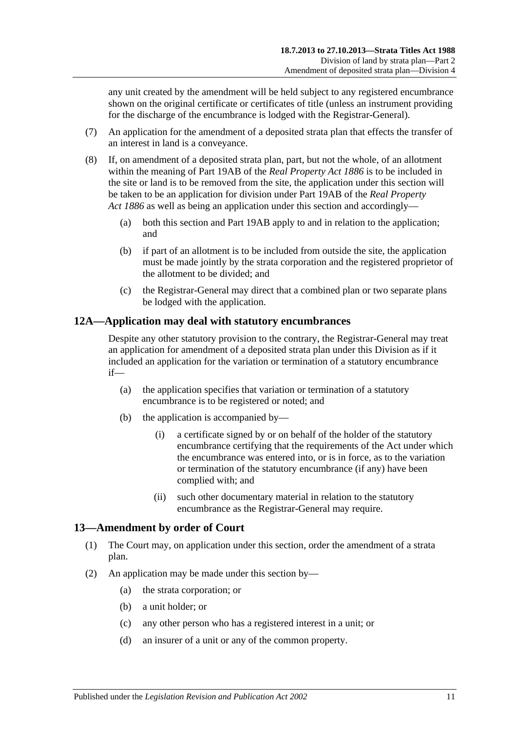any unit created by the amendment will be held subject to any registered encumbrance shown on the original certificate or certificates of title (unless an instrument providing for the discharge of the encumbrance is lodged with the Registrar-General).

(7) An application for the amendment of a deposited strata plan that effects the transfer of an interest in land is a conveyance.

(8) If, on amendment of a deposited strata plan, part, but not the whole, of an allotment within the meaning of Part 19AB of the *Real Property Act 1886* is to be included in the site or land is to be removed from the site, the application under this section will be taken to be an application for division under Part 19AB of the *Real Property Act 1886* as well as being an application under this section and accordingly—

   (a) both this section and Part 19AB apply to and in relation to the application; and

   (b) if part of an allotment is to be included from outside the site, the application must be made jointly by the strata corporation and the registered proprietor of the allotment to be divided; and

   (c) the Registrar-General may direct that a combined plan or two separate plans be lodged with the application.

## 12A—Application may deal with statutory encumbrances

Despite any other statutory provision to the contrary, the Registrar-General may treat an application for amendment of a deposited strata plan under this Division as if it included an application for the variation or termination of a statutory encumbrance if—

   (a) the application specifies that variation or termination of a statutory encumbrance is to be registered or noted; and

   (b) the application is accompanied by—

      (i) a certificate signed by or on behalf of the holder of the statutory encumbrance certifying that the requirements of the Act under which the encumbrance was entered into, or is in force, as to the variation or termination of the statutory encumbrance (if any) have been complied with; and

      (ii) such other documentary material in relation to the statutory encumbrance as the Registrar-General may require.

## 13—Amendment by order of Court

(1) The Court may, on application under this section, order the amendment of a strata plan.

(2) An application may be made under this section by—

   (a) the strata corporation; or

   (b) a unit holder; or

   (c) any other person who has a registered interest in a unit; or

   (d) an insurer of a unit or any of the common property.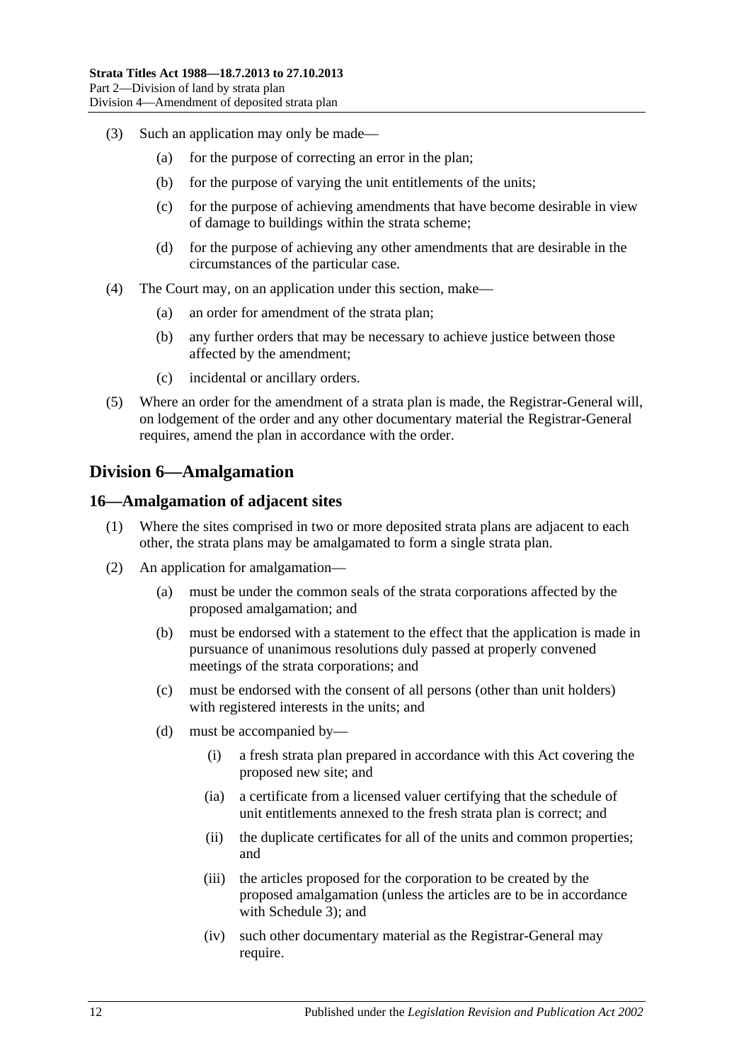(3) Such an application may only be made—

(a) for the purpose of correcting an error in the plan;

(b) for the purpose of varying the unit entitlements of the units;

(c) for the purpose of achieving amendments that have become desirable in view of damage to buildings within the strata scheme;

(d) for the purpose of achieving any other amendments that are desirable in the circumstances of the particular case.

(4) The Court may, on an application under this section, make—

(a) an order for amendment of the strata plan;

(b) any further orders that may be necessary to achieve justice between those affected by the amendment;

(c) incidental or ancillary orders.

(5) Where an order for the amendment of a strata plan is made, the Registrar-General will, on lodgement of the order and any other documentary material the Registrar-General requires, amend the plan in accordance with the order.

## Division 6—Amalgamation

### 16—Amalgamation of adjacent sites

(1) Where the sites comprised in two or more deposited strata plans are adjacent to each other, the strata plans may be amalgamated to form a single strata plan.

(2) An application for amalgamation—

(a) must be under the common seals of the strata corporations affected by the proposed amalgamation; and

(b) must be endorsed with a statement to the effect that the application is made in pursuance of unanimous resolutions duly passed at properly convened meetings of the strata corporations; and

(c) must be endorsed with the consent of all persons (other than unit holders) with registered interests in the units; and

(d) must be accompanied by—

(i) a fresh strata plan prepared in accordance with this Act covering the proposed new site; and

(ia) a certificate from a licensed valuer certifying that the schedule of unit entitlements annexed to the fresh strata plan is correct; and

(ii) the duplicate certificates for all of the units and common properties; and

(iii) the articles proposed for the corporation to be created by the proposed amalgamation (unless the articles are to be in accordance with Schedule 3); and

(iv) such other documentary material as the Registrar-General may require.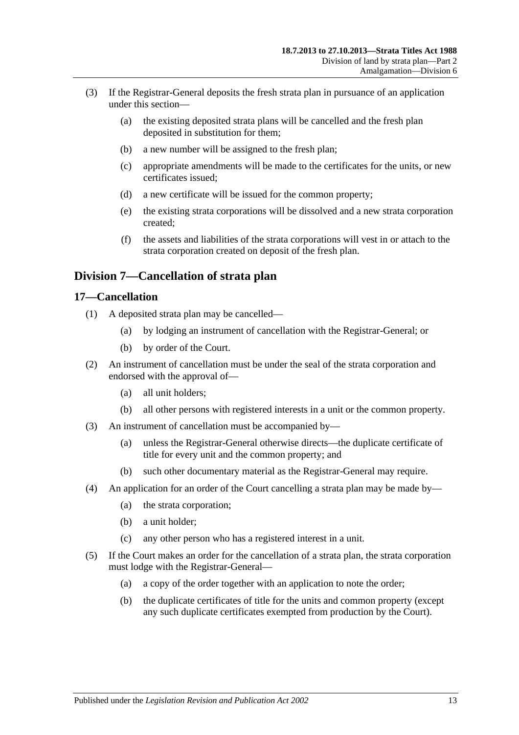(3) If the Registrar-General deposits the fresh strata plan in pursuance of an application under this section—

(a) the existing deposited strata plans will be cancelled and the fresh plan deposited in substitution for them;

(b) a new number will be assigned to the fresh plan;

(c) appropriate amendments will be made to the certificates for the units, or new certificates issued;

(d) a new certificate will be issued for the common property;

(e) the existing strata corporations will be dissolved and a new strata corporation created;

(f) the assets and liabilities of the strata corporations will vest in or attach to the strata corporation created on deposit of the fresh plan.

## Division 7—Cancellation of strata plan

### 17—Cancellation

(1) A deposited strata plan may be cancelled—

(a) by lodging an instrument of cancellation with the Registrar-General; or

(b) by order of the Court.

(2) An instrument of cancellation must be under the seal of the strata corporation and endorsed with the approval of—

(a) all unit holders;

(b) all other persons with registered interests in a unit or the common property.

(3) An instrument of cancellation must be accompanied by—

(a) unless the Registrar-General otherwise directs—the duplicate certificate of title for every unit and the common property; and

(b) such other documentary material as the Registrar-General may require.

(4) An application for an order of the Court cancelling a strata plan may be made by—

(a) the strata corporation;

(b) a unit holder;

(c) any other person who has a registered interest in a unit.

(5) If the Court makes an order for the cancellation of a strata plan, the strata corporation must lodge with the Registrar-General—

(a) a copy of the order together with an application to note the order;

(b) the duplicate certificates of title for the units and common property (except any such duplicate certificates exempted from production by the Court).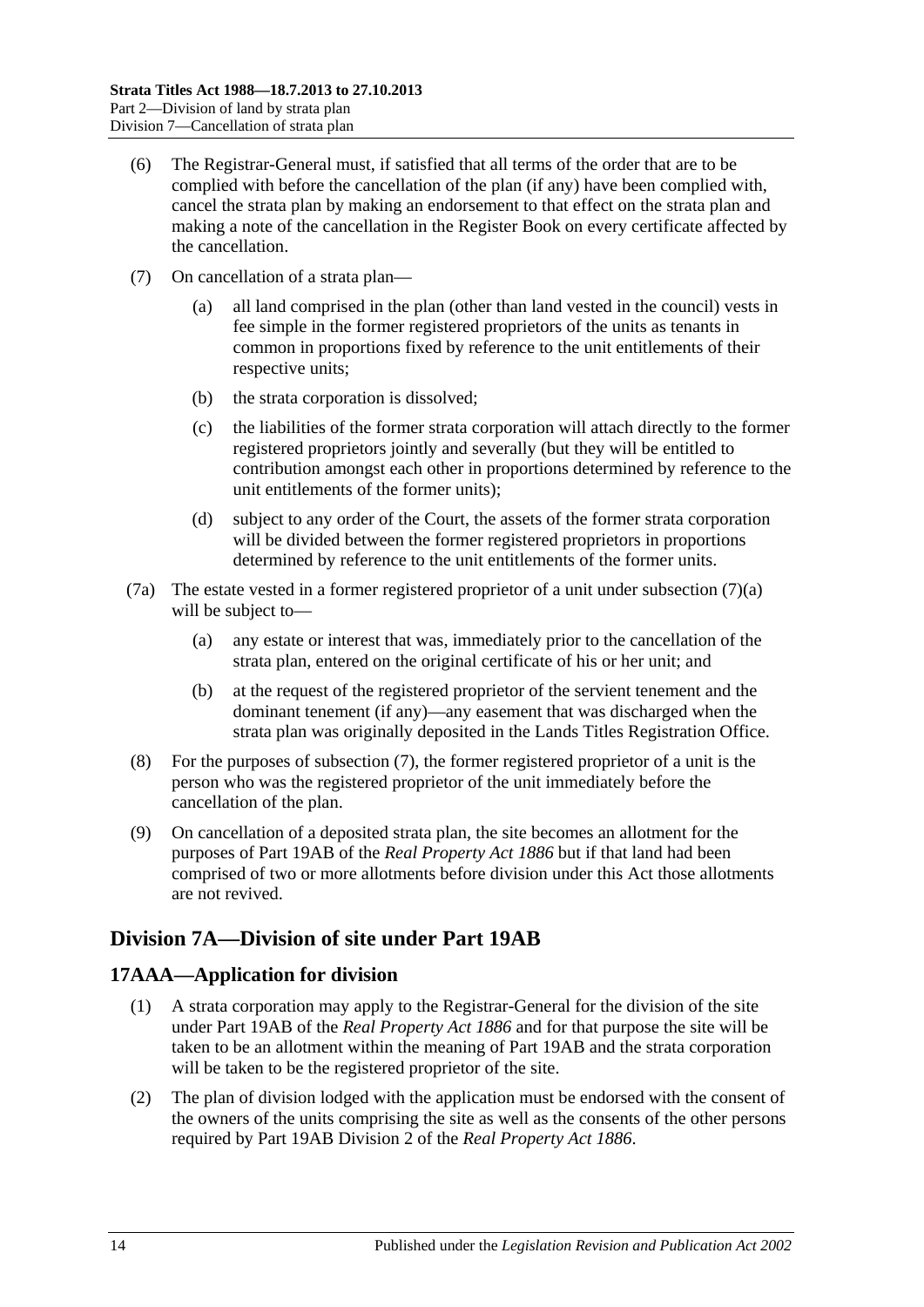(6) The Registrar-General must, if satisfied that all terms of the order that are to be complied with before the cancellation of the plan (if any) have been complied with, cancel the strata plan by making an endorsement to that effect on the strata plan and making a note of the cancellation in the Register Book on every certificate affected by the cancellation.

(7) On cancellation of a strata plan—

(a) all land comprised in the plan (other than land vested in the council) vests in fee simple in the former registered proprietors of the units as tenants in common in proportions fixed by reference to the unit entitlements of their respective units;

(b) the strata corporation is dissolved;

(c) the liabilities of the former strata corporation will attach directly to the former registered proprietors jointly and severally (but they will be entitled to contribution amongst each other in proportions determined by reference to the unit entitlements of the former units);

(d) subject to any order of the Court, the assets of the former strata corporation will be divided between the former registered proprietors in proportions determined by reference to the unit entitlements of the former units.

(7a) The estate vested in a former registered proprietor of a unit under subsection (7)(a) will be subject to—

(a) any estate or interest that was, immediately prior to the cancellation of the strata plan, entered on the original certificate of his or her unit; and

(b) at the request of the registered proprietor of the servient tenement and the dominant tenement (if any)—any easement that was discharged when the strata plan was originally deposited in the Lands Titles Registration Office.

(8) For the purposes of subsection (7), the former registered proprietor of a unit is the person who was the registered proprietor of the unit immediately before the cancellation of the plan.

(9) On cancellation of a deposited strata plan, the site becomes an allotment for the purposes of Part 19AB of the *Real Property Act 1886* but if that land had been comprised of two or more allotments before division under this Act those allotments are not revived.

## Division 7A—Division of site under Part 19AB

### 17AAA—Application for division

(1) A strata corporation may apply to the Registrar-General for the division of the site under Part 19AB of the *Real Property Act 1886* and for that purpose the site will be taken to be an allotment within the meaning of Part 19AB and the strata corporation will be taken to be the registered proprietor of the site.

(2) The plan of division lodged with the application must be endorsed with the consent of the owners of the units comprising the site as well as the consents of the other persons required by Part 19AB Division 2 of the *Real Property Act 1886*.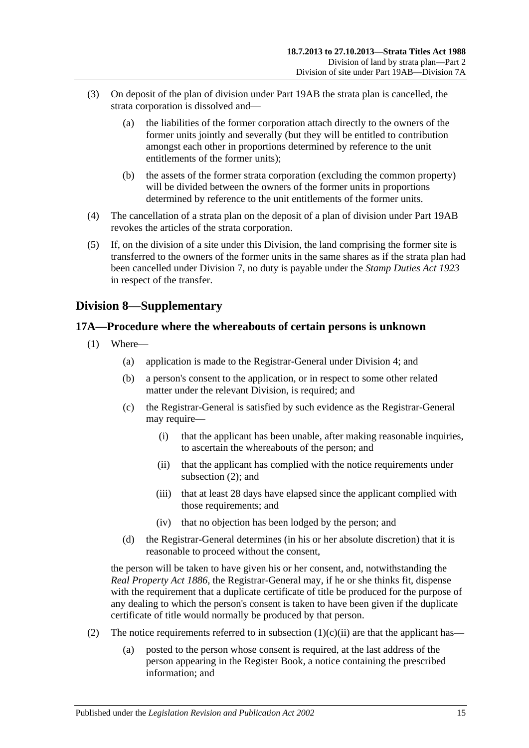(3) On deposit of the plan of division under Part 19AB the strata plan is cancelled, the strata corporation is dissolved and—

(a) the liabilities of the former corporation attach directly to the owners of the former units jointly and severally (but they will be entitled to contribution amongst each other in proportions determined by reference to the unit entitlements of the former units);

(b) the assets of the former strata corporation (excluding the common property) will be divided between the owners of the former units in proportions determined by reference to the unit entitlements of the former units.

(4) The cancellation of a strata plan on the deposit of a plan of division under Part 19AB revokes the articles of the strata corporation.

(5) If, on the division of a site under this Division, the land comprising the former site is transferred to the owners of the former units in the same shares as if the strata plan had been cancelled under Division 7, no duty is payable under the *Stamp Duties Act 1923* in respect of the transfer.

## Division 8—Supplementary

### 17A—Procedure where the whereabouts of certain persons is unknown

(1) Where—

(a) application is made to the Registrar-General under Division 4; and

(b) a person's consent to the application, or in respect to some other related matter under the relevant Division, is required; and

(c) the Registrar-General is satisfied by such evidence as the Registrar-General may require—

(i) that the applicant has been unable, after making reasonable inquiries, to ascertain the whereabouts of the person; and

(ii) that the applicant has complied with the notice requirements under subsection (2); and

(iii) that at least 28 days have elapsed since the applicant complied with those requirements; and

(iv) that no objection has been lodged by the person; and

(d) the Registrar-General determines (in his or her absolute discretion) that it is reasonable to proceed without the consent,

the person will be taken to have given his or her consent, and, notwithstanding the *Real Property Act 1886*, the Registrar-General may, if he or she thinks fit, dispense with the requirement that a duplicate certificate of title be produced for the purpose of any dealing to which the person's consent is taken to have been given if the duplicate certificate of title would normally be produced by that person.

(2) The notice requirements referred to in subsection (1)(c)(ii) are that the applicant has—

(a) posted to the person whose consent is required, at the last address of the person appearing in the Register Book, a notice containing the prescribed information; and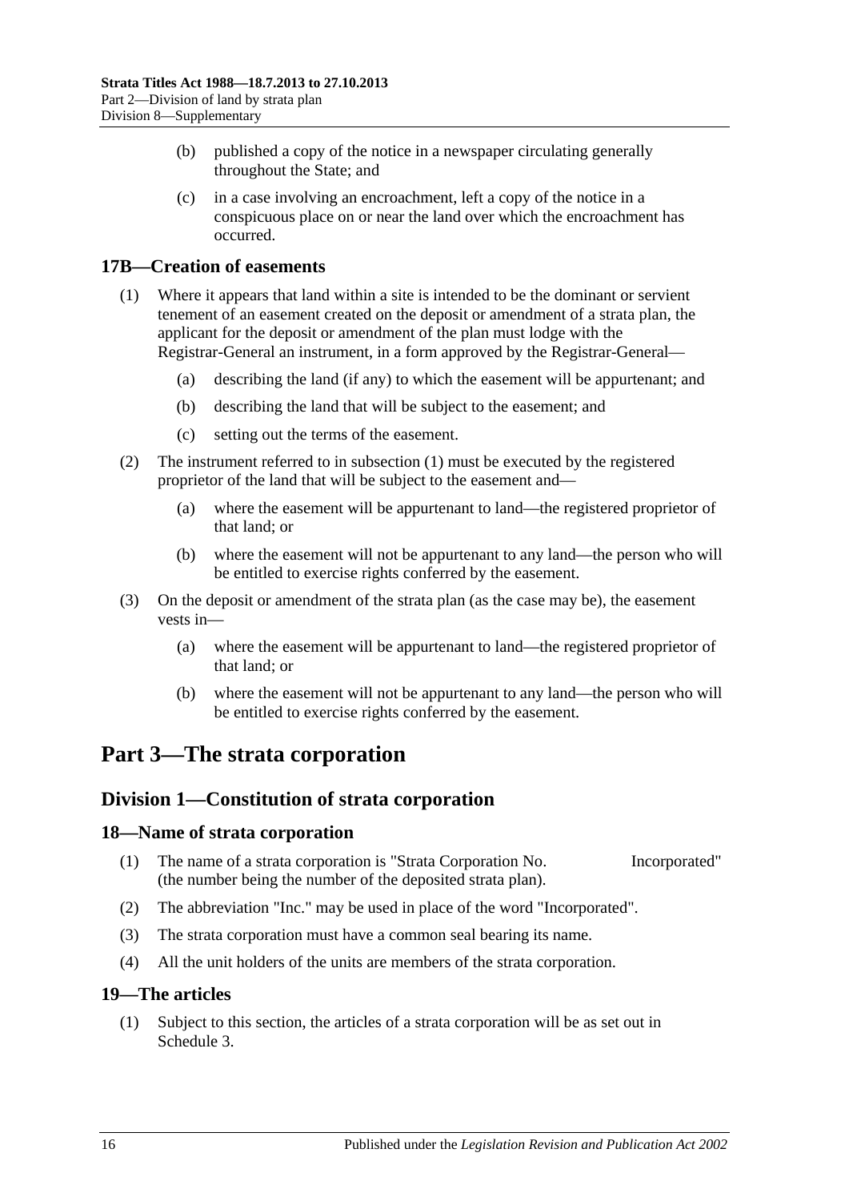(b) published a copy of the notice in a newspaper circulating generally throughout the State; and

(c) in a case involving an encroachment, left a copy of the notice in a conspicuous place on or near the land over which the encroachment has occurred.

### 17B—Creation of easements

(1) Where it appears that land within a site is intended to be the dominant or servient tenement of an easement created on the deposit or amendment of a strata plan, the applicant for the deposit or amendment of the plan must lodge with the Registrar-General an instrument, in a form approved by the Registrar-General—

(a) describing the land (if any) to which the easement will be appurtenant; and

(b) describing the land that will be subject to the easement; and

(c) setting out the terms of the easement.

(2) The instrument referred to in subsection (1) must be executed by the registered proprietor of the land that will be subject to the easement and—

(a) where the easement will be appurtenant to land—the registered proprietor of that land; or

(b) where the easement will not be appurtenant to any land—the person who will be entitled to exercise rights conferred by the easement.

(3) On the deposit or amendment of the strata plan (as the case may be), the easement vests in—

(a) where the easement will be appurtenant to land—the registered proprietor of that land; or

(b) where the easement will not be appurtenant to any land—the person who will be entitled to exercise rights conferred by the easement.

# Part 3—The strata corporation

## Division 1—Constitution of strata corporation

### 18—Name of strata corporation

(1) The name of a strata corporation is "Strata Corporation No.  Incorporated" (the number being the number of the deposited strata plan).

(2) The abbreviation "Inc." may be used in place of the word "Incorporated".

(3) The strata corporation must have a common seal bearing its name.

(4) All the unit holders of the units are members of the strata corporation.

### 19—The articles

(1) Subject to this section, the articles of a strata corporation will be as set out in Schedule 3.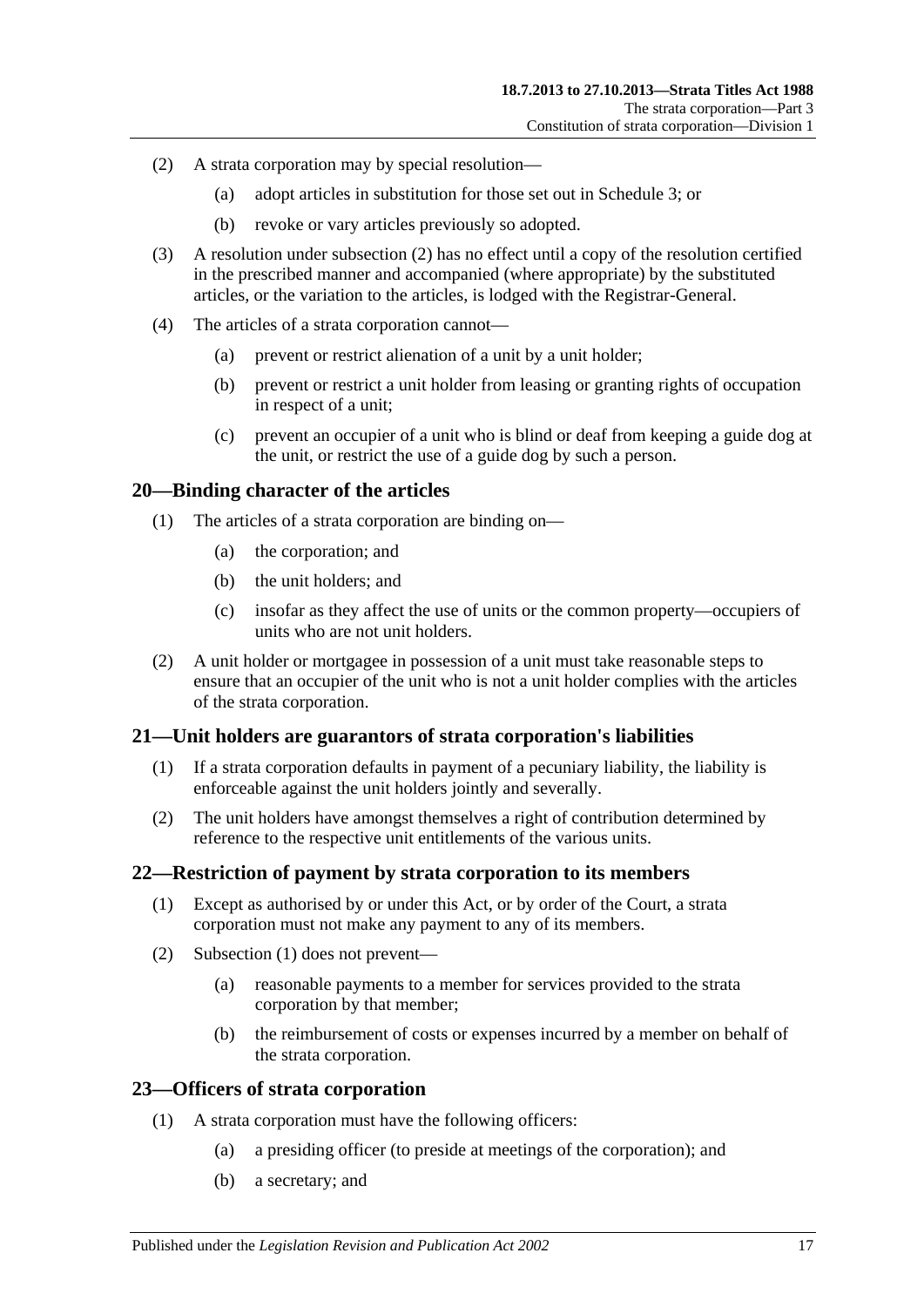(2) A strata corporation may by special resolution—

(a) adopt articles in substitution for those set out in Schedule 3; or

(b) revoke or vary articles previously so adopted.

(3) A resolution under subsection (2) has no effect until a copy of the resolution certified in the prescribed manner and accompanied (where appropriate) by the substituted articles, or the variation to the articles, is lodged with the Registrar-General.

(4) The articles of a strata corporation cannot—

(a) prevent or restrict alienation of a unit by a unit holder;

(b) prevent or restrict a unit holder from leasing or granting rights of occupation in respect of a unit;

(c) prevent an occupier of a unit who is blind or deaf from keeping a guide dog at the unit, or restrict the use of a guide dog by such a person.

## 20—Binding character of the articles

(1) The articles of a strata corporation are binding on—

(a) the corporation; and

(b) the unit holders; and

(c) insofar as they affect the use of units or the common property—occupiers of units who are not unit holders.

(2) A unit holder or mortgagee in possession of a unit must take reasonable steps to ensure that an occupier of the unit who is not a unit holder complies with the articles of the strata corporation.

## 21—Unit holders are guarantors of strata corporation's liabilities

(1) If a strata corporation defaults in payment of a pecuniary liability, the liability is enforceable against the unit holders jointly and severally.

(2) The unit holders have amongst themselves a right of contribution determined by reference to the respective unit entitlements of the various units.

## 22—Restriction of payment by strata corporation to its members

(1) Except as authorised by or under this Act, or by order of the Court, a strata corporation must not make any payment to any of its members.

(2) Subsection (1) does not prevent—

(a) reasonable payments to a member for services provided to the strata corporation by that member;

(b) the reimbursement of costs or expenses incurred by a member on behalf of the strata corporation.

## 23—Officers of strata corporation

(1) A strata corporation must have the following officers:

(a) a presiding officer (to preside at meetings of the corporation); and

(b) a secretary; and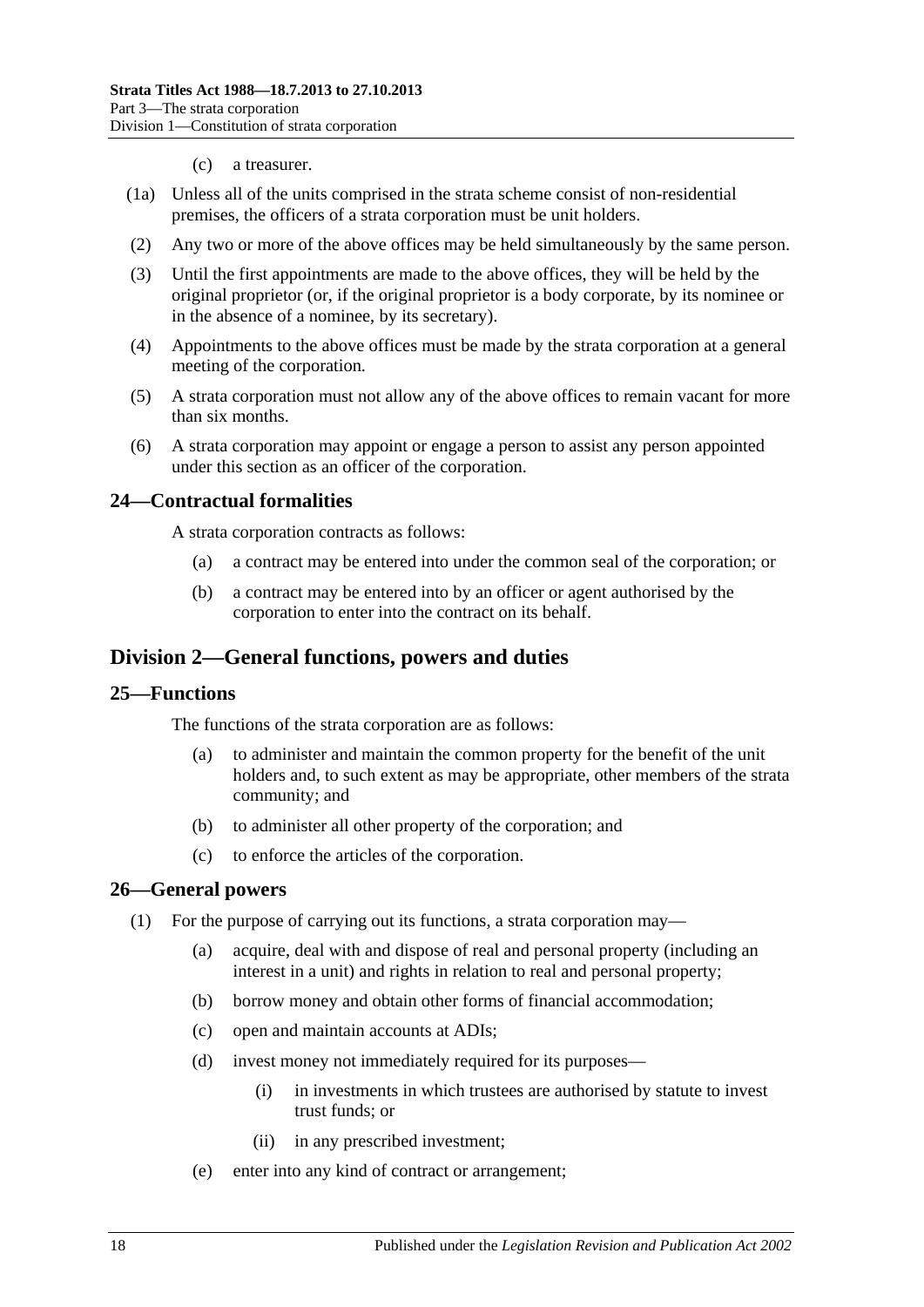(c) a treasurer.

(1a) Unless all of the units comprised in the strata scheme consist of non-residential premises, the officers of a strata corporation must be unit holders.

(2) Any two or more of the above offices may be held simultaneously by the same person.

(3) Until the first appointments are made to the above offices, they will be held by the original proprietor (or, if the original proprietor is a body corporate, by its nominee or in the absence of a nominee, by its secretary).

(4) Appointments to the above offices must be made by the strata corporation at a general meeting of the corporation.

(5) A strata corporation must not allow any of the above offices to remain vacant for more than six months.

(6) A strata corporation may appoint or engage a person to assist any person appointed under this section as an officer of the corporation.

### 24—Contractual formalities

A strata corporation contracts as follows:

(a) a contract may be entered into under the common seal of the corporation; or

(b) a contract may be entered into by an officer or agent authorised by the corporation to enter into the contract on its behalf.

## Division 2—General functions, powers and duties

### 25—Functions

The functions of the strata corporation are as follows:

(a) to administer and maintain the common property for the benefit of the unit holders and, to such extent as may be appropriate, other members of the strata community; and

(b) to administer all other property of the corporation; and

(c) to enforce the articles of the corporation.

### 26—General powers

(1) For the purpose of carrying out its functions, a strata corporation may—

(a) acquire, deal with and dispose of real and personal property (including an interest in a unit) and rights in relation to real and personal property;

(b) borrow money and obtain other forms of financial accommodation;

(c) open and maintain accounts at ADIs;

(d) invest money not immediately required for its purposes—

(i) in investments in which trustees are authorised by statute to invest trust funds; or

(ii) in any prescribed investment;

(e) enter into any kind of contract or arrangement;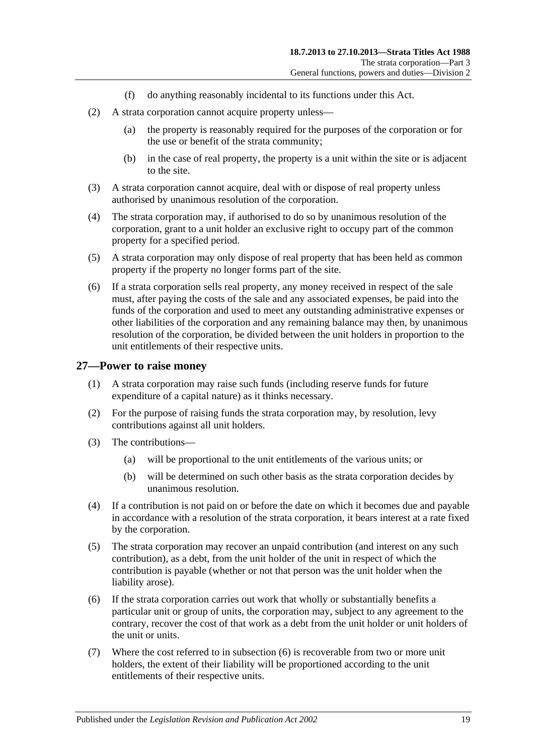(f) do anything reasonably incidental to its functions under this Act.

(2) A strata corporation cannot acquire property unless—

(a) the property is reasonably required for the purposes of the corporation or for the use or benefit of the strata community;

(b) in the case of real property, the property is a unit within the site or is adjacent to the site.

(3) A strata corporation cannot acquire, deal with or dispose of real property unless authorised by unanimous resolution of the corporation.

(4) The strata corporation may, if authorised to do so by unanimous resolution of the corporation, grant to a unit holder an exclusive right to occupy part of the common property for a specified period.

(5) A strata corporation may only dispose of real property that has been held as common property if the property no longer forms part of the site.

(6) If a strata corporation sells real property, any money received in respect of the sale must, after paying the costs of the sale and any associated expenses, be paid into the funds of the corporation and used to meet any outstanding administrative expenses or other liabilities of the corporation and any remaining balance may then, by unanimous resolution of the corporation, be divided between the unit holders in proportion to the unit entitlements of their respective units.

## 27—Power to raise money

(1) A strata corporation may raise such funds (including reserve funds for future expenditure of a capital nature) as it thinks necessary.

(2) For the purpose of raising funds the strata corporation may, by resolution, levy contributions against all unit holders.

(3) The contributions—

(a) will be proportional to the unit entitlements of the various units; or

(b) will be determined on such other basis as the strata corporation decides by unanimous resolution.

(4) If a contribution is not paid on or before the date on which it becomes due and payable in accordance with a resolution of the strata corporation, it bears interest at a rate fixed by the corporation.

(5) The strata corporation may recover an unpaid contribution (and interest on any such contribution), as a debt, from the unit holder of the unit in respect of which the contribution is payable (whether or not that person was the unit holder when the liability arose).

(6) If the strata corporation carries out work that wholly or substantially benefits a particular unit or group of units, the corporation may, subject to any agreement to the contrary, recover the cost of that work as a debt from the unit holder or unit holders of the unit or units.

(7) Where the cost referred to in subsection (6) is recoverable from two or more unit holders, the extent of their liability will be proportioned according to the unit entitlements of their respective units.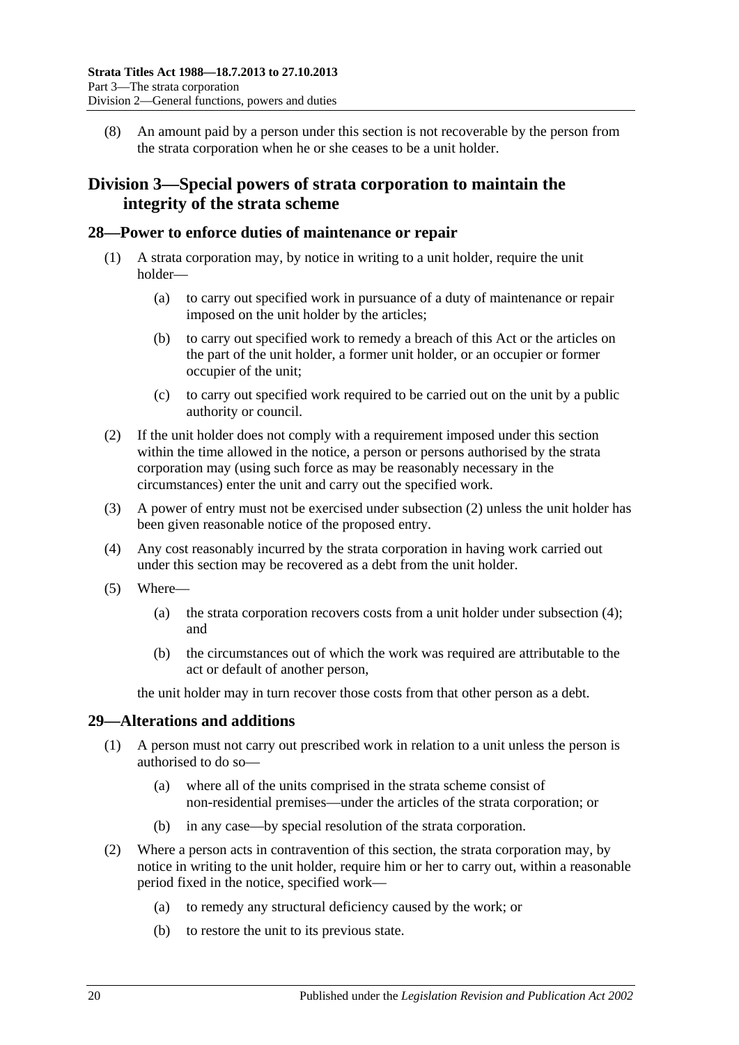(8) An amount paid by a person under this section is not recoverable by the person from the strata corporation when he or she ceases to be a unit holder.

## Division 3—Special powers of strata corporation to maintain the integrity of the strata scheme

### 28—Power to enforce duties of maintenance or repair

(1) A strata corporation may, by notice in writing to a unit holder, require the unit holder—

(a) to carry out specified work in pursuance of a duty of maintenance or repair imposed on the unit holder by the articles;

(b) to carry out specified work to remedy a breach of this Act or the articles on the part of the unit holder, a former unit holder, or an occupier or former occupier of the unit;

(c) to carry out specified work required to be carried out on the unit by a public authority or council.

(2) If the unit holder does not comply with a requirement imposed under this section within the time allowed in the notice, a person or persons authorised by the strata corporation may (using such force as may be reasonably necessary in the circumstances) enter the unit and carry out the specified work.

(3) A power of entry must not be exercised under subsection (2) unless the unit holder has been given reasonable notice of the proposed entry.

(4) Any cost reasonably incurred by the strata corporation in having work carried out under this section may be recovered as a debt from the unit holder.

(5) Where—

(a) the strata corporation recovers costs from a unit holder under subsection (4); and

(b) the circumstances out of which the work was required are attributable to the act or default of another person,

the unit holder may in turn recover those costs from that other person as a debt.

### 29—Alterations and additions

(1) A person must not carry out prescribed work in relation to a unit unless the person is authorised to do so—

(a) where all of the units comprised in the strata scheme consist of non-residential premises—under the articles of the strata corporation; or

(b) in any case—by special resolution of the strata corporation.

(2) Where a person acts in contravention of this section, the strata corporation may, by notice in writing to the unit holder, require him or her to carry out, within a reasonable period fixed in the notice, specified work—

(a) to remedy any structural deficiency caused by the work; or

(b) to restore the unit to its previous state.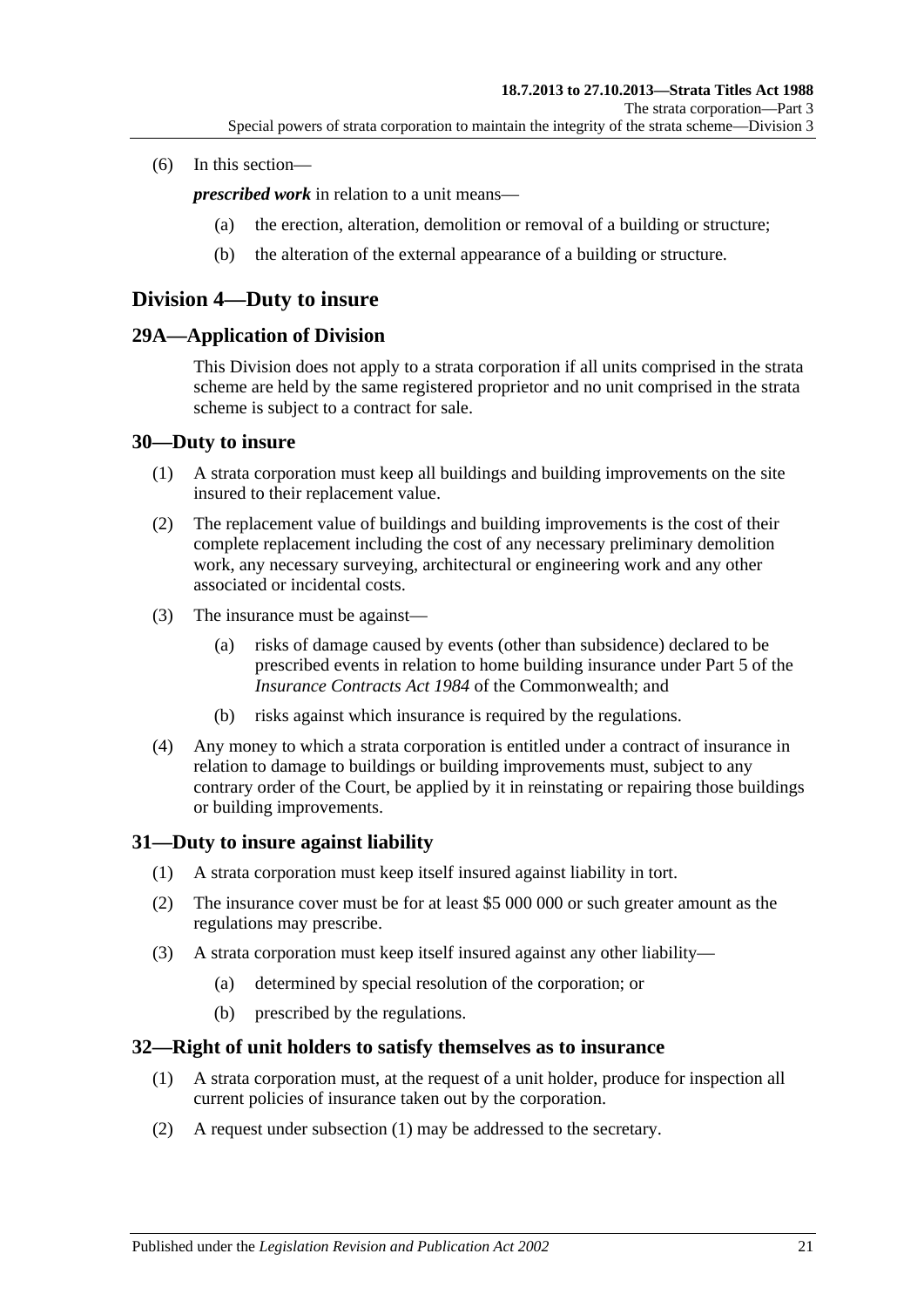(6) In this section—

***prescribed work*** in relation to a unit means—

(a) the erection, alteration, demolition or removal of a building or structure;

(b) the alteration of the external appearance of a building or structure.

## Division 4—Duty to insure

### 29A—Application of Division

This Division does not apply to a strata corporation if all units comprised in the strata scheme are held by the same registered proprietor and no unit comprised in the strata scheme is subject to a contract for sale.

### 30—Duty to insure

(1) A strata corporation must keep all buildings and building improvements on the site insured to their replacement value.

(2) The replacement value of buildings and building improvements is the cost of their complete replacement including the cost of any necessary preliminary demolition work, any necessary surveying, architectural or engineering work and any other associated or incidental costs.

(3) The insurance must be against—

(a) risks of damage caused by events (other than subsidence) declared to be prescribed events in relation to home building insurance under Part 5 of the *Insurance Contracts Act 1984* of the Commonwealth; and

(b) risks against which insurance is required by the regulations.

(4) Any money to which a strata corporation is entitled under a contract of insurance in relation to damage to buildings or building improvements must, subject to any contrary order of the Court, be applied by it in reinstating or repairing those buildings or building improvements.

### 31—Duty to insure against liability

(1) A strata corporation must keep itself insured against liability in tort.

(2) The insurance cover must be for at least $5 000 000 or such greater amount as the regulations may prescribe.

(3) A strata corporation must keep itself insured against any other liability—

(a) determined by special resolution of the corporation; or

(b) prescribed by the regulations.

### 32—Right of unit holders to satisfy themselves as to insurance

(1) A strata corporation must, at the request of a unit holder, produce for inspection all current policies of insurance taken out by the corporation.

(2) A request under subsection (1) may be addressed to the secretary.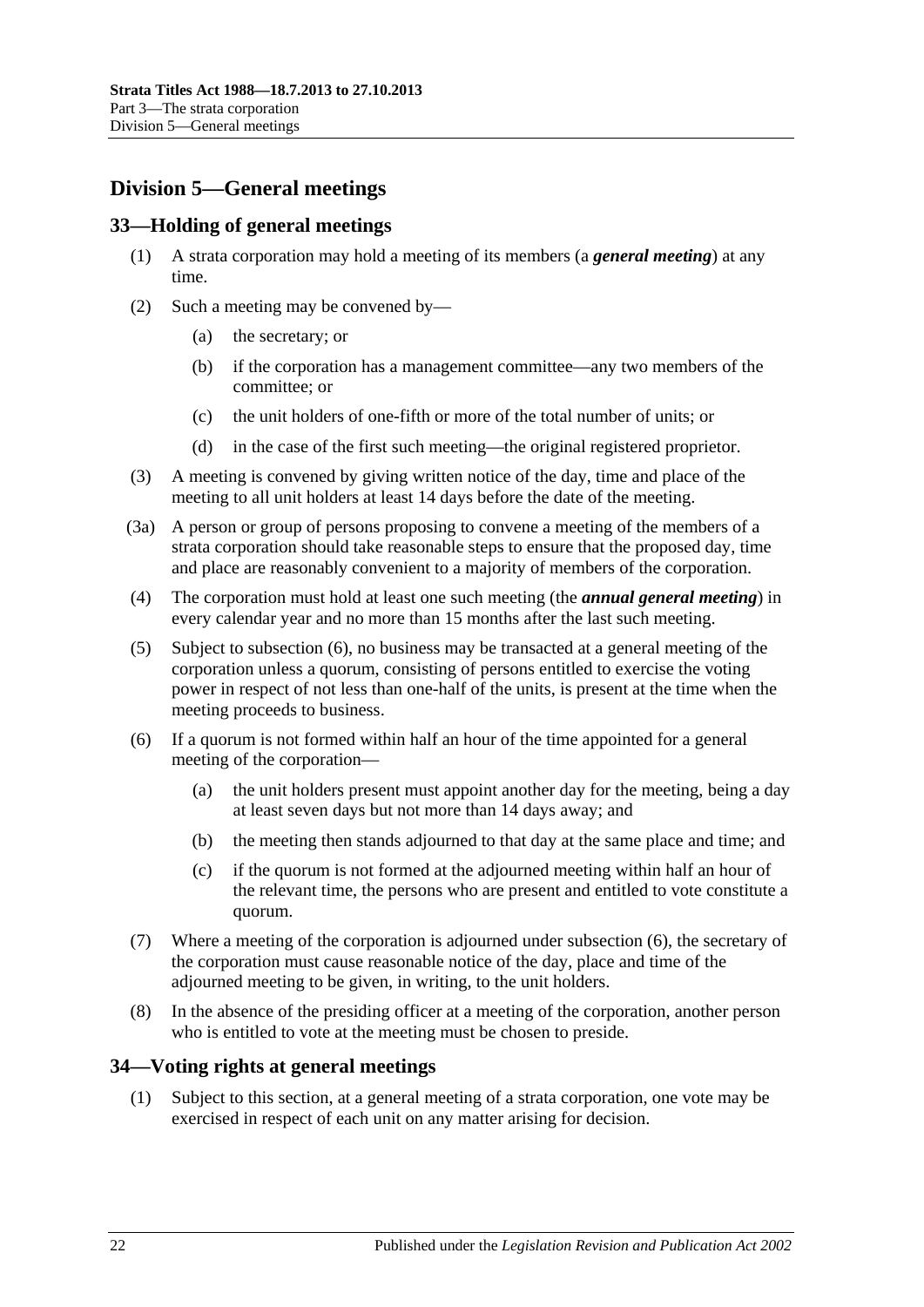## Division 5—General meetings

### 33—Holding of general meetings

(1) A strata corporation may hold a meeting of its members (a ***general meeting***) at any time.

(2) Such a meeting may be convened by—

  (a) the secretary; or

  (b) if the corporation has a management committee—any two members of the committee; or

  (c) the unit holders of one-fifth or more of the total number of units; or

  (d) in the case of the first such meeting—the original registered proprietor.

(3) A meeting is convened by giving written notice of the day, time and place of the meeting to all unit holders at least 14 days before the date of the meeting.

(3a) A person or group of persons proposing to convene a meeting of the members of a strata corporation should take reasonable steps to ensure that the proposed day, time and place are reasonably convenient to a majority of members of the corporation.

(4) The corporation must hold at least one such meeting (the ***annual general meeting***) in every calendar year and no more than 15 months after the last such meeting.

(5) Subject to subsection (6), no business may be transacted at a general meeting of the corporation unless a quorum, consisting of persons entitled to exercise the voting power in respect of not less than one-half of the units, is present at the time when the meeting proceeds to business.

(6) If a quorum is not formed within half an hour of the time appointed for a general meeting of the corporation—

  (a) the unit holders present must appoint another day for the meeting, being a day at least seven days but not more than 14 days away; and

  (b) the meeting then stands adjourned to that day at the same place and time; and

  (c) if the quorum is not formed at the adjourned meeting within half an hour of the relevant time, the persons who are present and entitled to vote constitute a quorum.

(7) Where a meeting of the corporation is adjourned under subsection (6), the secretary of the corporation must cause reasonable notice of the day, place and time of the adjourned meeting to be given, in writing, to the unit holders.

(8) In the absence of the presiding officer at a meeting of the corporation, another person who is entitled to vote at the meeting must be chosen to preside.

### 34—Voting rights at general meetings

(1) Subject to this section, at a general meeting of a strata corporation, one vote may be exercised in respect of each unit on any matter arising for decision.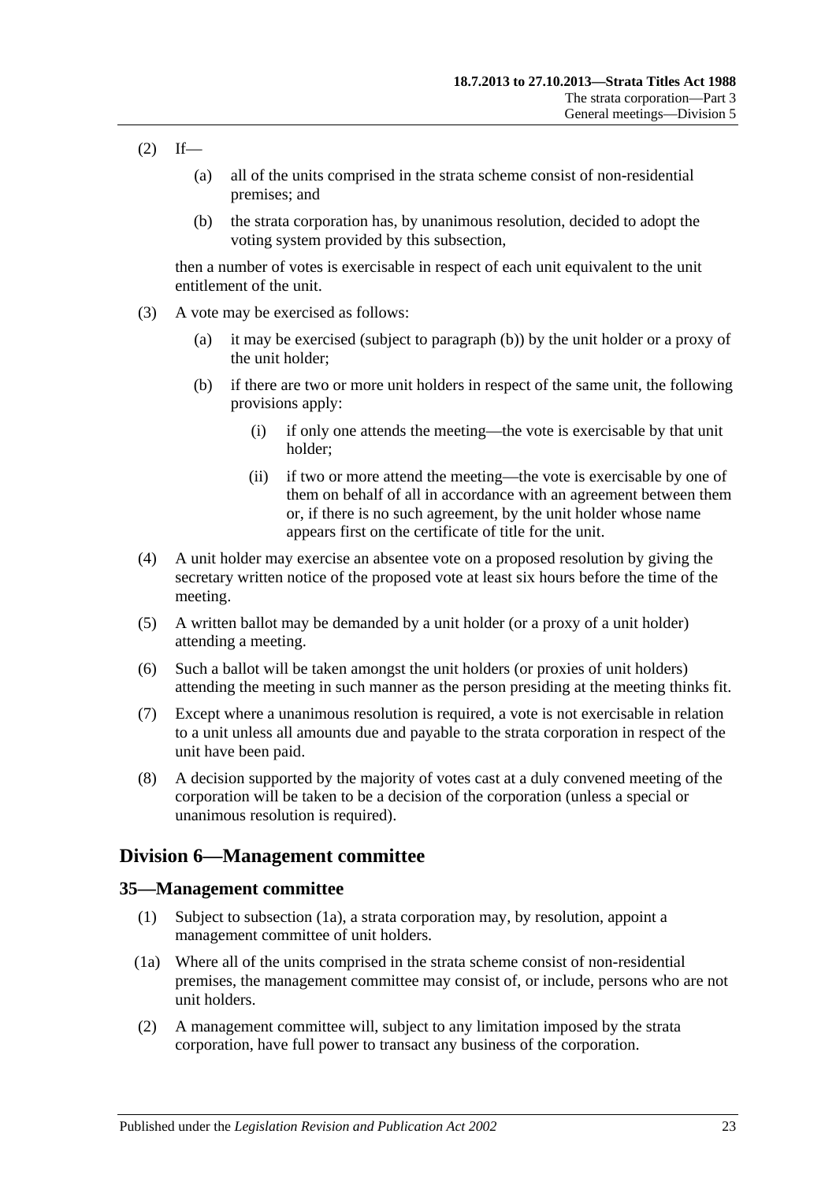(2) If—

(a) all of the units comprised in the strata scheme consist of non-residential premises; and

(b) the strata corporation has, by unanimous resolution, decided to adopt the voting system provided by this subsection,

then a number of votes is exercisable in respect of each unit equivalent to the unit entitlement of the unit.

(3) A vote may be exercised as follows:

(a) it may be exercised (subject to paragraph (b)) by the unit holder or a proxy of the unit holder;

(b) if there are two or more unit holders in respect of the same unit, the following provisions apply:

(i) if only one attends the meeting—the vote is exercisable by that unit holder;

(ii) if two or more attend the meeting—the vote is exercisable by one of them on behalf of all in accordance with an agreement between them or, if there is no such agreement, by the unit holder whose name appears first on the certificate of title for the unit.

(4) A unit holder may exercise an absentee vote on a proposed resolution by giving the secretary written notice of the proposed vote at least six hours before the time of the meeting.

(5) A written ballot may be demanded by a unit holder (or a proxy of a unit holder) attending a meeting.

(6) Such a ballot will be taken amongst the unit holders (or proxies of unit holders) attending the meeting in such manner as the person presiding at the meeting thinks fit.

(7) Except where a unanimous resolution is required, a vote is not exercisable in relation to a unit unless all amounts due and payable to the strata corporation in respect of the unit have been paid.

(8) A decision supported by the majority of votes cast at a duly convened meeting of the corporation will be taken to be a decision of the corporation (unless a special or unanimous resolution is required).

## Division 6—Management committee

### 35—Management committee

(1) Subject to subsection (1a), a strata corporation may, by resolution, appoint a management committee of unit holders.

(1a) Where all of the units comprised in the strata scheme consist of non-residential premises, the management committee may consist of, or include, persons who are not unit holders.

(2) A management committee will, subject to any limitation imposed by the strata corporation, have full power to transact any business of the corporation.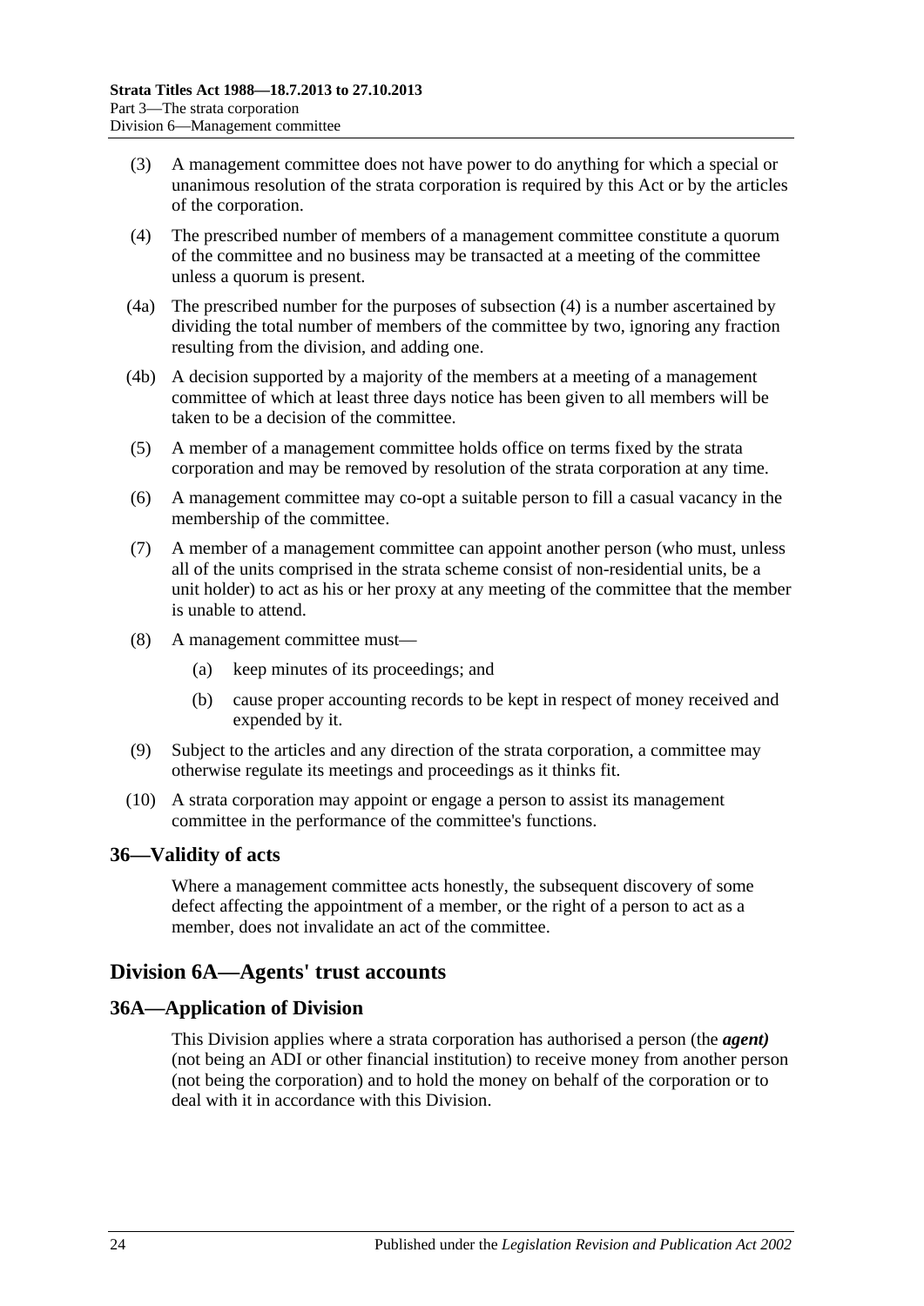(3) A management committee does not have power to do anything for which a special or unanimous resolution of the strata corporation is required by this Act or by the articles of the corporation.

(4) The prescribed number of members of a management committee constitute a quorum of the committee and no business may be transacted at a meeting of the committee unless a quorum is present.

(4a) The prescribed number for the purposes of subsection (4) is a number ascertained by dividing the total number of members of the committee by two, ignoring any fraction resulting from the division, and adding one.

(4b) A decision supported by a majority of the members at a meeting of a management committee of which at least three days notice has been given to all members will be taken to be a decision of the committee.

(5) A member of a management committee holds office on terms fixed by the strata corporation and may be removed by resolution of the strata corporation at any time.

(6) A management committee may co-opt a suitable person to fill a casual vacancy in the membership of the committee.

(7) A member of a management committee can appoint another person (who must, unless all of the units comprised in the strata scheme consist of non-residential units, be a unit holder) to act as his or her proxy at any meeting of the committee that the member is unable to attend.

(8) A management committee must—

(a) keep minutes of its proceedings; and

(b) cause proper accounting records to be kept in respect of money received and expended by it.

(9) Subject to the articles and any direction of the strata corporation, a committee may otherwise regulate its meetings and proceedings as it thinks fit.

(10) A strata corporation may appoint or engage a person to assist its management committee in the performance of the committee's functions.

### 36—Validity of acts

Where a management committee acts honestly, the subsequent discovery of some defect affecting the appointment of a member, or the right of a person to act as a member, does not invalidate an act of the committee.

## Division 6A—Agents' trust accounts

### 36A—Application of Division

This Division applies where a strata corporation has authorised a person (the ***agent)*** (not being an ADI or other financial institution) to receive money from another person (not being the corporation) and to hold the money on behalf of the corporation or to deal with it in accordance with this Division.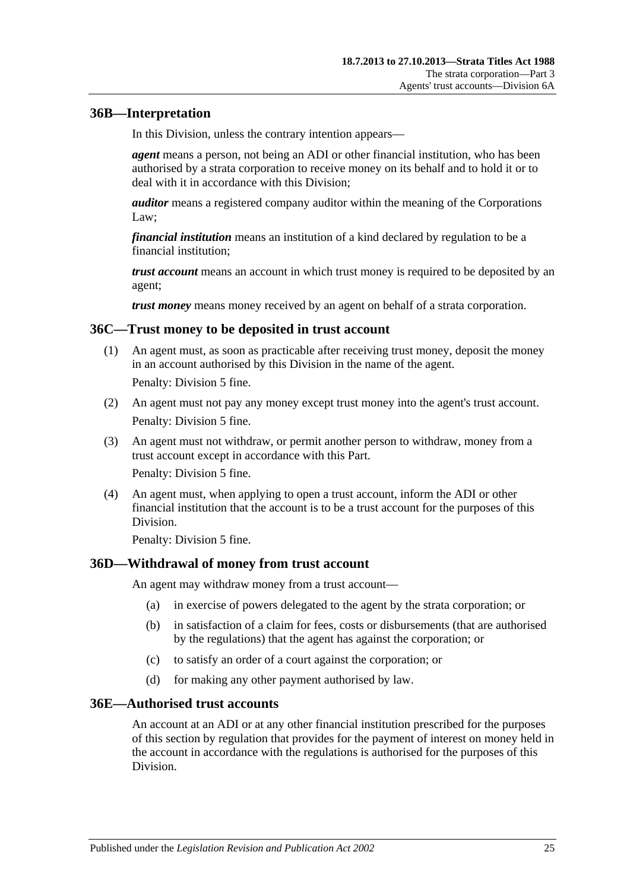## 36B—Interpretation

In this Division, unless the contrary intention appears—

***agent*** means a person, not being an ADI or other financial institution, who has been authorised by a strata corporation to receive money on its behalf and to hold it or to deal with it in accordance with this Division;

***auditor*** means a registered company auditor within the meaning of the Corporations Law;

***financial institution*** means an institution of a kind declared by regulation to be a financial institution;

***trust account*** means an account in which trust money is required to be deposited by an agent;

***trust money*** means money received by an agent on behalf of a strata corporation.

## 36C—Trust money to be deposited in trust account

(1) An agent must, as soon as practicable after receiving trust money, deposit the money in an account authorised by this Division in the name of the agent.

Penalty: Division 5 fine.

(2) An agent must not pay any money except trust money into the agent's trust account.

Penalty: Division 5 fine.

(3) An agent must not withdraw, or permit another person to withdraw, money from a trust account except in accordance with this Part.

Penalty: Division 5 fine.

(4) An agent must, when applying to open a trust account, inform the ADI or other financial institution that the account is to be a trust account for the purposes of this Division.

Penalty: Division 5 fine.

## 36D—Withdrawal of money from trust account

An agent may withdraw money from a trust account—

(a) in exercise of powers delegated to the agent by the strata corporation; or

(b) in satisfaction of a claim for fees, costs or disbursements (that are authorised by the regulations) that the agent has against the corporation; or

(c) to satisfy an order of a court against the corporation; or

(d) for making any other payment authorised by law.

## 36E—Authorised trust accounts

An account at an ADI or at any other financial institution prescribed for the purposes of this section by regulation that provides for the payment of interest on money held in the account in accordance with the regulations is authorised for the purposes of this Division.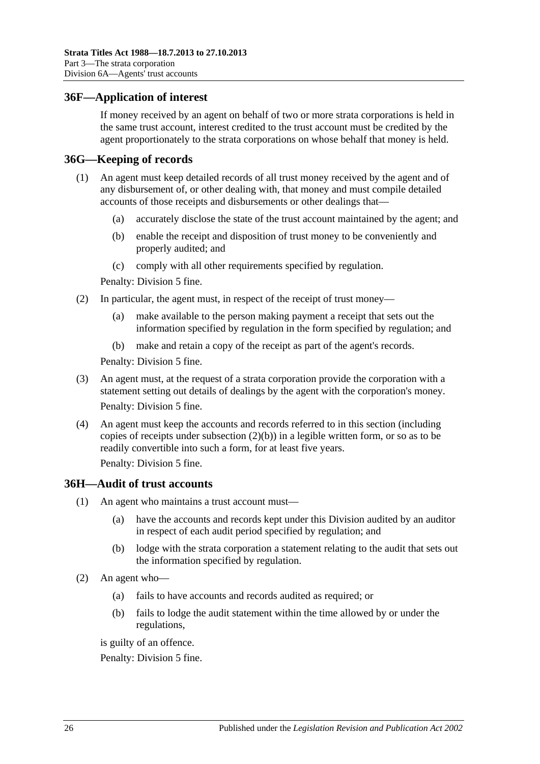## 36F—Application of interest

If money received by an agent on behalf of two or more strata corporations is held in the same trust account, interest credited to the trust account must be credited by the agent proportionately to the strata corporations on whose behalf that money is held.

## 36G—Keeping of records

(1) An agent must keep detailed records of all trust money received by the agent and of any disbursement of, or other dealing with, that money and must compile detailed accounts of those receipts and disbursements or other dealings that—

(a) accurately disclose the state of the trust account maintained by the agent; and

(b) enable the receipt and disposition of trust money to be conveniently and properly audited; and

(c) comply with all other requirements specified by regulation.

Penalty: Division 5 fine.

(2) In particular, the agent must, in respect of the receipt of trust money—

(a) make available to the person making payment a receipt that sets out the information specified by regulation in the form specified by regulation; and

(b) make and retain a copy of the receipt as part of the agent's records.

Penalty: Division 5 fine.

(3) An agent must, at the request of a strata corporation provide the corporation with a statement setting out details of dealings by the agent with the corporation's money.

Penalty: Division 5 fine.

(4) An agent must keep the accounts and records referred to in this section (including copies of receipts under subsection (2)(b)) in a legible written form, or so as to be readily convertible into such a form, for at least five years.

Penalty: Division 5 fine.

## 36H—Audit of trust accounts

(1) An agent who maintains a trust account must—

(a) have the accounts and records kept under this Division audited by an auditor in respect of each audit period specified by regulation; and

(b) lodge with the strata corporation a statement relating to the audit that sets out the information specified by regulation.

(2) An agent who—

(a) fails to have accounts and records audited as required; or

(b) fails to lodge the audit statement within the time allowed by or under the regulations,

is guilty of an offence.

Penalty: Division 5 fine.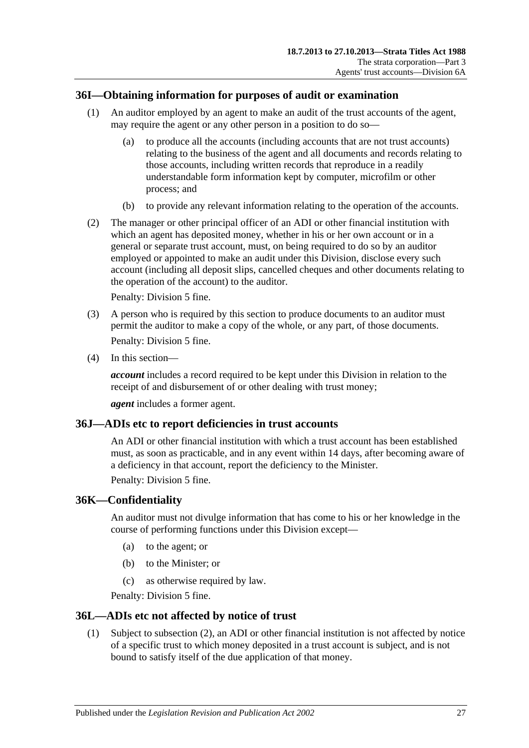## 36I—Obtaining information for purposes of audit or examination

(1) An auditor employed by an agent to make an audit of the trust accounts of the agent, may require the agent or any other person in a position to do so—

(a) to produce all the accounts (including accounts that are not trust accounts) relating to the business of the agent and all documents and records relating to those accounts, including written records that reproduce in a readily understandable form information kept by computer, microfilm or other process; and

(b) to provide any relevant information relating to the operation of the accounts.

(2) The manager or other principal officer of an ADI or other financial institution with which an agent has deposited money, whether in his or her own account or in a general or separate trust account, must, on being required to do so by an auditor employed or appointed to make an audit under this Division, disclose every such account (including all deposit slips, cancelled cheques and other documents relating to the operation of the account) to the auditor.

Penalty: Division 5 fine.

(3) A person who is required by this section to produce documents to an auditor must permit the auditor to make a copy of the whole, or any part, of those documents.

Penalty: Division 5 fine.

(4) In this section—

***account*** includes a record required to be kept under this Division in relation to the receipt of and disbursement of or other dealing with trust money;

***agent*** includes a former agent.

## 36J—ADIs etc to report deficiencies in trust accounts

An ADI or other financial institution with which a trust account has been established must, as soon as practicable, and in any event within 14 days, after becoming aware of a deficiency in that account, report the deficiency to the Minister.

Penalty: Division 5 fine.

## 36K—Confidentiality

An auditor must not divulge information that has come to his or her knowledge in the course of performing functions under this Division except—

(a) to the agent; or

(b) to the Minister; or

(c) as otherwise required by law.

Penalty: Division 5 fine.

## 36L—ADIs etc not affected by notice of trust

(1) Subject to subsection (2), an ADI or other financial institution is not affected by notice of a specific trust to which money deposited in a trust account is subject, and is not bound to satisfy itself of the due application of that money.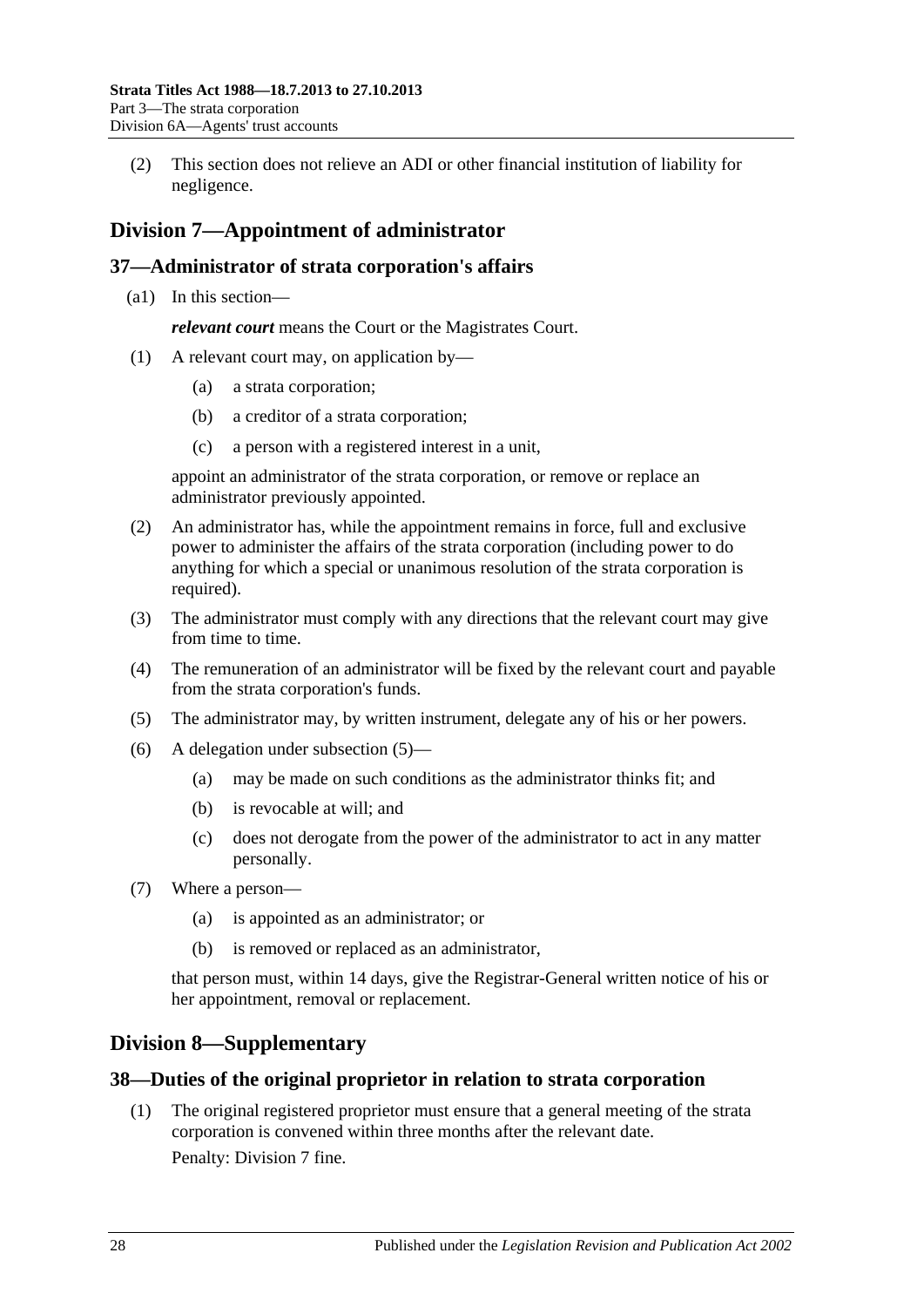(2) This section does not relieve an ADI or other financial institution of liability for negligence.

## Division 7—Appointment of administrator

### 37—Administrator of strata corporation's affairs

(a1) In this section—

***relevant court*** means the Court or the Magistrates Court.

(1) A relevant court may, on application by—

(a) a strata corporation;

(b) a creditor of a strata corporation;

(c) a person with a registered interest in a unit,

appoint an administrator of the strata corporation, or remove or replace an administrator previously appointed.

(2) An administrator has, while the appointment remains in force, full and exclusive power to administer the affairs of the strata corporation (including power to do anything for which a special or unanimous resolution of the strata corporation is required).

(3) The administrator must comply with any directions that the relevant court may give from time to time.

(4) The remuneration of an administrator will be fixed by the relevant court and payable from the strata corporation's funds.

(5) The administrator may, by written instrument, delegate any of his or her powers.

(6) A delegation under subsection (5)—

(a) may be made on such conditions as the administrator thinks fit; and

(b) is revocable at will; and

(c) does not derogate from the power of the administrator to act in any matter personally.

(7) Where a person—

(a) is appointed as an administrator; or

(b) is removed or replaced as an administrator,

that person must, within 14 days, give the Registrar-General written notice of his or her appointment, removal or replacement.

## Division 8—Supplementary

### 38—Duties of the original proprietor in relation to strata corporation

(1) The original registered proprietor must ensure that a general meeting of the strata corporation is convened within three months after the relevant date.

Penalty: Division 7 fine.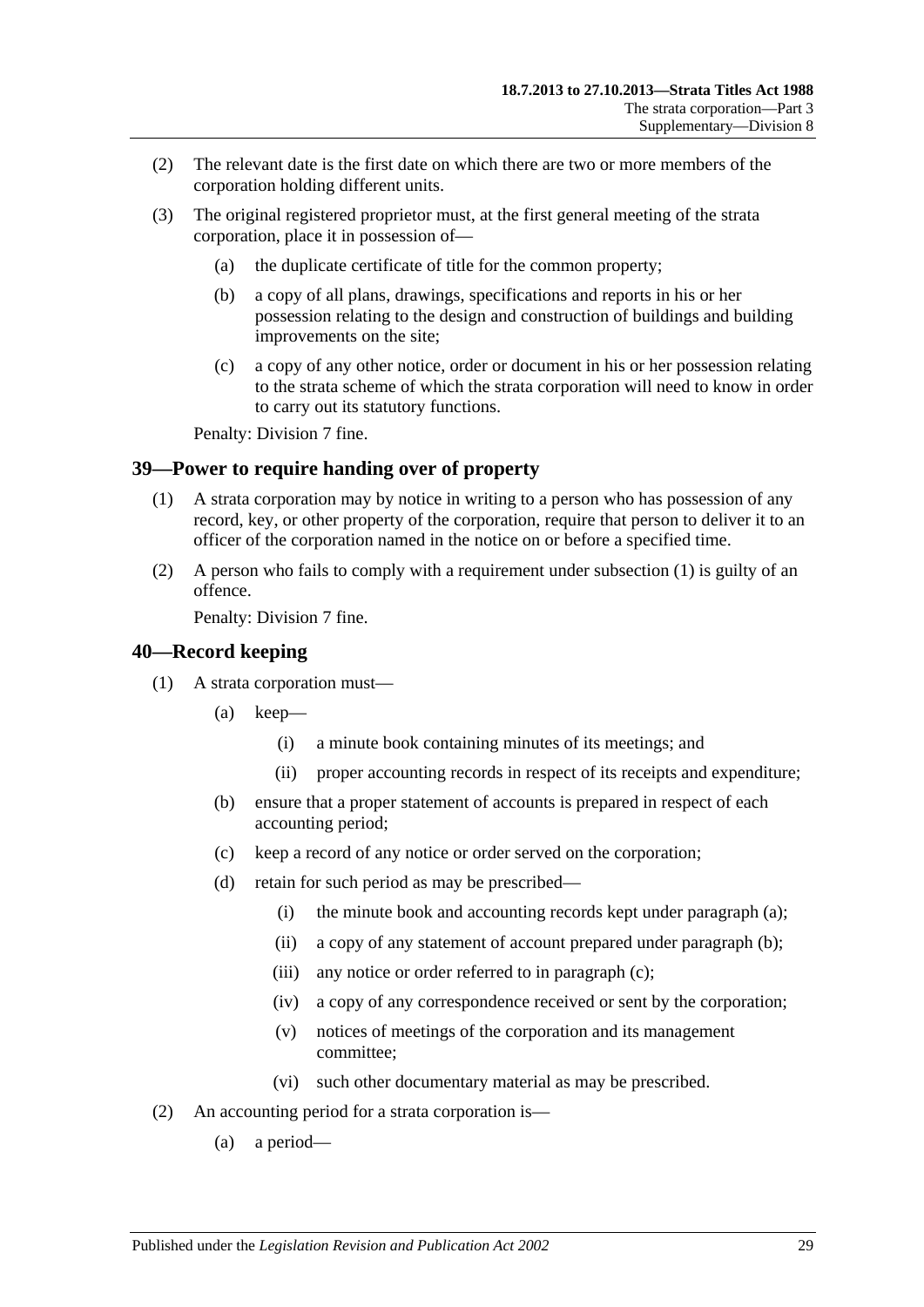(2) The relevant date is the first date on which there are two or more members of the corporation holding different units.

(3) The original registered proprietor must, at the first general meeting of the strata corporation, place it in possession of—

(a) the duplicate certificate of title for the common property;

(b) a copy of all plans, drawings, specifications and reports in his or her possession relating to the design and construction of buildings and building improvements on the site;

(c) a copy of any other notice, order or document in his or her possession relating to the strata scheme of which the strata corporation will need to know in order to carry out its statutory functions.

Penalty: Division 7 fine.

## 39—Power to require handing over of property

(1) A strata corporation may by notice in writing to a person who has possession of any record, key, or other property of the corporation, require that person to deliver it to an officer of the corporation named in the notice on or before a specified time.

(2) A person who fails to comply with a requirement under subsection (1) is guilty of an offence.

Penalty: Division 7 fine.

## 40—Record keeping

(1) A strata corporation must—

(a) keep—

(i) a minute book containing minutes of its meetings; and

(ii) proper accounting records in respect of its receipts and expenditure;

(b) ensure that a proper statement of accounts is prepared in respect of each accounting period;

(c) keep a record of any notice or order served on the corporation;

(d) retain for such period as may be prescribed—

(i) the minute book and accounting records kept under paragraph (a);

(ii) a copy of any statement of account prepared under paragraph (b);

(iii) any notice or order referred to in paragraph (c);

(iv) a copy of any correspondence received or sent by the corporation;

(v) notices of meetings of the corporation and its management committee;

(vi) such other documentary material as may be prescribed.

(2) An accounting period for a strata corporation is—

(a) a period—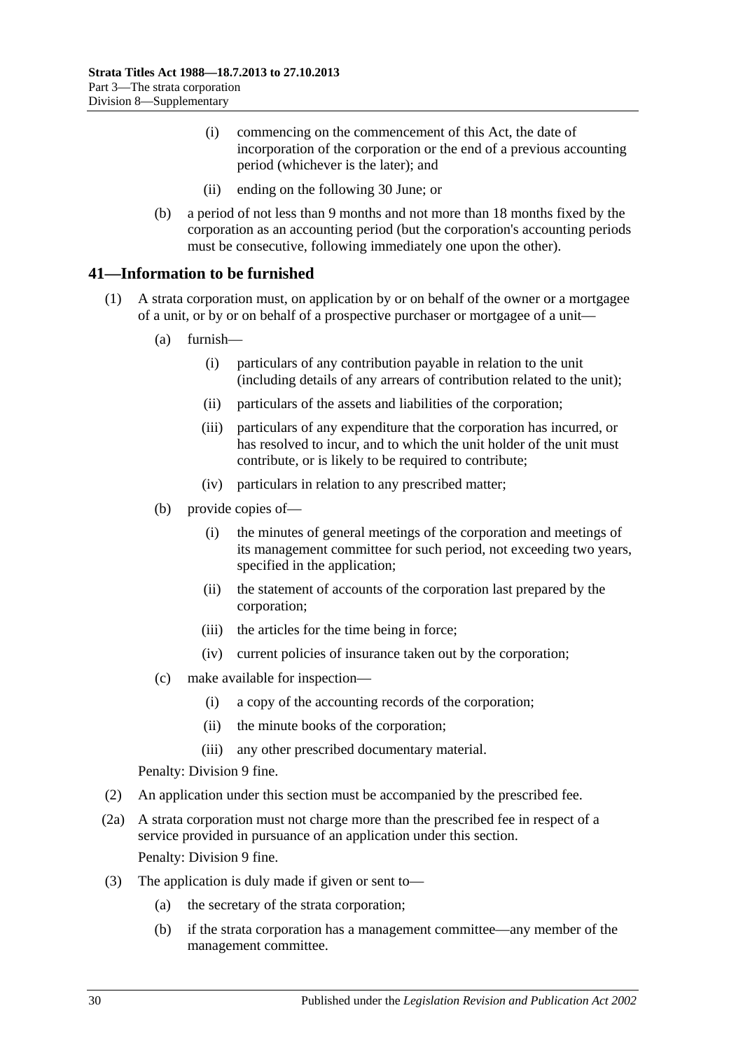(i) commencing on the commencement of this Act, the date of incorporation of the corporation or the end of a previous accounting period (whichever is the later); and

(ii) ending on the following 30 June; or

(b) a period of not less than 9 months and not more than 18 months fixed by the corporation as an accounting period (but the corporation's accounting periods must be consecutive, following immediately one upon the other).

## 41—Information to be furnished

(1) A strata corporation must, on application by or on behalf of the owner or a mortgagee of a unit, or by or on behalf of a prospective purchaser or mortgagee of a unit—

(a) furnish—

(i) particulars of any contribution payable in relation to the unit (including details of any arrears of contribution related to the unit);

(ii) particulars of the assets and liabilities of the corporation;

(iii) particulars of any expenditure that the corporation has incurred, or has resolved to incur, and to which the unit holder of the unit must contribute, or is likely to be required to contribute;

(iv) particulars in relation to any prescribed matter;

(b) provide copies of—

(i) the minutes of general meetings of the corporation and meetings of its management committee for such period, not exceeding two years, specified in the application;

(ii) the statement of accounts of the corporation last prepared by the corporation;

(iii) the articles for the time being in force;

(iv) current policies of insurance taken out by the corporation;

(c) make available for inspection—

(i) a copy of the accounting records of the corporation;

(ii) the minute books of the corporation;

(iii) any other prescribed documentary material.

Penalty: Division 9 fine.

(2) An application under this section must be accompanied by the prescribed fee.

(2a) A strata corporation must not charge more than the prescribed fee in respect of a service provided in pursuance of an application under this section.

Penalty: Division 9 fine.

(3) The application is duly made if given or sent to—

(a) the secretary of the strata corporation;

(b) if the strata corporation has a management committee—any member of the management committee.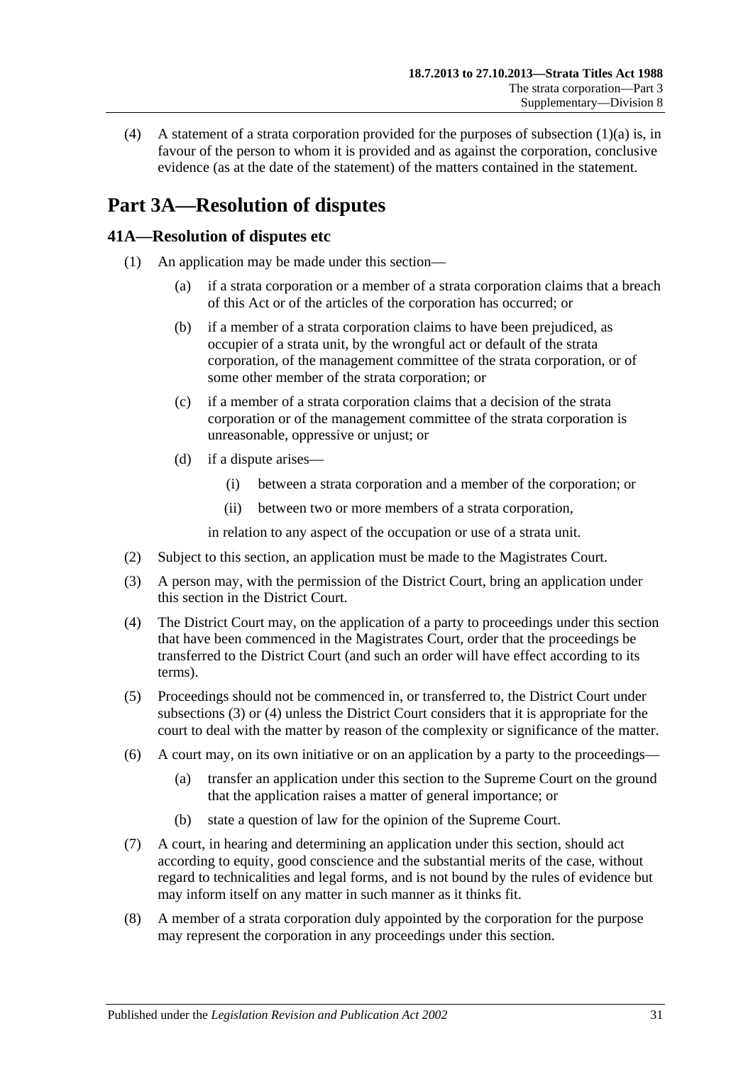(4) A statement of a strata corporation provided for the purposes of subsection (1)(a) is, in favour of the person to whom it is provided and as against the corporation, conclusive evidence (as at the date of the statement) of the matters contained in the statement.

# Part 3A—Resolution of disputes

## 41A—Resolution of disputes etc

(1) An application may be made under this section—

(a) if a strata corporation or a member of a strata corporation claims that a breach of this Act or of the articles of the corporation has occurred; or

(b) if a member of a strata corporation claims to have been prejudiced, as occupier of a strata unit, by the wrongful act or default of the strata corporation, of the management committee of the strata corporation, or of some other member of the strata corporation; or

(c) if a member of a strata corporation claims that a decision of the strata corporation or of the management committee of the strata corporation is unreasonable, oppressive or unjust; or

(d) if a dispute arises—

(i) between a strata corporation and a member of the corporation; or

(ii) between two or more members of a strata corporation,

in relation to any aspect of the occupation or use of a strata unit.

(2) Subject to this section, an application must be made to the Magistrates Court.

(3) A person may, with the permission of the District Court, bring an application under this section in the District Court.

(4) The District Court may, on the application of a party to proceedings under this section that have been commenced in the Magistrates Court, order that the proceedings be transferred to the District Court (and such an order will have effect according to its terms).

(5) Proceedings should not be commenced in, or transferred to, the District Court under subsections (3) or (4) unless the District Court considers that it is appropriate for the court to deal with the matter by reason of the complexity or significance of the matter.

(6) A court may, on its own initiative or on an application by a party to the proceedings—

(a) transfer an application under this section to the Supreme Court on the ground that the application raises a matter of general importance; or

(b) state a question of law for the opinion of the Supreme Court.

(7) A court, in hearing and determining an application under this section, should act according to equity, good conscience and the substantial merits of the case, without regard to technicalities and legal forms, and is not bound by the rules of evidence but may inform itself on any matter in such manner as it thinks fit.

(8) A member of a strata corporation duly appointed by the corporation for the purpose may represent the corporation in any proceedings under this section.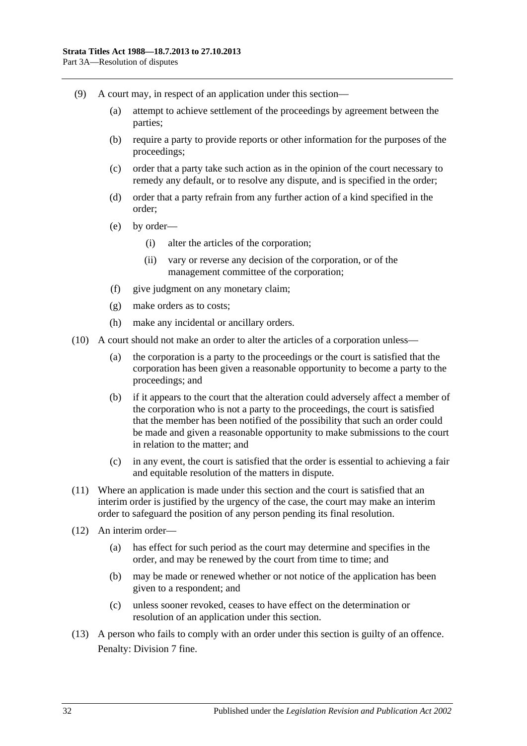(9) A court may, in respect of an application under this section—

(a) attempt to achieve settlement of the proceedings by agreement between the parties;

(b) require a party to provide reports or other information for the purposes of the proceedings;

(c) order that a party take such action as in the opinion of the court necessary to remedy any default, or to resolve any dispute, and is specified in the order;

(d) order that a party refrain from any further action of a kind specified in the order;

(e) by order—

(i) alter the articles of the corporation;

(ii) vary or reverse any decision of the corporation, or of the management committee of the corporation;

(f) give judgment on any monetary claim;

(g) make orders as to costs;

(h) make any incidental or ancillary orders.

(10) A court should not make an order to alter the articles of a corporation unless—

(a) the corporation is a party to the proceedings or the court is satisfied that the corporation has been given a reasonable opportunity to become a party to the proceedings; and

(b) if it appears to the court that the alteration could adversely affect a member of the corporation who is not a party to the proceedings, the court is satisfied that the member has been notified of the possibility that such an order could be made and given a reasonable opportunity to make submissions to the court in relation to the matter; and

(c) in any event, the court is satisfied that the order is essential to achieving a fair and equitable resolution of the matters in dispute.

(11) Where an application is made under this section and the court is satisfied that an interim order is justified by the urgency of the case, the court may make an interim order to safeguard the position of any person pending its final resolution.

(12) An interim order—

(a) has effect for such period as the court may determine and specifies in the order, and may be renewed by the court from time to time; and

(b) may be made or renewed whether or not notice of the application has been given to a respondent; and

(c) unless sooner revoked, ceases to have effect on the determination or resolution of an application under this section.

(13) A person who fails to comply with an order under this section is guilty of an offence.

Penalty: Division 7 fine.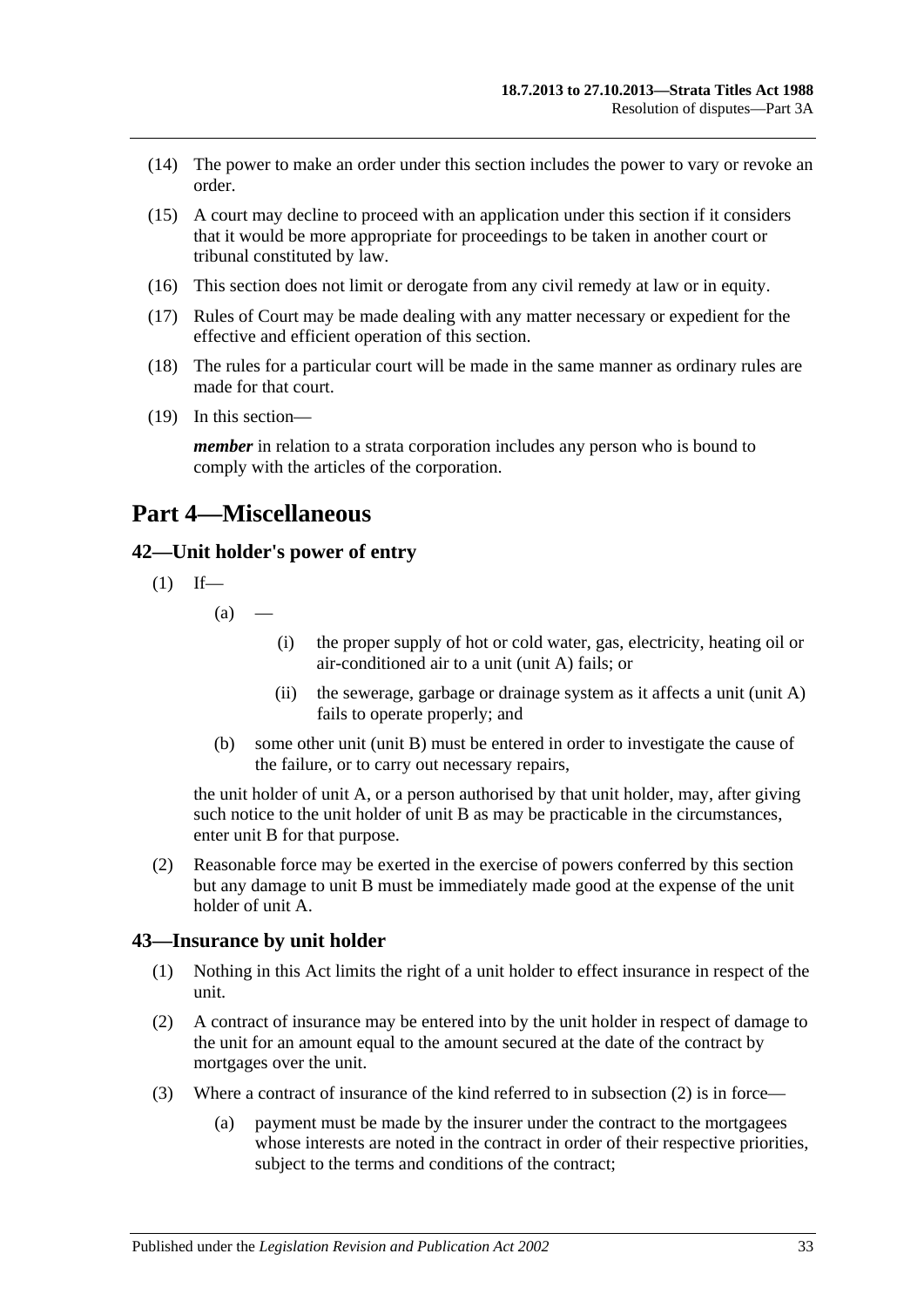(14) The power to make an order under this section includes the power to vary or revoke an order.

(15) A court may decline to proceed with an application under this section if it considers that it would be more appropriate for proceedings to be taken in another court or tribunal constituted by law.

(16) This section does not limit or derogate from any civil remedy at law or in equity.

(17) Rules of Court may be made dealing with any matter necessary or expedient for the effective and efficient operation of this section.

(18) The rules for a particular court will be made in the same manner as ordinary rules are made for that court.

(19) In this section—

***member*** in relation to a strata corporation includes any person who is bound to comply with the articles of the corporation.

# Part 4—Miscellaneous

## 42—Unit holder's power of entry

(1) If—

(a) —

(i) the proper supply of hot or cold water, gas, electricity, heating oil or air-conditioned air to a unit (unit A) fails; or

(ii) the sewerage, garbage or drainage system as it affects a unit (unit A) fails to operate properly; and

(b) some other unit (unit B) must be entered in order to investigate the cause of the failure, or to carry out necessary repairs,

the unit holder of unit A, or a person authorised by that unit holder, may, after giving such notice to the unit holder of unit B as may be practicable in the circumstances, enter unit B for that purpose.

(2) Reasonable force may be exerted in the exercise of powers conferred by this section but any damage to unit B must be immediately made good at the expense of the unit holder of unit A.

## 43—Insurance by unit holder

(1) Nothing in this Act limits the right of a unit holder to effect insurance in respect of the unit.

(2) A contract of insurance may be entered into by the unit holder in respect of damage to the unit for an amount equal to the amount secured at the date of the contract by mortgages over the unit.

(3) Where a contract of insurance of the kind referred to in subsection (2) is in force—

(a) payment must be made by the insurer under the contract to the mortgagees whose interests are noted in the contract in order of their respective priorities, subject to the terms and conditions of the contract;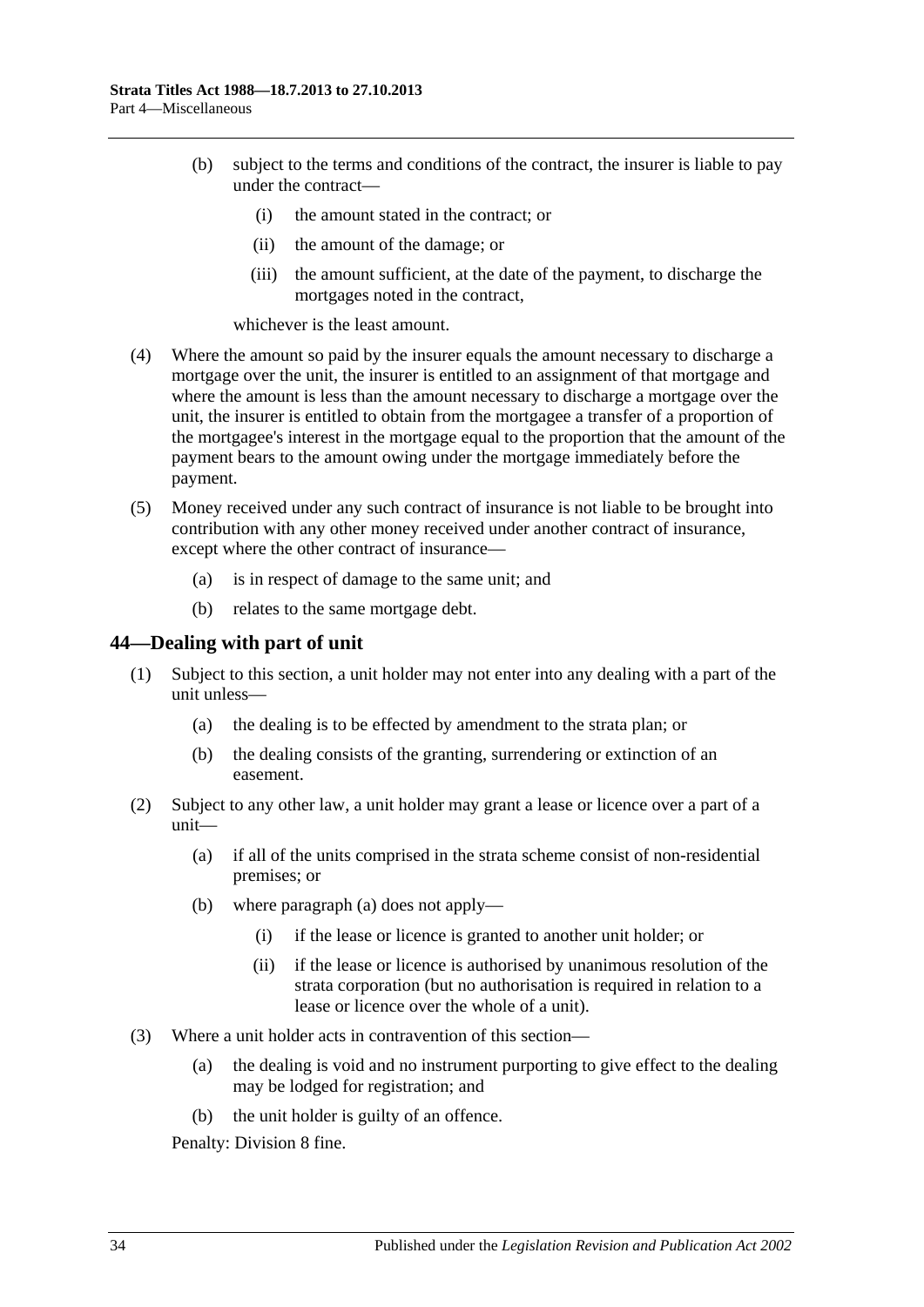(b) subject to the terms and conditions of the contract, the insurer is liable to pay under the contract—

   (i) the amount stated in the contract; or

   (ii) the amount of the damage; or

   (iii) the amount sufficient, at the date of the payment, to discharge the mortgages noted in the contract,

whichever is the least amount.

(4) Where the amount so paid by the insurer equals the amount necessary to discharge a mortgage over the unit, the insurer is entitled to an assignment of that mortgage and where the amount is less than the amount necessary to discharge a mortgage over the unit, the insurer is entitled to obtain from the mortgagee a transfer of a proportion of the mortgagee's interest in the mortgage equal to the proportion that the amount of the payment bears to the amount owing under the mortgage immediately before the payment.

(5) Money received under any such contract of insurance is not liable to be brought into contribution with any other money received under another contract of insurance, except where the other contract of insurance—

   (a) is in respect of damage to the same unit; and

   (b) relates to the same mortgage debt.

## 44—Dealing with part of unit

(1) Subject to this section, a unit holder may not enter into any dealing with a part of the unit unless—

   (a) the dealing is to be effected by amendment to the strata plan; or

   (b) the dealing consists of the granting, surrendering or extinction of an easement.

(2) Subject to any other law, a unit holder may grant a lease or licence over a part of a unit—

   (a) if all of the units comprised in the strata scheme consist of non-residential premises; or

   (b) where paragraph (a) does not apply—

      (i) if the lease or licence is granted to another unit holder; or

      (ii) if the lease or licence is authorised by unanimous resolution of the strata corporation (but no authorisation is required in relation to a lease or licence over the whole of a unit).

(3) Where a unit holder acts in contravention of this section—

   (a) the dealing is void and no instrument purporting to give effect to the dealing may be lodged for registration; and

   (b) the unit holder is guilty of an offence.

Penalty: Division 8 fine.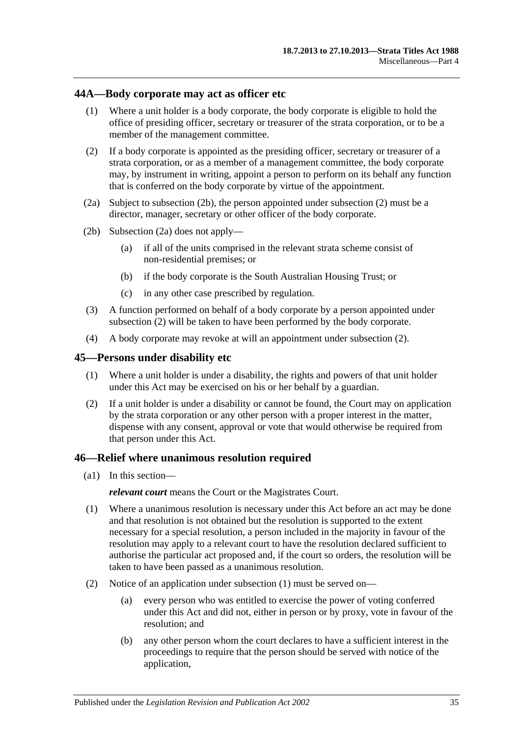## 44A—Body corporate may act as officer etc

(1) Where a unit holder is a body corporate, the body corporate is eligible to hold the office of presiding officer, secretary or treasurer of the strata corporation, or to be a member of the management committee.

(2) If a body corporate is appointed as the presiding officer, secretary or treasurer of a strata corporation, or as a member of a management committee, the body corporate may, by instrument in writing, appoint a person to perform on its behalf any function that is conferred on the body corporate by virtue of the appointment.

(2a) Subject to subsection (2b), the person appointed under subsection (2) must be a director, manager, secretary or other officer of the body corporate.

(2b) Subsection (2a) does not apply—

(a) if all of the units comprised in the relevant strata scheme consist of non-residential premises; or

(b) if the body corporate is the South Australian Housing Trust; or

(c) in any other case prescribed by regulation.

(3) A function performed on behalf of a body corporate by a person appointed under subsection (2) will be taken to have been performed by the body corporate.

(4) A body corporate may revoke at will an appointment under subsection (2).

## 45—Persons under disability etc

(1) Where a unit holder is under a disability, the rights and powers of that unit holder under this Act may be exercised on his or her behalf by a guardian.

(2) If a unit holder is under a disability or cannot be found, the Court may on application by the strata corporation or any other person with a proper interest in the matter, dispense with any consent, approval or vote that would otherwise be required from that person under this Act.

## 46—Relief where unanimous resolution required

(a1) In this section—

***relevant court*** means the Court or the Magistrates Court.

(1) Where a unanimous resolution is necessary under this Act before an act may be done and that resolution is not obtained but the resolution is supported to the extent necessary for a special resolution, a person included in the majority in favour of the resolution may apply to a relevant court to have the resolution declared sufficient to authorise the particular act proposed and, if the court so orders, the resolution will be taken to have been passed as a unanimous resolution.

(2) Notice of an application under subsection (1) must be served on—

(a) every person who was entitled to exercise the power of voting conferred under this Act and did not, either in person or by proxy, vote in favour of the resolution; and

(b) any other person whom the court declares to have a sufficient interest in the proceedings to require that the person should be served with notice of the application,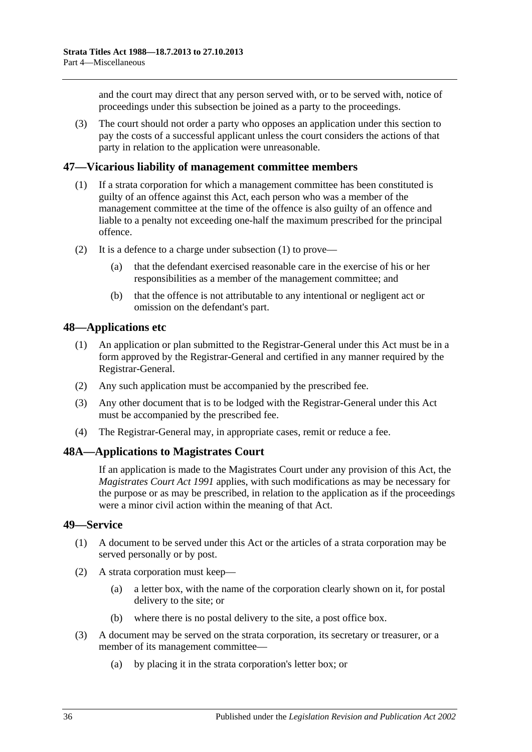and the court may direct that any person served with, or to be served with, notice of proceedings under this subsection be joined as a party to the proceedings.

(3) The court should not order a party who opposes an application under this section to pay the costs of a successful applicant unless the court considers the actions of that party in relation to the application were unreasonable.

## 47—Vicarious liability of management committee members

(1) If a strata corporation for which a management committee has been constituted is guilty of an offence against this Act, each person who was a member of the management committee at the time of the offence is also guilty of an offence and liable to a penalty not exceeding one-half the maximum prescribed for the principal offence.

(2) It is a defence to a charge under subsection (1) to prove—

(a) that the defendant exercised reasonable care in the exercise of his or her responsibilities as a member of the management committee; and

(b) that the offence is not attributable to any intentional or negligent act or omission on the defendant's part.

## 48—Applications etc

(1) An application or plan submitted to the Registrar-General under this Act must be in a form approved by the Registrar-General and certified in any manner required by the Registrar-General.

(2) Any such application must be accompanied by the prescribed fee.

(3) Any other document that is to be lodged with the Registrar-General under this Act must be accompanied by the prescribed fee.

(4) The Registrar-General may, in appropriate cases, remit or reduce a fee.

## 48A—Applications to Magistrates Court

If an application is made to the Magistrates Court under any provision of this Act, the *Magistrates Court Act 1991* applies, with such modifications as may be necessary for the purpose or as may be prescribed, in relation to the application as if the proceedings were a minor civil action within the meaning of that Act.

## 49—Service

(1) A document to be served under this Act or the articles of a strata corporation may be served personally or by post.

(2) A strata corporation must keep—

(a) a letter box, with the name of the corporation clearly shown on it, for postal delivery to the site; or

(b) where there is no postal delivery to the site, a post office box.

(3) A document may be served on the strata corporation, its secretary or treasurer, or a member of its management committee—

(a) by placing it in the strata corporation's letter box; or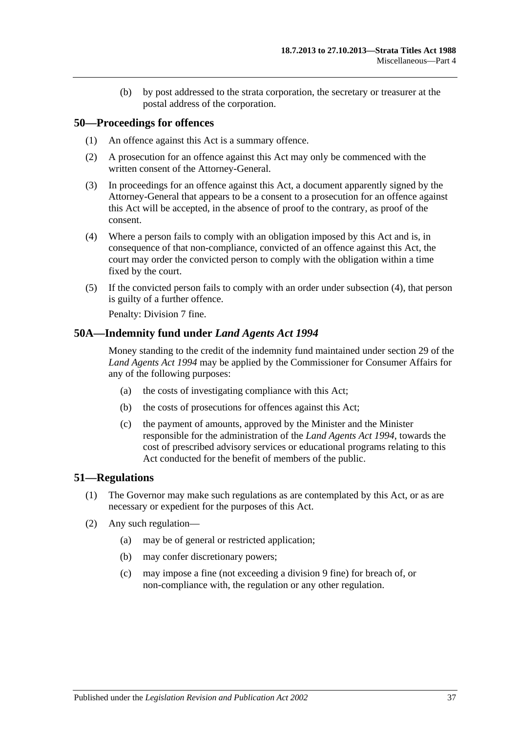(b) by post addressed to the strata corporation, the secretary or treasurer at the postal address of the corporation.

## 50—Proceedings for offences

(1) An offence against this Act is a summary offence.

(2) A prosecution for an offence against this Act may only be commenced with the written consent of the Attorney-General.

(3) In proceedings for an offence against this Act, a document apparently signed by the Attorney-General that appears to be a consent to a prosecution for an offence against this Act will be accepted, in the absence of proof to the contrary, as proof of the consent.

(4) Where a person fails to comply with an obligation imposed by this Act and is, in consequence of that non-compliance, convicted of an offence against this Act, the court may order the convicted person to comply with the obligation within a time fixed by the court.

(5) If the convicted person fails to comply with an order under subsection (4), that person is guilty of a further offence.

Penalty: Division 7 fine.

## 50A—Indemnity fund under *Land Agents Act 1994*

Money standing to the credit of the indemnity fund maintained under section 29 of the *Land Agents Act 1994* may be applied by the Commissioner for Consumer Affairs for any of the following purposes:

(a) the costs of investigating compliance with this Act;

(b) the costs of prosecutions for offences against this Act;

(c) the payment of amounts, approved by the Minister and the Minister responsible for the administration of the *Land Agents Act 1994*, towards the cost of prescribed advisory services or educational programs relating to this Act conducted for the benefit of members of the public.

## 51—Regulations

(1) The Governor may make such regulations as are contemplated by this Act, or as are necessary or expedient for the purposes of this Act.

(2) Any such regulation—

(a) may be of general or restricted application;

(b) may confer discretionary powers;

(c) may impose a fine (not exceeding a division 9 fine) for breach of, or non-compliance with, the regulation or any other regulation.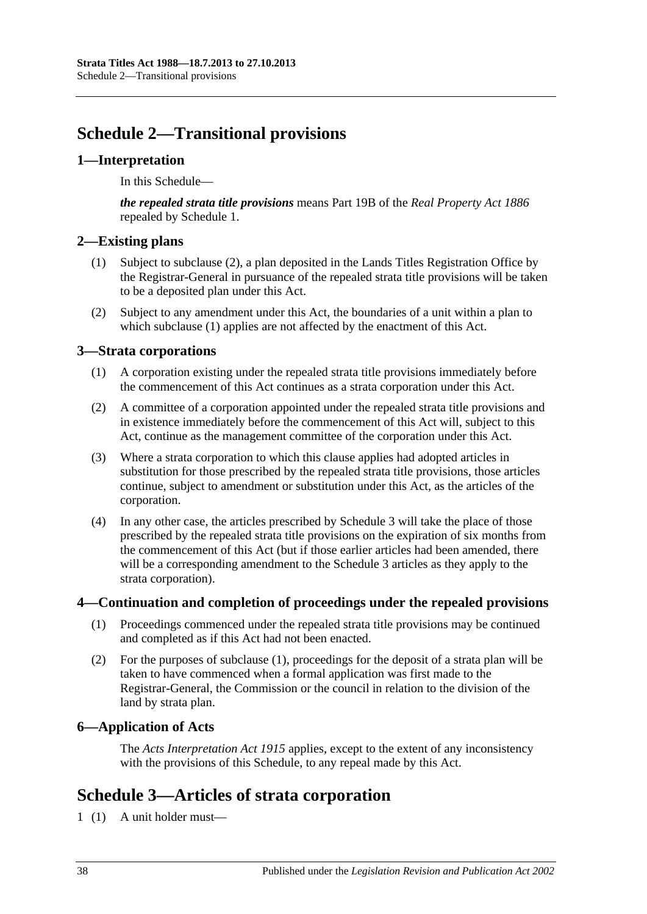# Schedule 2—Transitional provisions

## 1—Interpretation

In this Schedule—

***the repealed strata title provisions*** means Part 19B of the *Real Property Act 1886* repealed by Schedule 1.

## 2—Existing plans

(1) Subject to subclause (2), a plan deposited in the Lands Titles Registration Office by the Registrar-General in pursuance of the repealed strata title provisions will be taken to be a deposited plan under this Act.

(2) Subject to any amendment under this Act, the boundaries of a unit within a plan to which subclause (1) applies are not affected by the enactment of this Act.

## 3—Strata corporations

(1) A corporation existing under the repealed strata title provisions immediately before the commencement of this Act continues as a strata corporation under this Act.

(2) A committee of a corporation appointed under the repealed strata title provisions and in existence immediately before the commencement of this Act will, subject to this Act, continue as the management committee of the corporation under this Act.

(3) Where a strata corporation to which this clause applies had adopted articles in substitution for those prescribed by the repealed strata title provisions, those articles continue, subject to amendment or substitution under this Act, as the articles of the corporation.

(4) In any other case, the articles prescribed by Schedule 3 will take the place of those prescribed by the repealed strata title provisions on the expiration of six months from the commencement of this Act (but if those earlier articles had been amended, there will be a corresponding amendment to the Schedule 3 articles as they apply to the strata corporation).

## 4—Continuation and completion of proceedings under the repealed provisions

(1) Proceedings commenced under the repealed strata title provisions may be continued and completed as if this Act had not been enacted.

(2) For the purposes of subclause (1), proceedings for the deposit of a strata plan will be taken to have commenced when a formal application was first made to the Registrar-General, the Commission or the council in relation to the division of the land by strata plan.

## 6—Application of Acts

The *Acts Interpretation Act 1915* applies, except to the extent of any inconsistency with the provisions of this Schedule, to any repeal made by this Act.

# Schedule 3—Articles of strata corporation

1 (1) A unit holder must—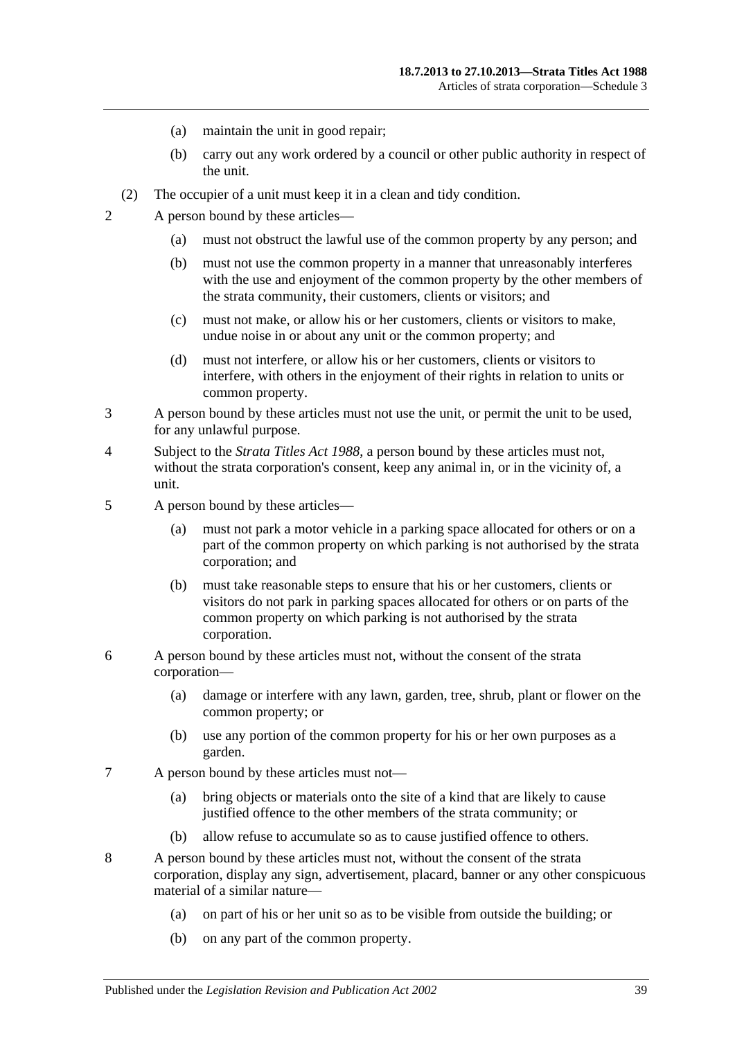(a) maintain the unit in good repair;

(b) carry out any work ordered by a council or other public authority in respect of the unit.

(2) The occupier of a unit must keep it in a clean and tidy condition.

2 A person bound by these articles—

(a) must not obstruct the lawful use of the common property by any person; and

(b) must not use the common property in a manner that unreasonably interferes with the use and enjoyment of the common property by the other members of the strata community, their customers, clients or visitors; and

(c) must not make, or allow his or her customers, clients or visitors to make, undue noise in or about any unit or the common property; and

(d) must not interfere, or allow his or her customers, clients or visitors to interfere, with others in the enjoyment of their rights in relation to units or common property.

3 A person bound by these articles must not use the unit, or permit the unit to be used, for any unlawful purpose.

4 Subject to the *Strata Titles Act 1988*, a person bound by these articles must not, without the strata corporation's consent, keep any animal in, or in the vicinity of, a unit.

5 A person bound by these articles—

(a) must not park a motor vehicle in a parking space allocated for others or on a part of the common property on which parking is not authorised by the strata corporation; and

(b) must take reasonable steps to ensure that his or her customers, clients or visitors do not park in parking spaces allocated for others or on parts of the common property on which parking is not authorised by the strata corporation.

6 A person bound by these articles must not, without the consent of the strata corporation—

(a) damage or interfere with any lawn, garden, tree, shrub, plant or flower on the common property; or

(b) use any portion of the common property for his or her own purposes as a garden.

7 A person bound by these articles must not—

(a) bring objects or materials onto the site of a kind that are likely to cause justified offence to the other members of the strata community; or

(b) allow refuse to accumulate so as to cause justified offence to others.

8 A person bound by these articles must not, without the consent of the strata corporation, display any sign, advertisement, placard, banner or any other conspicuous material of a similar nature—

(a) on part of his or her unit so as to be visible from outside the building; or

(b) on any part of the common property.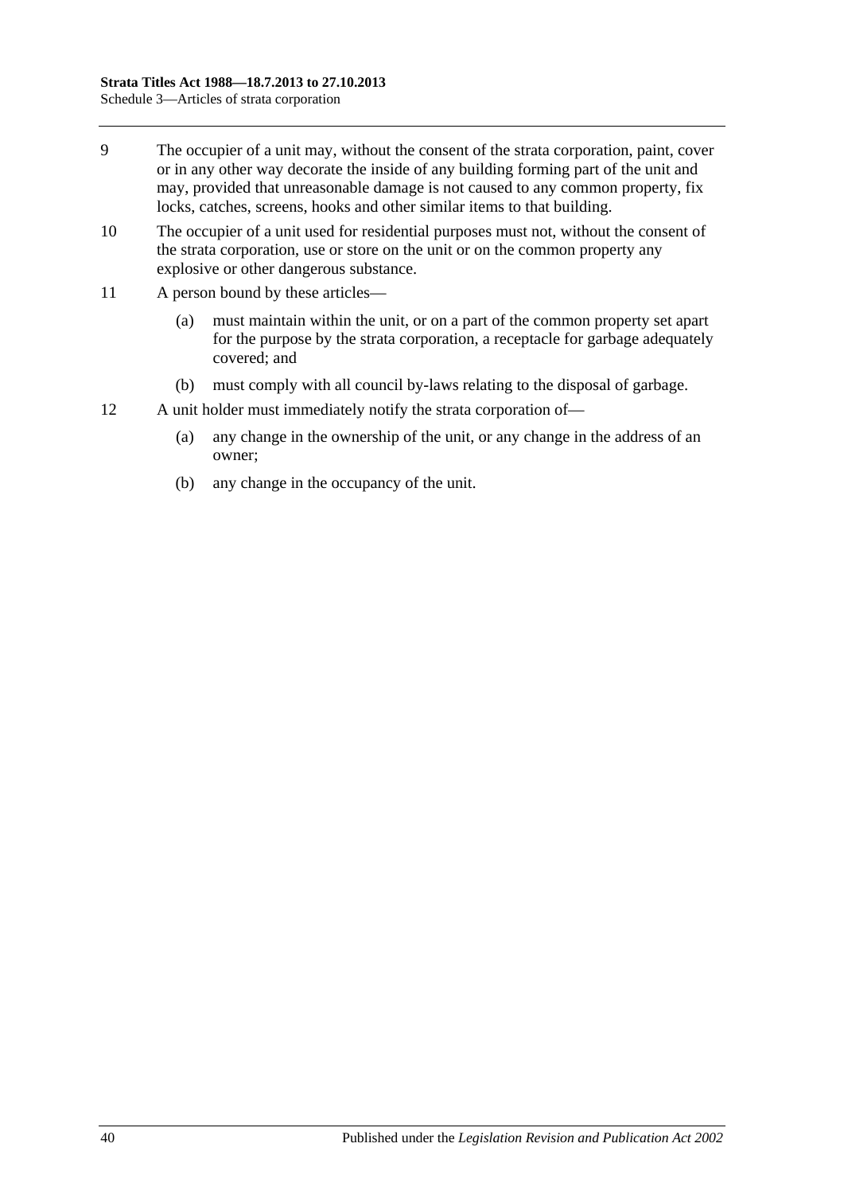9 The occupier of a unit may, without the consent of the strata corporation, paint, cover or in any other way decorate the inside of any building forming part of the unit and may, provided that unreasonable damage is not caused to any common property, fix locks, catches, screens, hooks and other similar items to that building.

10 The occupier of a unit used for residential purposes must not, without the consent of the strata corporation, use or store on the unit or on the common property any explosive or other dangerous substance.

11 A person bound by these articles—

(a) must maintain within the unit, or on a part of the common property set apart for the purpose by the strata corporation, a receptacle for garbage adequately covered; and

(b) must comply with all council by-laws relating to the disposal of garbage.

12 A unit holder must immediately notify the strata corporation of—

(a) any change in the ownership of the unit, or any change in the address of an owner;

(b) any change in the occupancy of the unit.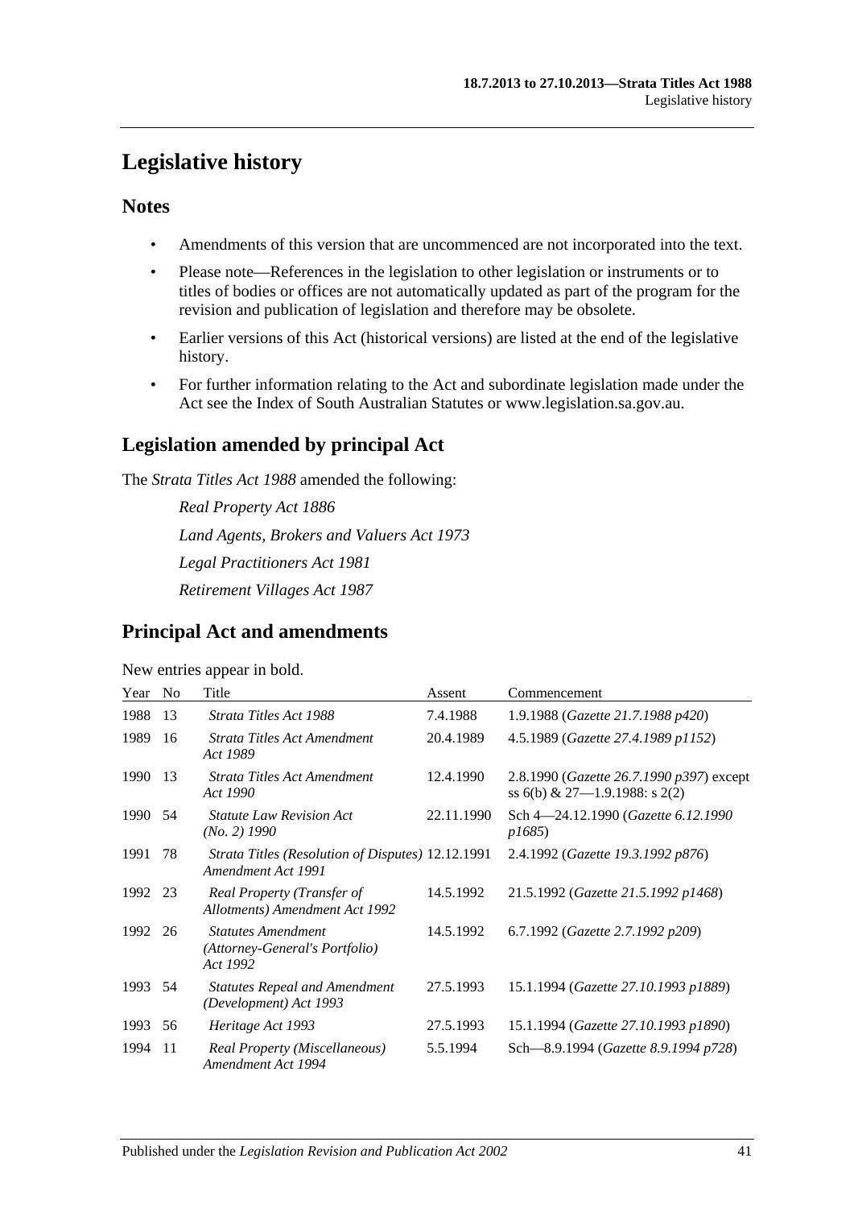# Legislative history

## Notes

- Amendments of this version that are uncommenced are not incorporated into the text.
- Please note—References in the legislation to other legislation or instruments or to titles of bodies or offices are not automatically updated as part of the program for the revision and publication of legislation and therefore may be obsolete.
- Earlier versions of this Act (historical versions) are listed at the end of the legislative history.
- For further information relating to the Act and subordinate legislation made under the Act see the Index of South Australian Statutes or www.legislation.sa.gov.au.

## Legislation amended by principal Act

The *Strata Titles Act 1988* amended the following:

*Real Property Act 1886*

*Land Agents, Brokers and Valuers Act 1973*

*Legal Practitioners Act 1981*

*Retirement Villages Act 1987*

## Principal Act and amendments

New entries appear in bold.

| Year | No | Title | Assent | Commencement |
|---|---|---|---|---|
| 1988 | 13 | *Strata Titles Act 1988* | 7.4.1988 | 1.9.1988 (*Gazette 21.7.1988 p420*) |
| 1989 | 16 | *Strata Titles Act Amendment Act 1989* | 20.4.1989 | 4.5.1989 (*Gazette 27.4.1989 p1152*) |
| 1990 | 13 | *Strata Titles Act Amendment Act 1990* | 12.4.1990 | 2.8.1990 (*Gazette 26.7.1990 p397*) except ss 6(b) & 27—1.9.1988: s 2(2) |
| 1990 | 54 | *Statute Law Revision Act (No. 2) 1990* | 22.11.1990 | Sch 4—24.12.1990 (*Gazette 6.12.1990 p1685*) |
| 1991 | 78 | *Strata Titles (Resolution of Disputes) Amendment Act 1991* | 12.12.1991 | 2.4.1992 (*Gazette 19.3.1992 p876*) |
| 1992 | 23 | *Real Property (Transfer of Allotments) Amendment Act 1992* | 14.5.1992 | 21.5.1992 (*Gazette 21.5.1992 p1468*) |
| 1992 | 26 | *Statutes Amendment (Attorney-General's Portfolio) Act 1992* | 14.5.1992 | 6.7.1992 (*Gazette 2.7.1992 p209*) |
| 1993 | 54 | *Statutes Repeal and Amendment (Development) Act 1993* | 27.5.1993 | 15.1.1994 (*Gazette 27.10.1993 p1889*) |
| 1993 | 56 | *Heritage Act 1993* | 27.5.1993 | 15.1.1994 (*Gazette 27.10.1993 p1890*) |
| 1994 | 11 | *Real Property (Miscellaneous) Amendment Act 1994* | 5.5.1994 | Sch—8.9.1994 (*Gazette 8.9.1994 p728*) |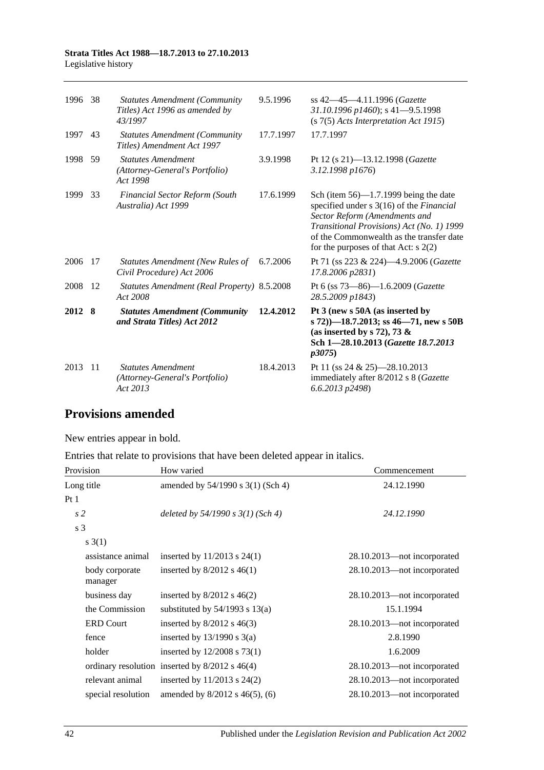| | | | | |
|---|---|---|---|---|
| 1996 | 38 | *Statutes Amendment (Community Titles) Act 1996 as amended by 43/1997* | 9.5.1996 | ss 42—45—4.11.1996 (*Gazette 31.10.1996 p1460*); s 41—9.5.1998 (s 7(5) *Acts Interpretation Act 1915*) |
| 1997 | 43 | *Statutes Amendment (Community Titles) Amendment Act 1997* | 17.7.1997 | 17.7.1997 |
| 1998 | 59 | *Statutes Amendment (Attorney-General's Portfolio) Act 1998* | 3.9.1998 | Pt 12 (s 21)—13.12.1998 (*Gazette 3.12.1998 p1676*) |
| 1999 | 33 | *Financial Sector Reform (South Australia) Act 1999* | 17.6.1999 | Sch (item 56)—1.7.1999 being the date specified under s 3(16) of the *Financial Sector Reform (Amendments and Transitional Provisions) Act (No. 1) 1999* of the Commonwealth as the transfer date for the purposes of that Act: s 2(2) |
| 2006 | 17 | *Statutes Amendment (New Rules of Civil Procedure) Act 2006* | 6.7.2006 | Pt 71 (ss 223 & 224)—4.9.2006 (*Gazette 17.8.2006 p2831*) |
| 2008 | 12 | *Statutes Amendment (Real Property) Act 2008* | 8.5.2008 | Pt 6 (ss 73—86)—1.6.2009 (*Gazette 28.5.2009 p1843*) |
| **2012** | **8** | ***Statutes Amendment (Community and Strata Titles) Act 2012*** | **12.4.2012** | **Pt 3 (new s 50A (as inserted by s 72))—18.7.2013; ss 46—71, new s 50B (as inserted by s 72), 73 & Sch 1—28.10.2013 (*Gazette 18.7.2013 p3075*)** |
| 2013 | 11 | *Statutes Amendment (Attorney-General's Portfolio) Act 2013* | 18.4.2013 | Pt 11 (ss 24 & 25)—28.10.2013 immediately after 8/2012 s 8 (*Gazette 6.6.2013 p2498*) |

## Provisions amended

New entries appear in bold.

Entries that relate to provisions that have been deleted appear in italics.

| Provision | How varied | Commencement |
|---|---|---|
| Long title | amended by 54/1990 s 3(1) (Sch 4) | 24.12.1990 |
| Pt 1 | | |
| *s 2* | *deleted by 54/1990 s 3(1) (Sch 4)* | *24.12.1990* |
| s 3 | | |
| s 3(1) | | |
| assistance animal | inserted by 11/2013 s 24(1) | 28.10.2013—not incorporated |
| body corporate manager | inserted by 8/2012 s 46(1) | 28.10.2013—not incorporated |
| business day | inserted by 8/2012 s 46(2) | 28.10.2013—not incorporated |
| the Commission | substituted by 54/1993 s 13(a) | 15.1.1994 |
| ERD Court | inserted by 8/2012 s 46(3) | 28.10.2013—not incorporated |
| fence | inserted by 13/1990 s 3(a) | 2.8.1990 |
| holder | inserted by 12/2008 s 73(1) | 1.6.2009 |
| ordinary resolution | inserted by 8/2012 s 46(4) | 28.10.2013—not incorporated |
| relevant animal | inserted by 11/2013 s 24(2) | 28.10.2013—not incorporated |
| special resolution | amended by 8/2012 s 46(5), (6) | 28.10.2013—not incorporated |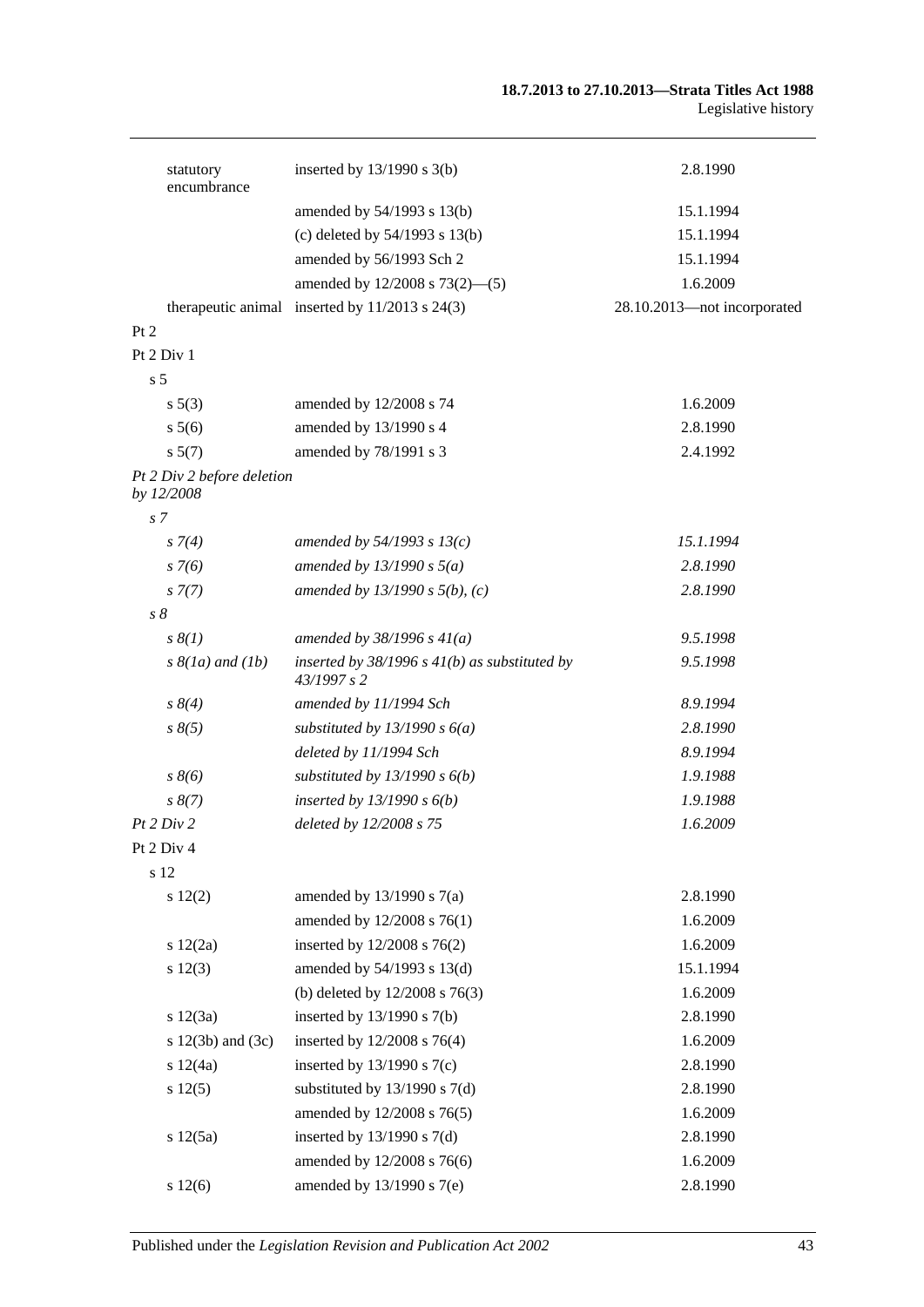| | | |
|---|---|---|
| statutory encumbrance | inserted by 13/1990 s 3(b) | 2.8.1990 |
| | amended by 54/1993 s 13(b) | 15.1.1994 |
| | (c) deleted by 54/1993 s 13(b) | 15.1.1994 |
| | amended by 56/1993 Sch 2 | 15.1.1994 |
| | amended by 12/2008 s 73(2)—(5) | 1.6.2009 |
| therapeutic animal | inserted by 11/2013 s 24(3) | 28.10.2013—not incorporated |
| Pt 2 | | |
| Pt 2 Div 1 | | |
| s 5 | | |
| s 5(3) | amended by 12/2008 s 74 | 1.6.2009 |
| s 5(6) | amended by 13/1990 s 4 | 2.8.1990 |
| s 5(7) | amended by 78/1991 s 3 | 2.4.1992 |
| *Pt 2 Div 2 before deletion by 12/2008* | | |
| *s 7* | | |
| *s 7(4)* | *amended by 54/1993 s 13(c)* | *15.1.1994* |
| *s 7(6)* | *amended by 13/1990 s 5(a)* | *2.8.1990* |
| *s 7(7)* | *amended by 13/1990 s 5(b), (c)* | *2.8.1990* |
| *s 8* | | |
| *s 8(1)* | *amended by 38/1996 s 41(a)* | *9.5.1998* |
| *s 8(1a) and (1b)* | *inserted by 38/1996 s 41(b) as substituted by 43/1997 s 2* | *9.5.1998* |
| *s 8(4)* | *amended by 11/1994 Sch* | *8.9.1994* |
| *s 8(5)* | *substituted by 13/1990 s 6(a)* | *2.8.1990* |
| | *deleted by 11/1994 Sch* | *8.9.1994* |
| *s 8(6)* | *substituted by 13/1990 s 6(b)* | *1.9.1988* |
| *s 8(7)* | *inserted by 13/1990 s 6(b)* | *1.9.1988* |
| *Pt 2 Div 2* | *deleted by 12/2008 s 75* | *1.6.2009* |
| Pt 2 Div 4 | | |
| s 12 | | |
| s 12(2) | amended by 13/1990 s 7(a) | 2.8.1990 |
| | amended by 12/2008 s 76(1) | 1.6.2009 |
| s 12(2a) | inserted by 12/2008 s 76(2) | 1.6.2009 |
| s 12(3) | amended by 54/1993 s 13(d) | 15.1.1994 |
| | (b) deleted by 12/2008 s 76(3) | 1.6.2009 |
| s 12(3a) | inserted by 13/1990 s 7(b) | 2.8.1990 |
| s 12(3b) and (3c) | inserted by 12/2008 s 76(4) | 1.6.2009 |
| s 12(4a) | inserted by 13/1990 s 7(c) | 2.8.1990 |
| s 12(5) | substituted by 13/1990 s 7(d) | 2.8.1990 |
| | amended by 12/2008 s 76(5) | 1.6.2009 |
| s 12(5a) | inserted by 13/1990 s 7(d) | 2.8.1990 |
| | amended by 12/2008 s 76(6) | 1.6.2009 |
| s 12(6) | amended by 13/1990 s 7(e) | 2.8.1990 |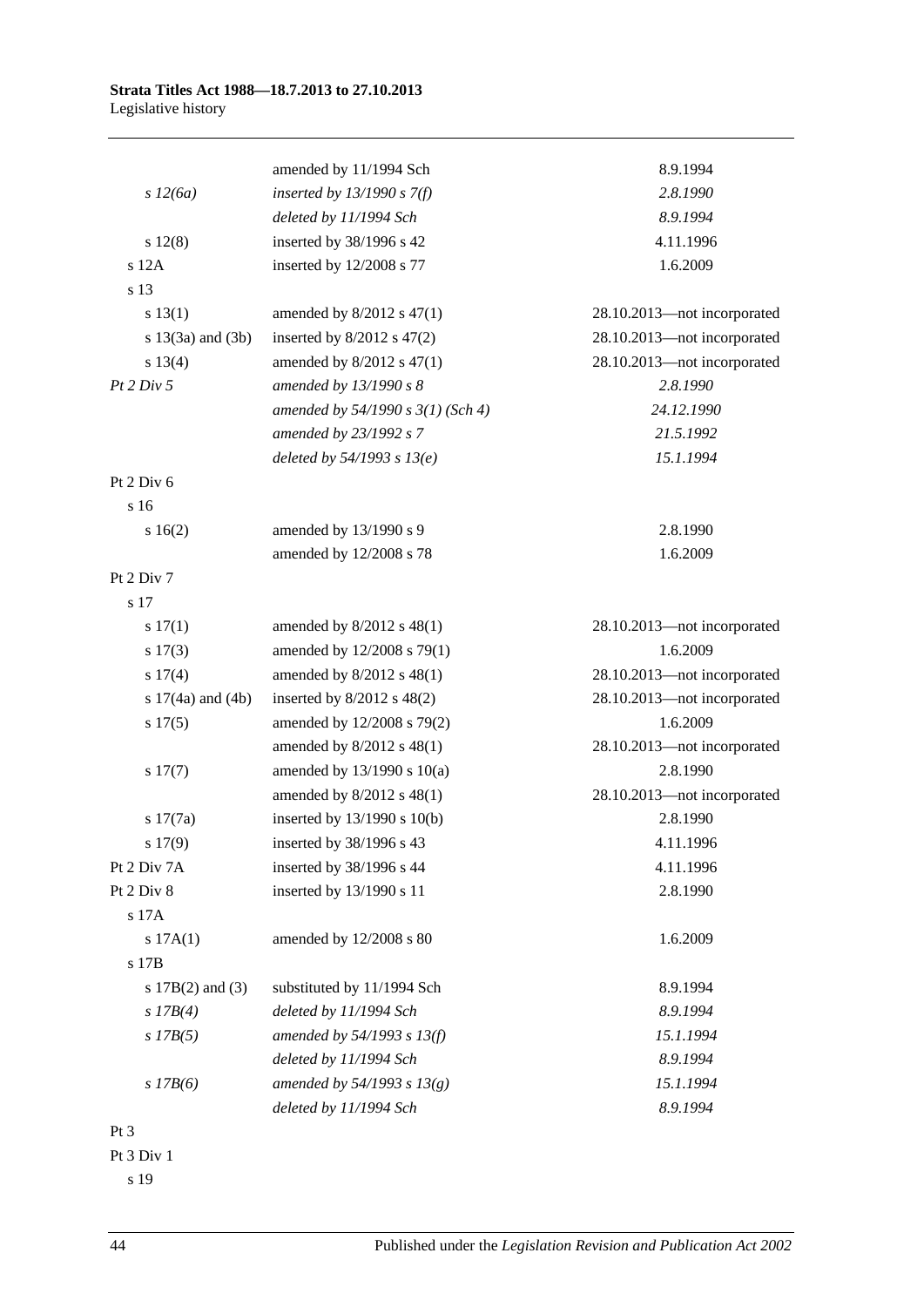| | | |
|---|---|---|
| | amended by 11/1994 Sch | 8.9.1994 |
| *s 12(6a)* | *inserted by 13/1990 s 7(f)* | *2.8.1990* |
| | *deleted by 11/1994 Sch* | *8.9.1994* |
| s 12(8) | inserted by 38/1996 s 42 | 4.11.1996 |
| s 12A | inserted by 12/2008 s 77 | 1.6.2009 |
| s 13 | | |
| s 13(1) | amended by 8/2012 s 47(1) | 28.10.2013—not incorporated |
| s 13(3a) and (3b) | inserted by 8/2012 s 47(2) | 28.10.2013—not incorporated |
| s 13(4) | amended by 8/2012 s 47(1) | 28.10.2013—not incorporated |
| *Pt 2 Div 5* | *amended by 13/1990 s 8* | *2.8.1990* |
| | *amended by 54/1990 s 3(1) (Sch 4)* | *24.12.1990* |
| | *amended by 23/1992 s 7* | *21.5.1992* |
| | *deleted by 54/1993 s 13(e)* | *15.1.1994* |
| Pt 2 Div 6 | | |
| s 16 | | |
| s 16(2) | amended by 13/1990 s 9 | 2.8.1990 |
| | amended by 12/2008 s 78 | 1.6.2009 |
| Pt 2 Div 7 | | |
| s 17 | | |
| s 17(1) | amended by 8/2012 s 48(1) | 28.10.2013—not incorporated |
| s 17(3) | amended by 12/2008 s 79(1) | 1.6.2009 |
| s 17(4) | amended by 8/2012 s 48(1) | 28.10.2013—not incorporated |
| s 17(4a) and (4b) | inserted by 8/2012 s 48(2) | 28.10.2013—not incorporated |
| s 17(5) | amended by 12/2008 s 79(2) | 1.6.2009 |
| | amended by 8/2012 s 48(1) | 28.10.2013—not incorporated |
| s 17(7) | amended by 13/1990 s 10(a) | 2.8.1990 |
| | amended by 8/2012 s 48(1) | 28.10.2013—not incorporated |
| s 17(7a) | inserted by 13/1990 s 10(b) | 2.8.1990 |
| s 17(9) | inserted by 38/1996 s 43 | 4.11.1996 |
| Pt 2 Div 7A | inserted by 38/1996 s 44 | 4.11.1996 |
| Pt 2 Div 8 | inserted by 13/1990 s 11 | 2.8.1990 |
| s 17A | | |
| s 17A(1) | amended by 12/2008 s 80 | 1.6.2009 |
| s 17B | | |
| s 17B(2) and (3) | substituted by 11/1994 Sch | 8.9.1994 |
| *s 17B(4)* | *deleted by 11/1994 Sch* | *8.9.1994* |
| *s 17B(5)* | *amended by 54/1993 s 13(f)* | *15.1.1994* |
| | *deleted by 11/1994 Sch* | *8.9.1994* |
| *s 17B(6)* | *amended by 54/1993 s 13(g)* | *15.1.1994* |
| | *deleted by 11/1994 Sch* | *8.9.1994* |
| Pt 3 | | |
| Pt 3 Div 1 | | |
| s 19 | | |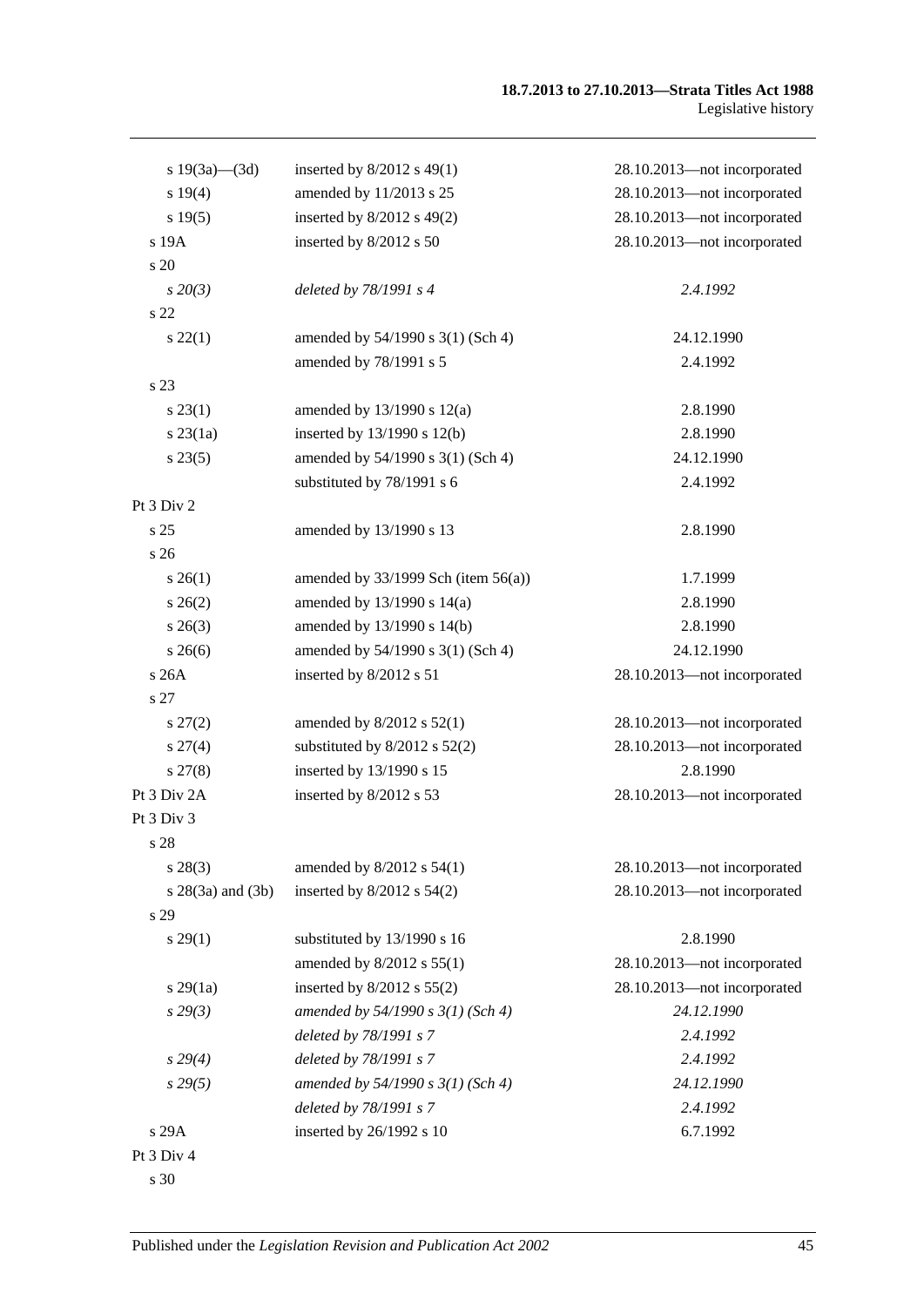| | | |
|---|---|---|
| s 19(3a)—(3d) | inserted by 8/2012 s 49(1) | 28.10.2013—not incorporated |
| s 19(4) | amended by 11/2013 s 25 | 28.10.2013—not incorporated |
| s 19(5) | inserted by 8/2012 s 49(2) | 28.10.2013—not incorporated |
| s 19A | inserted by 8/2012 s 50 | 28.10.2013—not incorporated |
| s 20 | | |
| *s 20(3)* | *deleted by 78/1991 s 4* | *2.4.1992* |
| s 22 | | |
| s 22(1) | amended by 54/1990 s 3(1) (Sch 4) | 24.12.1990 |
| | amended by 78/1991 s 5 | 2.4.1992 |
| s 23 | | |
| s 23(1) | amended by 13/1990 s 12(a) | 2.8.1990 |
| s 23(1a) | inserted by 13/1990 s 12(b) | 2.8.1990 |
| s 23(5) | amended by 54/1990 s 3(1) (Sch 4) | 24.12.1990 |
| | substituted by 78/1991 s 6 | 2.4.1992 |
| Pt 3 Div 2 | | |
| s 25 | amended by 13/1990 s 13 | 2.8.1990 |
| s 26 | | |
| s 26(1) | amended by 33/1999 Sch (item 56(a)) | 1.7.1999 |
| s 26(2) | amended by 13/1990 s 14(a) | 2.8.1990 |
| s 26(3) | amended by 13/1990 s 14(b) | 2.8.1990 |
| s 26(6) | amended by 54/1990 s 3(1) (Sch 4) | 24.12.1990 |
| s 26A | inserted by 8/2012 s 51 | 28.10.2013—not incorporated |
| s 27 | | |
| s 27(2) | amended by 8/2012 s 52(1) | 28.10.2013—not incorporated |
| s 27(4) | substituted by 8/2012 s 52(2) | 28.10.2013—not incorporated |
| s 27(8) | inserted by 13/1990 s 15 | 2.8.1990 |
| Pt 3 Div 2A | inserted by 8/2012 s 53 | 28.10.2013—not incorporated |
| Pt 3 Div 3 | | |
| s 28 | | |
| s 28(3) | amended by 8/2012 s 54(1) | 28.10.2013—not incorporated |
| s 28(3a) and (3b) | inserted by 8/2012 s 54(2) | 28.10.2013—not incorporated |
| s 29 | | |
| s 29(1) | substituted by 13/1990 s 16 | 2.8.1990 |
| | amended by 8/2012 s 55(1) | 28.10.2013—not incorporated |
| s 29(1a) | inserted by 8/2012 s 55(2) | 28.10.2013—not incorporated |
| *s 29(3)* | *amended by 54/1990 s 3(1) (Sch 4)* | *24.12.1990* |
| | *deleted by 78/1991 s 7* | *2.4.1992* |
| *s 29(4)* | *deleted by 78/1991 s 7* | *2.4.1992* |
| *s 29(5)* | *amended by 54/1990 s 3(1) (Sch 4)* | *24.12.1990* |
| | *deleted by 78/1991 s 7* | *2.4.1992* |
| s 29A | inserted by 26/1992 s 10 | 6.7.1992 |
| Pt 3 Div 4 | | |
| s 30 | | |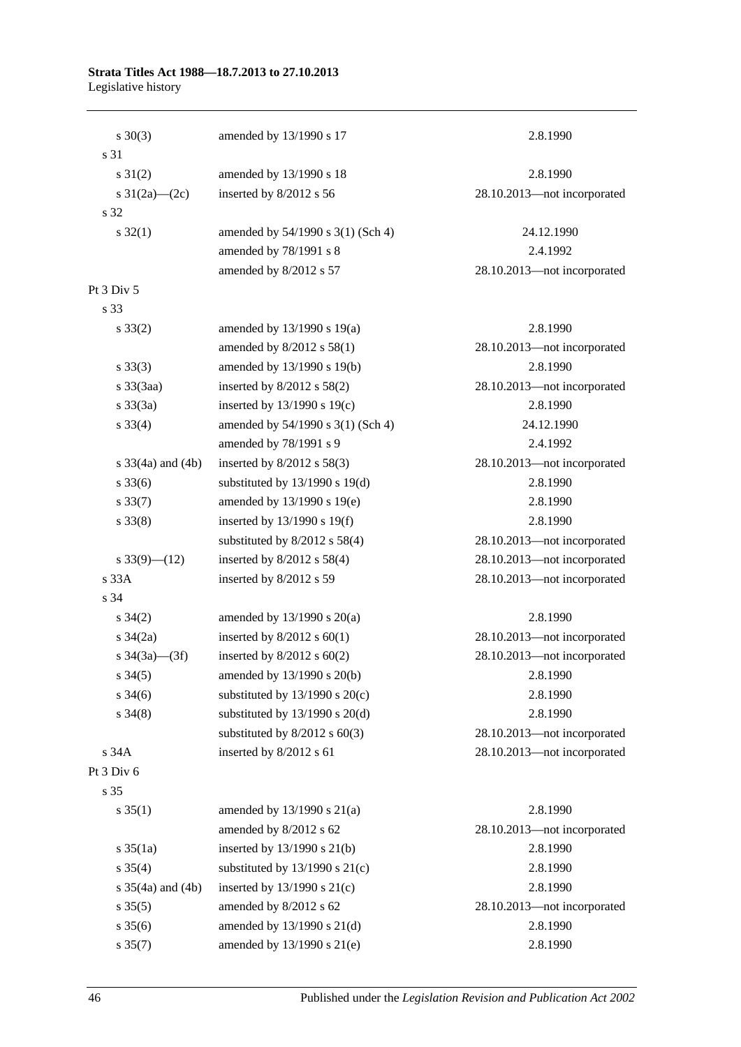| | | |
|---|---|---|
| s 30(3) | amended by 13/1990 s 17 | 2.8.1990 |
| s 31 | | |
| s 31(2) | amended by 13/1990 s 18 | 2.8.1990 |
| s 31(2a)—(2c) | inserted by 8/2012 s 56 | 28.10.2013—not incorporated |
| s 32 | | |
| s 32(1) | amended by 54/1990 s 3(1) (Sch 4) | 24.12.1990 |
| | amended by 78/1991 s 8 | 2.4.1992 |
| | amended by 8/2012 s 57 | 28.10.2013—not incorporated |
| Pt 3 Div 5 | | |
| s 33 | | |
| s 33(2) | amended by 13/1990 s 19(a) | 2.8.1990 |
| | amended by 8/2012 s 58(1) | 28.10.2013—not incorporated |
| s 33(3) | amended by 13/1990 s 19(b) | 2.8.1990 |
| s 33(3aa) | inserted by 8/2012 s 58(2) | 28.10.2013—not incorporated |
| s 33(3a) | inserted by 13/1990 s 19(c) | 2.8.1990 |
| s 33(4) | amended by 54/1990 s 3(1) (Sch 4) | 24.12.1990 |
| | amended by 78/1991 s 9 | 2.4.1992 |
| s 33(4a) and (4b) | inserted by 8/2012 s 58(3) | 28.10.2013—not incorporated |
| s 33(6) | substituted by 13/1990 s 19(d) | 2.8.1990 |
| s 33(7) | amended by 13/1990 s 19(e) | 2.8.1990 |
| s 33(8) | inserted by 13/1990 s 19(f) | 2.8.1990 |
| | substituted by 8/2012 s 58(4) | 28.10.2013—not incorporated |
| s 33(9)—(12) | inserted by 8/2012 s 58(4) | 28.10.2013—not incorporated |
| s 33A | inserted by 8/2012 s 59 | 28.10.2013—not incorporated |
| s 34 | | |
| s 34(2) | amended by 13/1990 s 20(a) | 2.8.1990 |
| s 34(2a) | inserted by 8/2012 s 60(1) | 28.10.2013—not incorporated |
| s 34(3a)—(3f) | inserted by 8/2012 s 60(2) | 28.10.2013—not incorporated |
| s 34(5) | amended by 13/1990 s 20(b) | 2.8.1990 |
| s 34(6) | substituted by 13/1990 s 20(c) | 2.8.1990 |
| s 34(8) | substituted by 13/1990 s 20(d) | 2.8.1990 |
| | substituted by 8/2012 s 60(3) | 28.10.2013—not incorporated |
| s 34A | inserted by 8/2012 s 61 | 28.10.2013—not incorporated |
| Pt 3 Div 6 | | |
| s 35 | | |
| s 35(1) | amended by 13/1990 s 21(a) | 2.8.1990 |
| | amended by 8/2012 s 62 | 28.10.2013—not incorporated |
| s 35(1a) | inserted by 13/1990 s 21(b) | 2.8.1990 |
| s 35(4) | substituted by 13/1990 s 21(c) | 2.8.1990 |
| s 35(4a) and (4b) | inserted by 13/1990 s 21(c) | 2.8.1990 |
| s 35(5) | amended by 8/2012 s 62 | 28.10.2013—not incorporated |
| s 35(6) | amended by 13/1990 s 21(d) | 2.8.1990 |
| s 35(7) | amended by 13/1990 s 21(e) | 2.8.1990 |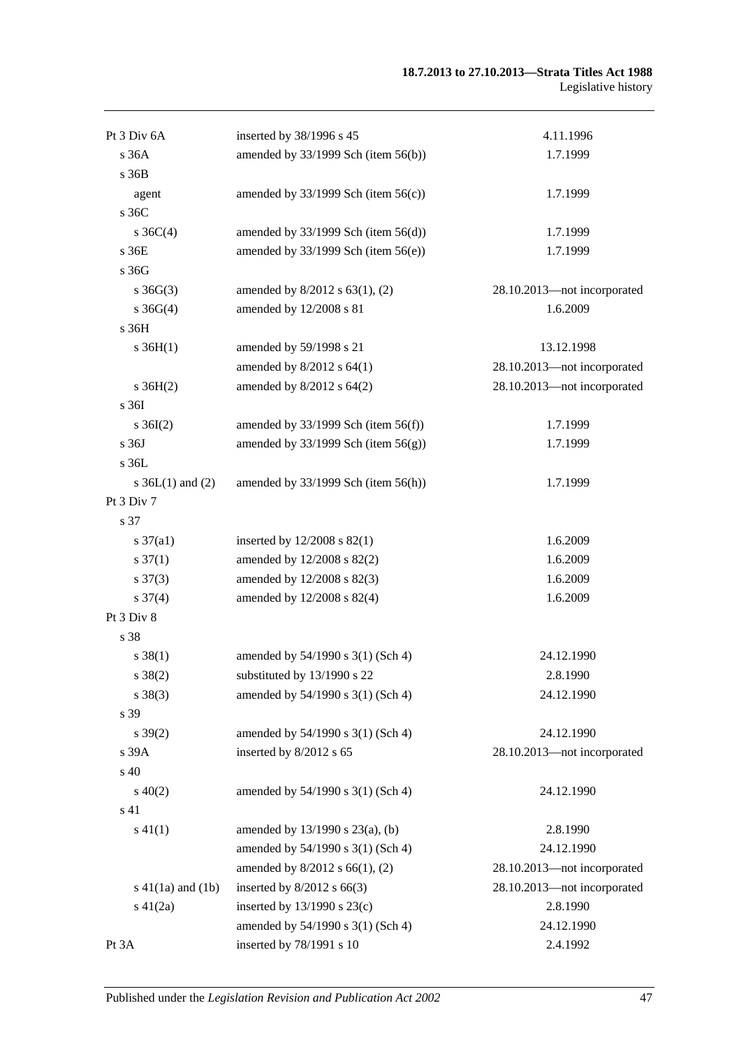| | | |
|---|---|---|
| Pt 3 Div 6A | inserted by 38/1996 s 45 | 4.11.1996 |
| s 36A | amended by 33/1999 Sch (item 56(b)) | 1.7.1999 |
| s 36B | | |
| agent | amended by 33/1999 Sch (item 56(c)) | 1.7.1999 |
| s 36C | | |
| s 36C(4) | amended by 33/1999 Sch (item 56(d)) | 1.7.1999 |
| s 36E | amended by 33/1999 Sch (item 56(e)) | 1.7.1999 |
| s 36G | | |
| s 36G(3) | amended by 8/2012 s 63(1), (2) | 28.10.2013—not incorporated |
| s 36G(4) | amended by 12/2008 s 81 | 1.6.2009 |
| s 36H | | |
| s 36H(1) | amended by 59/1998 s 21 | 13.12.1998 |
| | amended by 8/2012 s 64(1) | 28.10.2013—not incorporated |
| s 36H(2) | amended by 8/2012 s 64(2) | 28.10.2013—not incorporated |
| s 36I | | |
| s 36I(2) | amended by 33/1999 Sch (item 56(f)) | 1.7.1999 |
| s 36J | amended by 33/1999 Sch (item 56(g)) | 1.7.1999 |
| s 36L | | |
| s 36L(1) and (2) | amended by 33/1999 Sch (item 56(h)) | 1.7.1999 |
| Pt 3 Div 7 | | |
| s 37 | | |
| s 37(a1) | inserted by 12/2008 s 82(1) | 1.6.2009 |
| s 37(1) | amended by 12/2008 s 82(2) | 1.6.2009 |
| s 37(3) | amended by 12/2008 s 82(3) | 1.6.2009 |
| s 37(4) | amended by 12/2008 s 82(4) | 1.6.2009 |
| Pt 3 Div 8 | | |
| s 38 | | |
| s 38(1) | amended by 54/1990 s 3(1) (Sch 4) | 24.12.1990 |
| s 38(2) | substituted by 13/1990 s 22 | 2.8.1990 |
| s 38(3) | amended by 54/1990 s 3(1) (Sch 4) | 24.12.1990 |
| s 39 | | |
| s 39(2) | amended by 54/1990 s 3(1) (Sch 4) | 24.12.1990 |
| s 39A | inserted by 8/2012 s 65 | 28.10.2013—not incorporated |
| s 40 | | |
| s 40(2) | amended by 54/1990 s 3(1) (Sch 4) | 24.12.1990 |
| s 41 | | |
| s 41(1) | amended by 13/1990 s 23(a), (b) | 2.8.1990 |
| | amended by 54/1990 s 3(1) (Sch 4) | 24.12.1990 |
| | amended by 8/2012 s 66(1), (2) | 28.10.2013—not incorporated |
| s 41(1a) and (1b) | inserted by 8/2012 s 66(3) | 28.10.2013—not incorporated |
| s 41(2a) | inserted by 13/1990 s 23(c) | 2.8.1990 |
| | amended by 54/1990 s 3(1) (Sch 4) | 24.12.1990 |
| Pt 3A | inserted by 78/1991 s 10 | 2.4.1992 |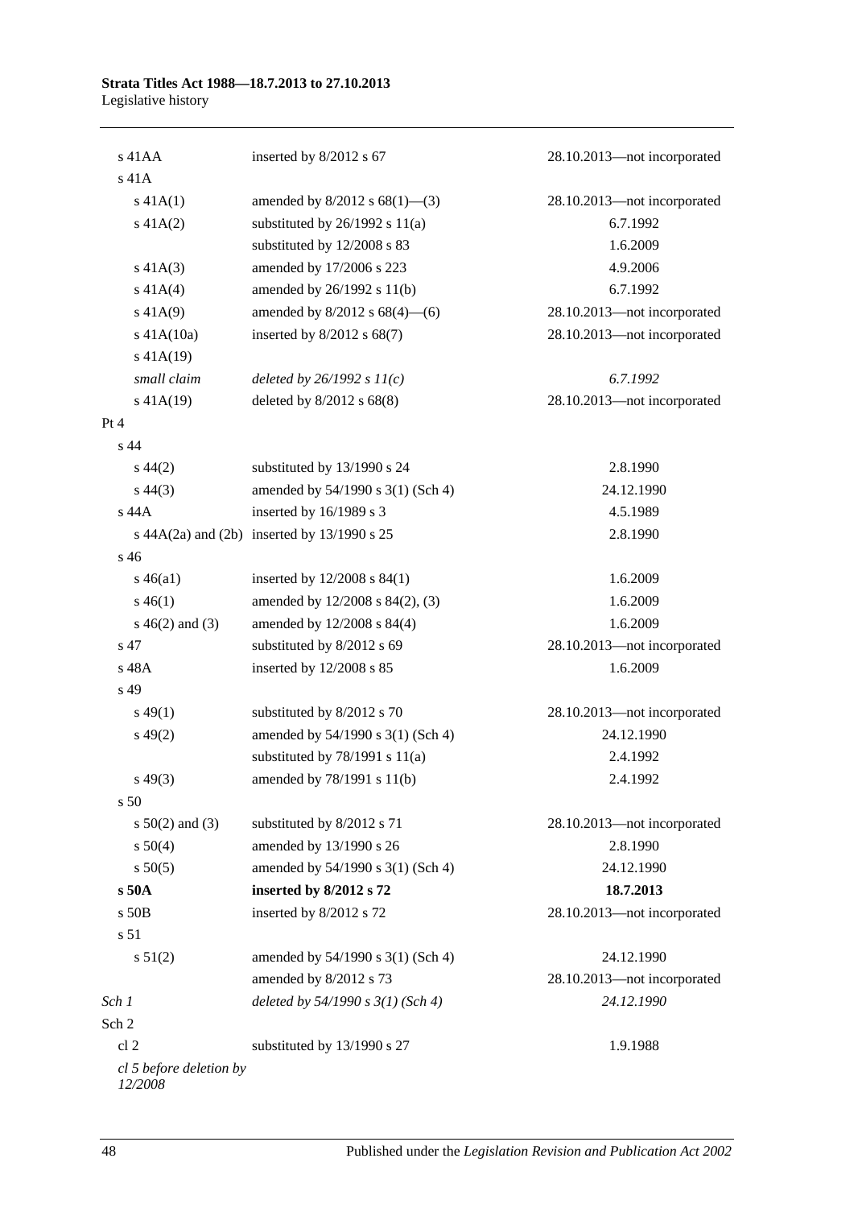| | | |
|---|---|---|
| s 41AA | inserted by 8/2012 s 67 | 28.10.2013—not incorporated |
| s 41A | | |
| s 41A(1) | amended by 8/2012 s 68(1)—(3) | 28.10.2013—not incorporated |
| s 41A(2) | substituted by 26/1992 s 11(a) | 6.7.1992 |
| | substituted by 12/2008 s 83 | 1.6.2009 |
| s 41A(3) | amended by 17/2006 s 223 | 4.9.2006 |
| s 41A(4) | amended by 26/1992 s 11(b) | 6.7.1992 |
| s 41A(9) | amended by 8/2012 s 68(4)—(6) | 28.10.2013—not incorporated |
| s 41A(10a) | inserted by 8/2012 s 68(7) | 28.10.2013—not incorporated |
| s 41A(19) | | |
| *small claim* | *deleted by 26/1992 s 11(c)* | *6.7.1992* |
| s 41A(19) | deleted by 8/2012 s 68(8) | 28.10.2013—not incorporated |
| Pt 4 | | |
| s 44 | | |
| s 44(2) | substituted by 13/1990 s 24 | 2.8.1990 |
| s 44(3) | amended by 54/1990 s 3(1) (Sch 4) | 24.12.1990 |
| s 44A | inserted by 16/1989 s 3 | 4.5.1989 |
| s 44A(2a) and (2b) | inserted by 13/1990 s 25 | 2.8.1990 |
| s 46 | | |
| s 46(a1) | inserted by 12/2008 s 84(1) | 1.6.2009 |
| s 46(1) | amended by 12/2008 s 84(2), (3) | 1.6.2009 |
| s 46(2) and (3) | amended by 12/2008 s 84(4) | 1.6.2009 |
| s 47 | substituted by 8/2012 s 69 | 28.10.2013—not incorporated |
| s 48A | inserted by 12/2008 s 85 | 1.6.2009 |
| s 49 | | |
| s 49(1) | substituted by 8/2012 s 70 | 28.10.2013—not incorporated |
| s 49(2) | amended by 54/1990 s 3(1) (Sch 4) | 24.12.1990 |
| | substituted by 78/1991 s 11(a) | 2.4.1992 |
| s 49(3) | amended by 78/1991 s 11(b) | 2.4.1992 |
| s 50 | | |
| s 50(2) and (3) | substituted by 8/2012 s 71 | 28.10.2013—not incorporated |
| s 50(4) | amended by 13/1990 s 26 | 2.8.1990 |
| s 50(5) | amended by 54/1990 s 3(1) (Sch 4) | 24.12.1990 |
| **s 50A** | **inserted by 8/2012 s 72** | **18.7.2013** |
| s 50B | inserted by 8/2012 s 72 | 28.10.2013—not incorporated |
| s 51 | | |
| s 51(2) | amended by 54/1990 s 3(1) (Sch 4) | 24.12.1990 |
| | amended by 8/2012 s 73 | 28.10.2013—not incorporated |
| *Sch 1* | *deleted by 54/1990 s 3(1) (Sch 4)* | *24.12.1990* |
| Sch 2 | | |
| cl 2 | substituted by 13/1990 s 27 | 1.9.1988 |
| *cl 5 before deletion by 12/2008* | | |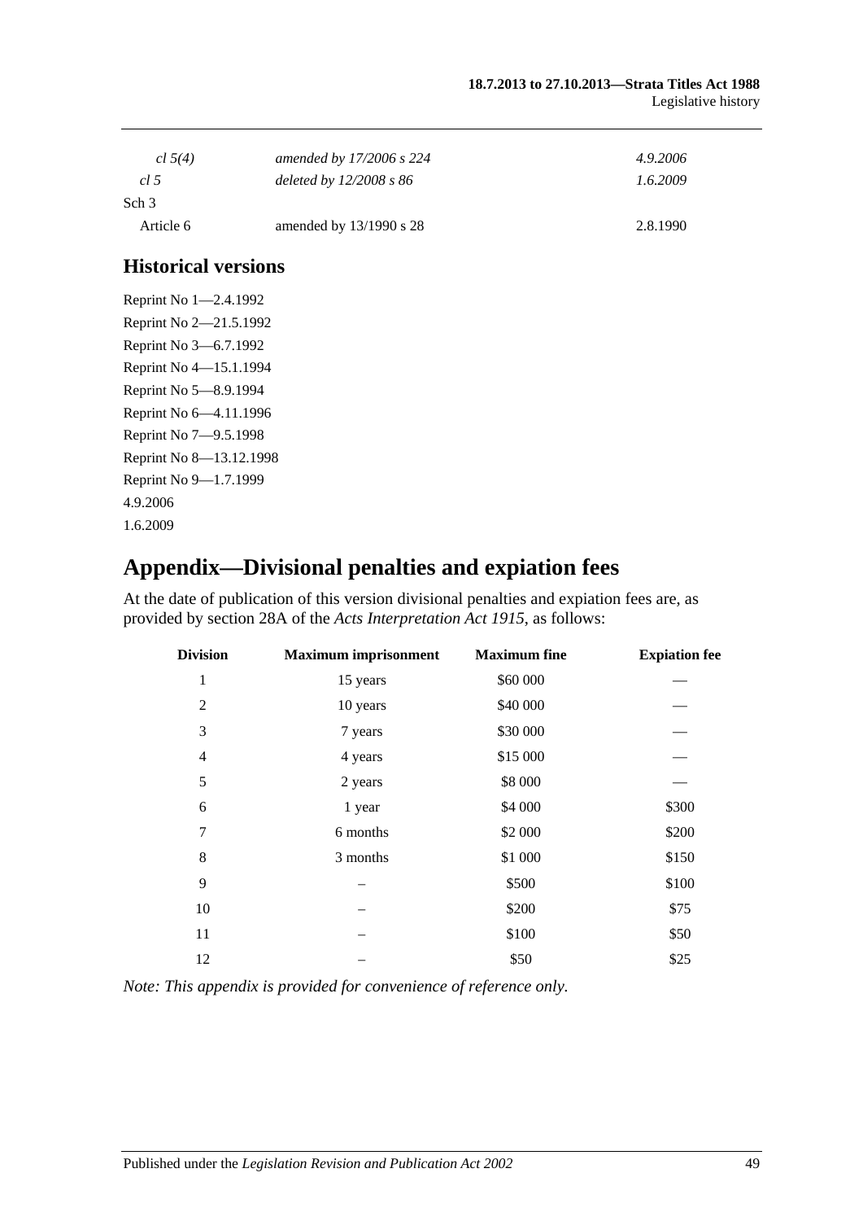| | | |
|---|---|---|
| *cl 5(4)* | *amended by 17/2006 s 224* | *4.9.2006* |
| *cl 5* | *deleted by 12/2008 s 86* | *1.6.2009* |
| Sch 3 | | |
| Article 6 | amended by 13/1990 s 28 | 2.8.1990 |

## Historical versions

Reprint No 1—2.4.1992
Reprint No 2—21.5.1992
Reprint No 3—6.7.1992
Reprint No 4—15.1.1994
Reprint No 5—8.9.1994
Reprint No 6—4.11.1996
Reprint No 7—9.5.1998
Reprint No 8—13.12.1998
Reprint No 9—1.7.1999
4.9.2006
1.6.2009

# Appendix—Divisional penalties and expiation fees

At the date of publication of this version divisional penalties and expiation fees are, as provided by section 28A of the *Acts Interpretation Act 1915*, as follows:

| Division | Maximum imprisonment | Maximum fine | Expiation fee |
|---|---|---|---|
| 1 | 15 years | $60 000 | — |
| 2 | 10 years | $40 000 | — |
| 3 | 7 years | $30 000 | — |
| 4 | 4 years | $15 000 | — |
| 5 | 2 years | $8 000 | — |
| 6 | 1 year | $4 000 | $300 |
| 7 | 6 months | $2 000 | $200 |
| 8 | 3 months | $1 000 | $150 |
| 9 | – | $500 | $100 |
| 10 | – | $200 | $75 |
| 11 | – | $100 | $50 |
| 12 | – | $50 | $25 |

*Note: This appendix is provided for convenience of reference only.*